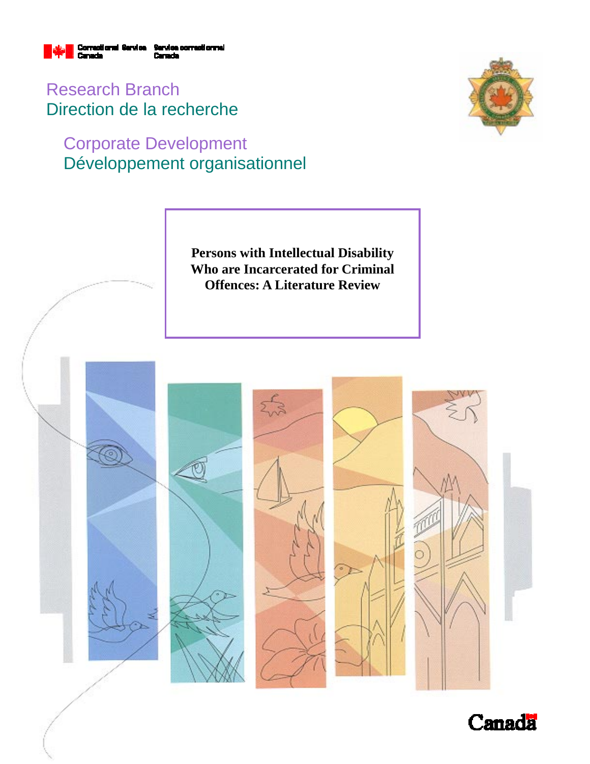Correctional Service Canada | Service correctionnel Canada

Research Branch
Direction de la recherche

Corporate Development
Développement organisationnel

# Persons with Intellectual Disability Who are Incarcerated for Criminal Offences: A Literature Review

Canada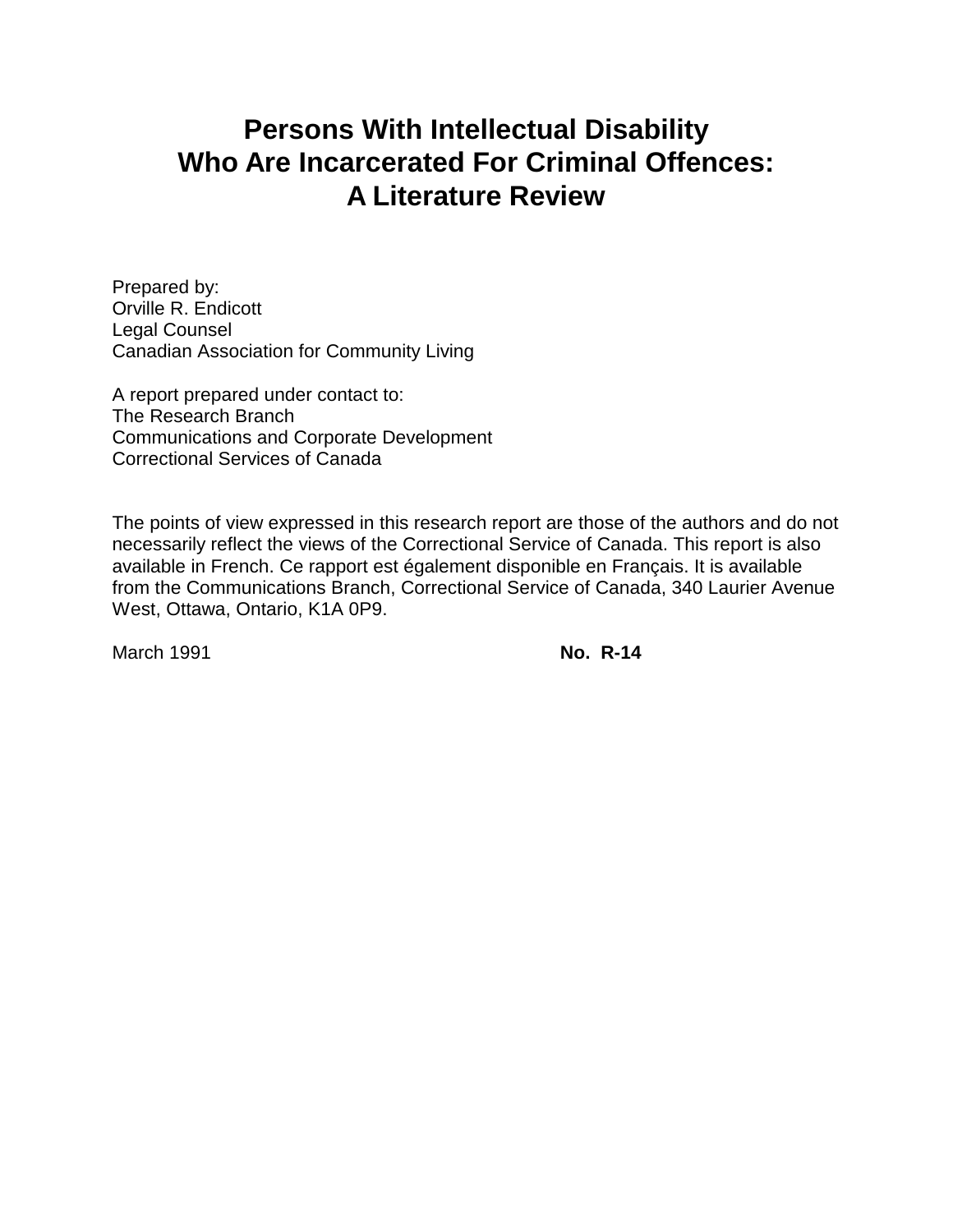# Persons With Intellectual Disability Who Are Incarcerated For Criminal Offences: A Literature Review

Prepared by:
Orville R. Endicott
Legal Counsel
Canadian Association for Community Living

A report prepared under contact to:
The Research Branch
Communications and Corporate Development
Correctional Services of Canada

The points of view expressed in this research report are those of the authors and do not necessarily reflect the views of the Correctional Service of Canada. This report is also available in French. Ce rapport est également disponible en Français. It is available from the Communications Branch, Correctional Service of Canada, 340 Laurier Avenue West, Ottawa, Ontario, K1A 0P9.

March 1991 **No. R-14**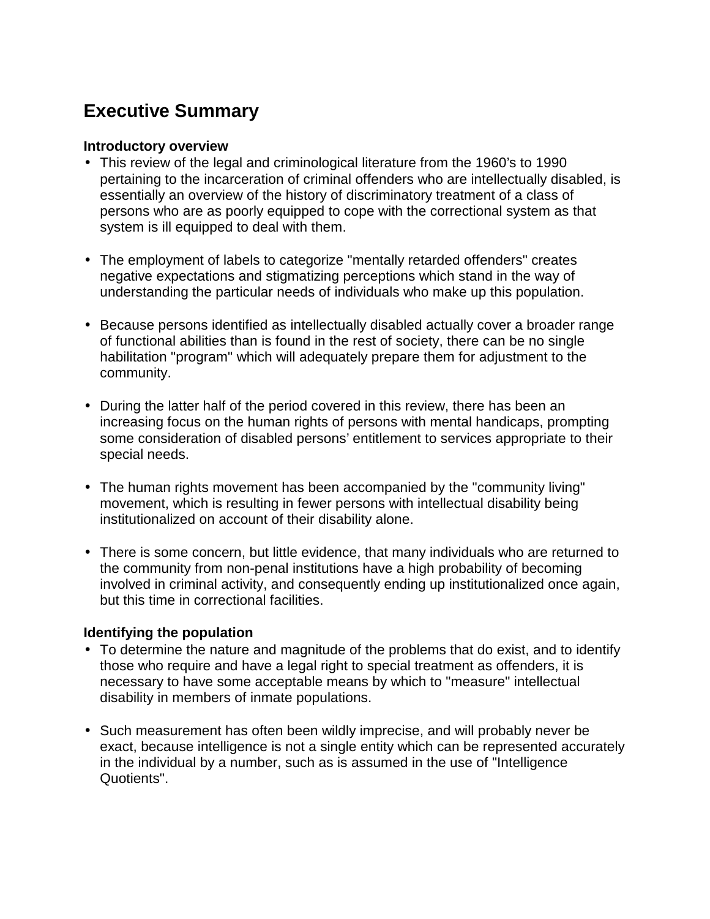# Executive Summary

**Introductory overview**

- This review of the legal and criminological literature from the 1960's to 1990 pertaining to the incarceration of criminal offenders who are intellectually disabled, is essentially an overview of the history of discriminatory treatment of a class of persons who are as poorly equipped to cope with the correctional system as that system is ill equipped to deal with them.

- The employment of labels to categorize "mentally retarded offenders" creates negative expectations and stigmatizing perceptions which stand in the way of understanding the particular needs of individuals who make up this population.

- Because persons identified as intellectually disabled actually cover a broader range of functional abilities than is found in the rest of society, there can be no single habilitation "program" which will adequately prepare them for adjustment to the community.

- During the latter half of the period covered in this review, there has been an increasing focus on the human rights of persons with mental handicaps, prompting some consideration of disabled persons' entitlement to services appropriate to their special needs.

- The human rights movement has been accompanied by the "community living" movement, which is resulting in fewer persons with intellectual disability being institutionalized on account of their disability alone.

- There is some concern, but little evidence, that many individuals who are returned to the community from non-penal institutions have a high probability of becoming involved in criminal activity, and consequently ending up institutionalized once again, but this time in correctional facilities.

**Identifying the population**

- To determine the nature and magnitude of the problems that do exist, and to identify those who require and have a legal right to special treatment as offenders, it is necessary to have some acceptable means by which to "measure" intellectual disability in members of inmate populations.

- Such measurement has often been wildly imprecise, and will probably never be exact, because intelligence is not a single entity which can be represented accurately in the individual by a number, such as is assumed in the use of "Intelligence Quotients".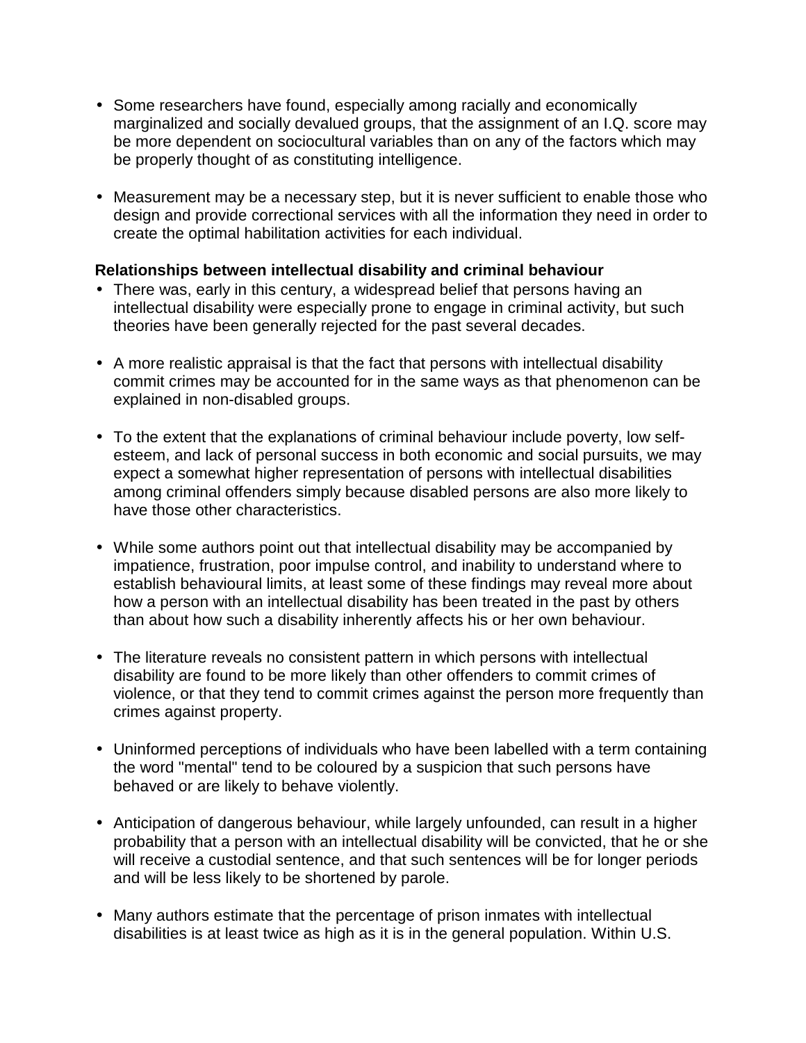- Some researchers have found, especially among racially and economically marginalized and socially devalued groups, that the assignment of an I.Q. score may be more dependent on sociocultural variables than on any of the factors which may be properly thought of as constituting intelligence.

- Measurement may be a necessary step, but it is never sufficient to enable those who design and provide correctional services with all the information they need in order to create the optimal habilitation activities for each individual.

**Relationships between intellectual disability and criminal behaviour**

- There was, early in this century, a widespread belief that persons having an intellectual disability were especially prone to engage in criminal activity, but such theories have been generally rejected for the past several decades.

- A more realistic appraisal is that the fact that persons with intellectual disability commit crimes may be accounted for in the same ways as that phenomenon can be explained in non-disabled groups.

- To the extent that the explanations of criminal behaviour include poverty, low self-esteem, and lack of personal success in both economic and social pursuits, we may expect a somewhat higher representation of persons with intellectual disabilities among criminal offenders simply because disabled persons are also more likely to have those other characteristics.

- While some authors point out that intellectual disability may be accompanied by impatience, frustration, poor impulse control, and inability to understand where to establish behavioural limits, at least some of these findings may reveal more about how a person with an intellectual disability has been treated in the past by others than about how such a disability inherently affects his or her own behaviour.

- The literature reveals no consistent pattern in which persons with intellectual disability are found to be more likely than other offenders to commit crimes of violence, or that they tend to commit crimes against the person more frequently than crimes against property.

- Uninformed perceptions of individuals who have been labelled with a term containing the word "mental" tend to be coloured by a suspicion that such persons have behaved or are likely to behave violently.

- Anticipation of dangerous behaviour, while largely unfounded, can result in a higher probability that a person with an intellectual disability will be convicted, that he or she will receive a custodial sentence, and that such sentences will be for longer periods and will be less likely to be shortened by parole.

- Many authors estimate that the percentage of prison inmates with intellectual disabilities is at least twice as high as it is in the general population. Within U.S.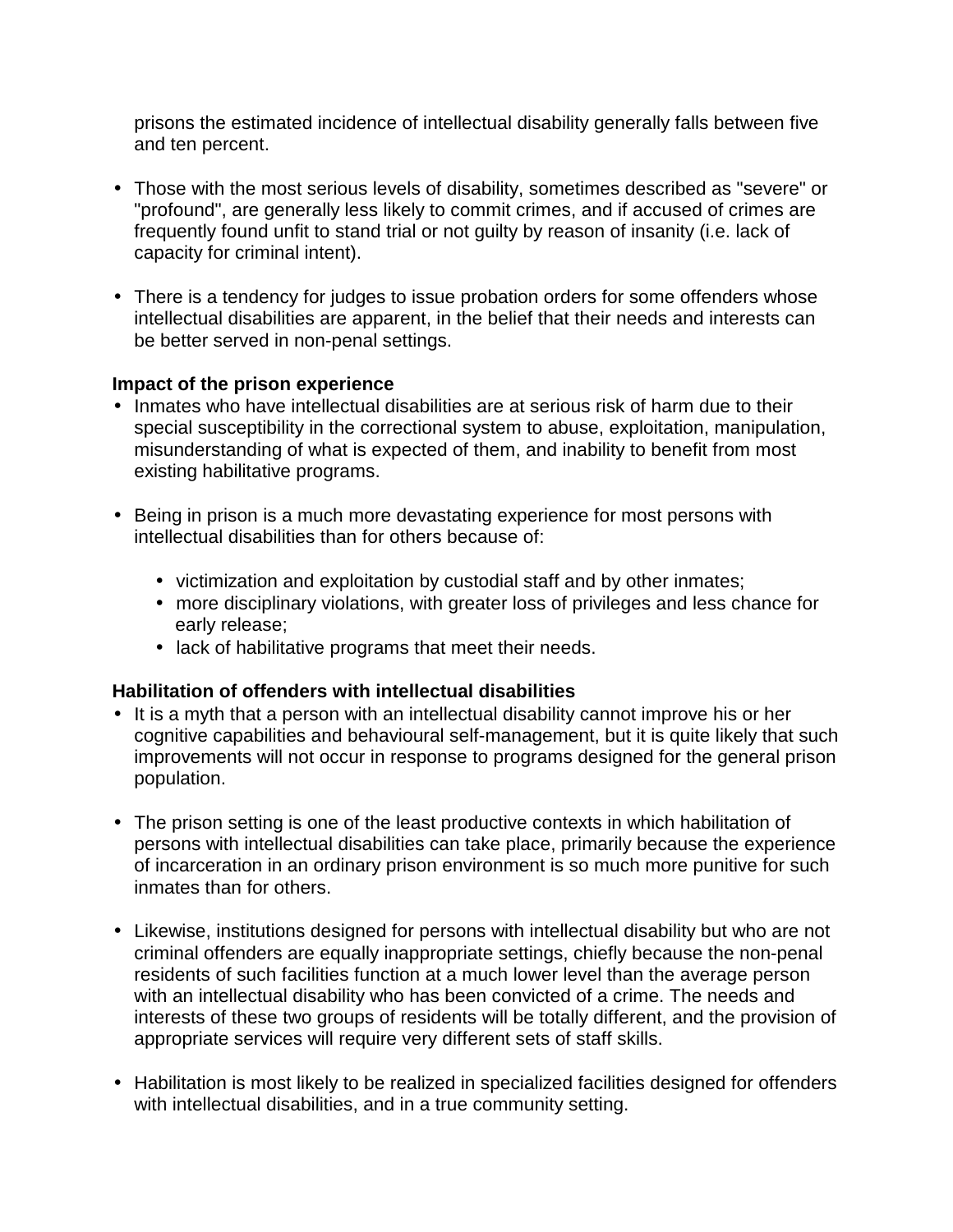prisons the estimated incidence of intellectual disability generally falls between five and ten percent.

- Those with the most serious levels of disability, sometimes described as "severe" or "profound", are generally less likely to commit crimes, and if accused of crimes are frequently found unfit to stand trial or not guilty by reason of insanity (i.e. lack of capacity for criminal intent).

- There is a tendency for judges to issue probation orders for some offenders whose intellectual disabilities are apparent, in the belief that their needs and interests can be better served in non-penal settings.

**Impact of the prison experience**

- Inmates who have intellectual disabilities are at serious risk of harm due to their special susceptibility in the correctional system to abuse, exploitation, manipulation, misunderstanding of what is expected of them, and inability to benefit from most existing habilitative programs.

- Being in prison is a much more devastating experience for most persons with intellectual disabilities than for others because of:

  - victimization and exploitation by custodial staff and by other inmates;
  - more disciplinary violations, with greater loss of privileges and less chance for early release;
  - lack of habilitative programs that meet their needs.

**Habilitation of offenders with intellectual disabilities**

- It is a myth that a person with an intellectual disability cannot improve his or her cognitive capabilities and behavioural self-management, but it is quite likely that such improvements will not occur in response to programs designed for the general prison population.

- The prison setting is one of the least productive contexts in which habilitation of persons with intellectual disabilities can take place, primarily because the experience of incarceration in an ordinary prison environment is so much more punitive for such inmates than for others.

- Likewise, institutions designed for persons with intellectual disability but who are not criminal offenders are equally inappropriate settings, chiefly because the non-penal residents of such facilities function at a much lower level than the average person with an intellectual disability who has been convicted of a crime. The needs and interests of these two groups of residents will be totally different, and the provision of appropriate services will require very different sets of staff skills.

- Habilitation is most likely to be realized in specialized facilities designed for offenders with intellectual disabilities, and in a true community setting.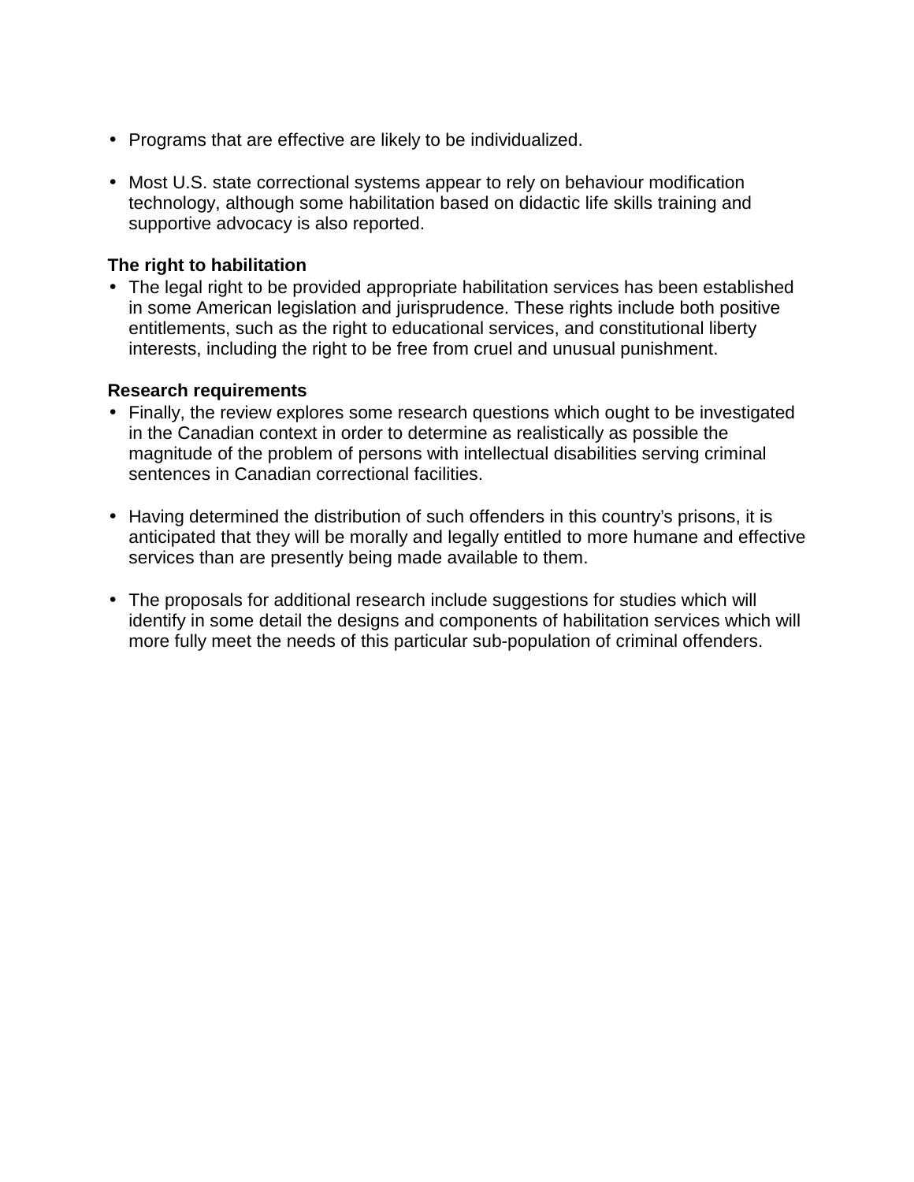- Programs that are effective are likely to be individualized.

- Most U.S. state correctional systems appear to rely on behaviour modification technology, although some habilitation based on didactic life skills training and supportive advocacy is also reported.

**The right to habilitation**

- The legal right to be provided appropriate habilitation services has been established in some American legislation and jurisprudence. These rights include both positive entitlements, such as the right to educational services, and constitutional liberty interests, including the right to be free from cruel and unusual punishment.

**Research requirements**

- Finally, the review explores some research questions which ought to be investigated in the Canadian context in order to determine as realistically as possible the magnitude of the problem of persons with intellectual disabilities serving criminal sentences in Canadian correctional facilities.

- Having determined the distribution of such offenders in this country's prisons, it is anticipated that they will be morally and legally entitled to more humane and effective services than are presently being made available to them.

- The proposals for additional research include suggestions for studies which will identify in some detail the designs and components of habilitation services which will more fully meet the needs of this particular sub-population of criminal offenders.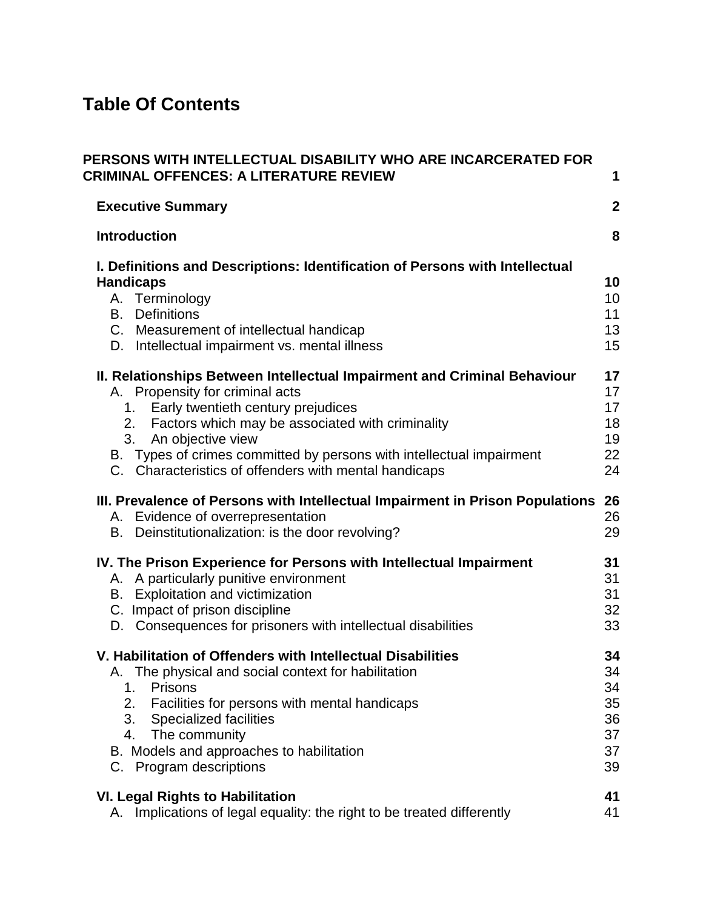# Table Of Contents

| | |
|---|---|
| **PERSONS WITH INTELLECTUAL DISABILITY WHO ARE INCARCERATED FOR CRIMINAL OFFENCES: A LITERATURE REVIEW** | **1** |
| **Executive Summary** | **2** |
| **Introduction** | **8** |
| **I. Definitions and Descriptions: Identification of Persons with Intellectual Handicaps** | **10** |
| A. Terminology | 10 |
| B. Definitions | 11 |
| C. Measurement of intellectual handicap | 13 |
| D. Intellectual impairment vs. mental illness | 15 |
| **II. Relationships Between Intellectual Impairment and Criminal Behaviour** | **17** |
| A. Propensity for criminal acts | 17 |
| 1. Early twentieth century prejudices | 17 |
| 2. Factors which may be associated with criminality | 18 |
| 3. An objective view | 19 |
| B. Types of crimes committed by persons with intellectual impairment | 22 |
| C. Characteristics of offenders with mental handicaps | 24 |
| **III. Prevalence of Persons with Intellectual Impairment in Prison Populations** | **26** |
| A. Evidence of overrepresentation | 26 |
| B. Deinstitutionalization: is the door revolving? | 29 |
| **IV. The Prison Experience for Persons with Intellectual Impairment** | **31** |
| A. A particularly punitive environment | 31 |
| B. Exploitation and victimization | 31 |
| C. Impact of prison discipline | 32 |
| D. Consequences for prisoners with intellectual disabilities | 33 |
| **V. Habilitation of Offenders with Intellectual Disabilities** | **34** |
| A. The physical and social context for habilitation | 34 |
| 1. Prisons | 34 |
| 2. Facilities for persons with mental handicaps | 35 |
| 3. Specialized facilities | 36 |
| 4. The community | 37 |
| B. Models and approaches to habilitation | 37 |
| C. Program descriptions | 39 |
| **VI. Legal Rights to Habilitation** | **41** |
| A. Implications of legal equality: the right to be treated differently | 41 |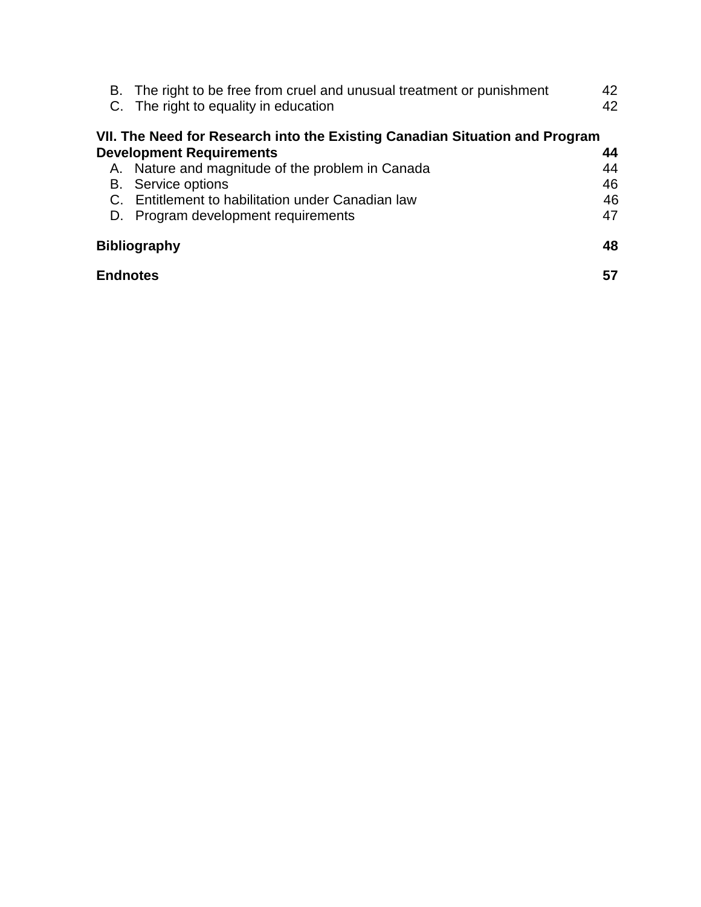B. The right to be free from cruel and unusual treatment or punishment 42
C. The right to equality in education 42

**VII. The Need for Research into the Existing Canadian Situation and Program Development Requirements 44**

A. Nature and magnitude of the problem in Canada 44
B. Service options 46
C. Entitlement to habilitation under Canadian law 46
D. Program development requirements 47

**Bibliography 48**

**Endnotes 57**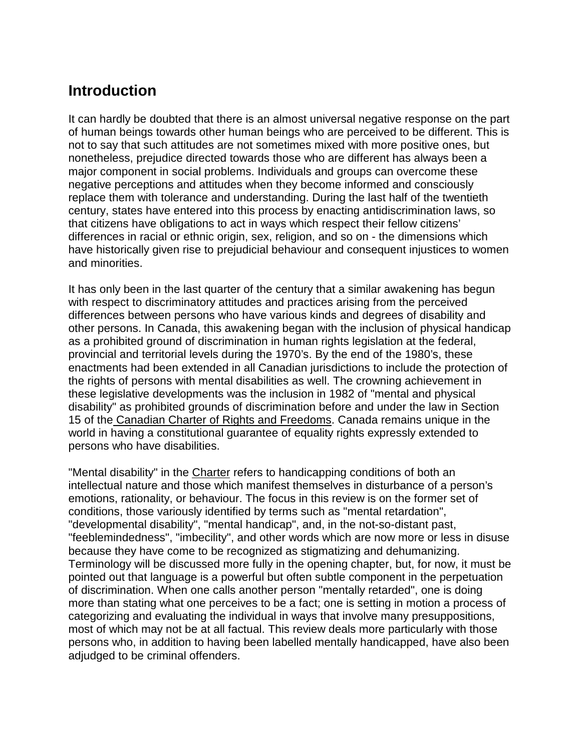## Introduction

It can hardly be doubted that there is an almost universal negative response on the part of human beings towards other human beings who are perceived to be different. This is not to say that such attitudes are not sometimes mixed with more positive ones, but nonetheless, prejudice directed towards those who are different has always been a major component in social problems. Individuals and groups can overcome these negative perceptions and attitudes when they become informed and consciously replace them with tolerance and understanding. During the last half of the twentieth century, states have entered into this process by enacting antidiscrimination laws, so that citizens have obligations to act in ways which respect their fellow citizens' differences in racial or ethnic origin, sex, religion, and so on - the dimensions which have historically given rise to prejudicial behaviour and consequent injustices to women and minorities.

It has only been in the last quarter of the century that a similar awakening has begun with respect to discriminatory attitudes and practices arising from the perceived differences between persons who have various kinds and degrees of disability and other persons. In Canada, this awakening began with the inclusion of physical handicap as a prohibited ground of discrimination in human rights legislation at the federal, provincial and territorial levels during the 1970's. By the end of the 1980's, these enactments had been extended in all Canadian jurisdictions to include the protection of the rights of persons with mental disabilities as well. The crowning achievement in these legislative developments was the inclusion in 1982 of "mental and physical disability" as prohibited grounds of discrimination before and under the law in Section 15 of the Canadian Charter of Rights and Freedoms. Canada remains unique in the world in having a constitutional guarantee of equality rights expressly extended to persons who have disabilities.

"Mental disability" in the Charter refers to handicapping conditions of both an intellectual nature and those which manifest themselves in disturbance of a person's emotions, rationality, or behaviour. The focus in this review is on the former set of conditions, those variously identified by terms such as "mental retardation", "developmental disability", "mental handicap", and, in the not-so-distant past, "feeblemindedness", "imbecility", and other words which are now more or less in disuse because they have come to be recognized as stigmatizing and dehumanizing. Terminology will be discussed more fully in the opening chapter, but, for now, it must be pointed out that language is a powerful but often subtle component in the perpetuation of discrimination. When one calls another person "mentally retarded", one is doing more than stating what one perceives to be a fact; one is setting in motion a process of categorizing and evaluating the individual in ways that involve many presuppositions, most of which may not be at all factual. This review deals more particularly with those persons who, in addition to having been labelled mentally handicapped, have also been adjudged to be criminal offenders.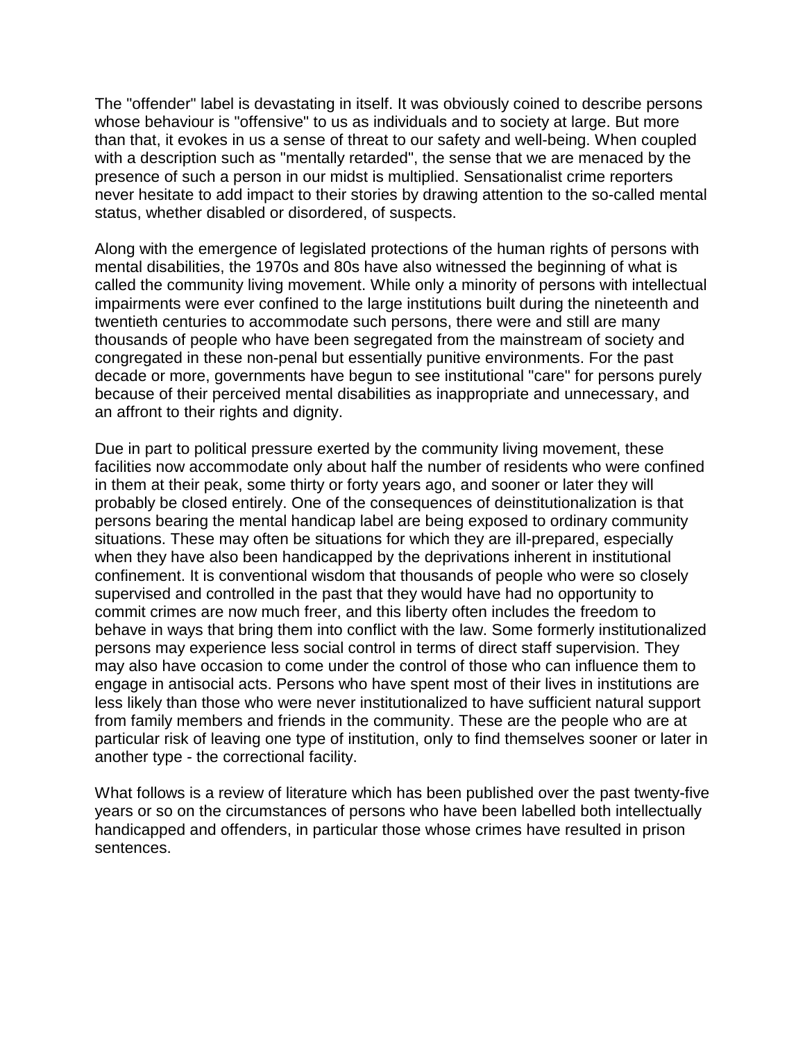The "offender" label is devastating in itself. It was obviously coined to describe persons whose behaviour is "offensive" to us as individuals and to society at large. But more than that, it evokes in us a sense of threat to our safety and well-being. When coupled with a description such as "mentally retarded", the sense that we are menaced by the presence of such a person in our midst is multiplied. Sensationalist crime reporters never hesitate to add impact to their stories by drawing attention to the so-called mental status, whether disabled or disordered, of suspects.

Along with the emergence of legislated protections of the human rights of persons with mental disabilities, the 1970s and 80s have also witnessed the beginning of what is called the community living movement. While only a minority of persons with intellectual impairments were ever confined to the large institutions built during the nineteenth and twentieth centuries to accommodate such persons, there were and still are many thousands of people who have been segregated from the mainstream of society and congregated in these non-penal but essentially punitive environments. For the past decade or more, governments have begun to see institutional "care" for persons purely because of their perceived mental disabilities as inappropriate and unnecessary, and an affront to their rights and dignity.

Due in part to political pressure exerted by the community living movement, these facilities now accommodate only about half the number of residents who were confined in them at their peak, some thirty or forty years ago, and sooner or later they will probably be closed entirely. One of the consequences of deinstitutionalization is that persons bearing the mental handicap label are being exposed to ordinary community situations. These may often be situations for which they are ill-prepared, especially when they have also been handicapped by the deprivations inherent in institutional confinement. It is conventional wisdom that thousands of people who were so closely supervised and controlled in the past that they would have had no opportunity to commit crimes are now much freer, and this liberty often includes the freedom to behave in ways that bring them into conflict with the law. Some formerly institutionalized persons may experience less social control in terms of direct staff supervision. They may also have occasion to come under the control of those who can influence them to engage in antisocial acts. Persons who have spent most of their lives in institutions are less likely than those who were never institutionalized to have sufficient natural support from family members and friends in the community. These are the people who are at particular risk of leaving one type of institution, only to find themselves sooner or later in another type - the correctional facility.

What follows is a review of literature which has been published over the past twenty-five years or so on the circumstances of persons who have been labelled both intellectually handicapped and offenders, in particular those whose crimes have resulted in prison sentences.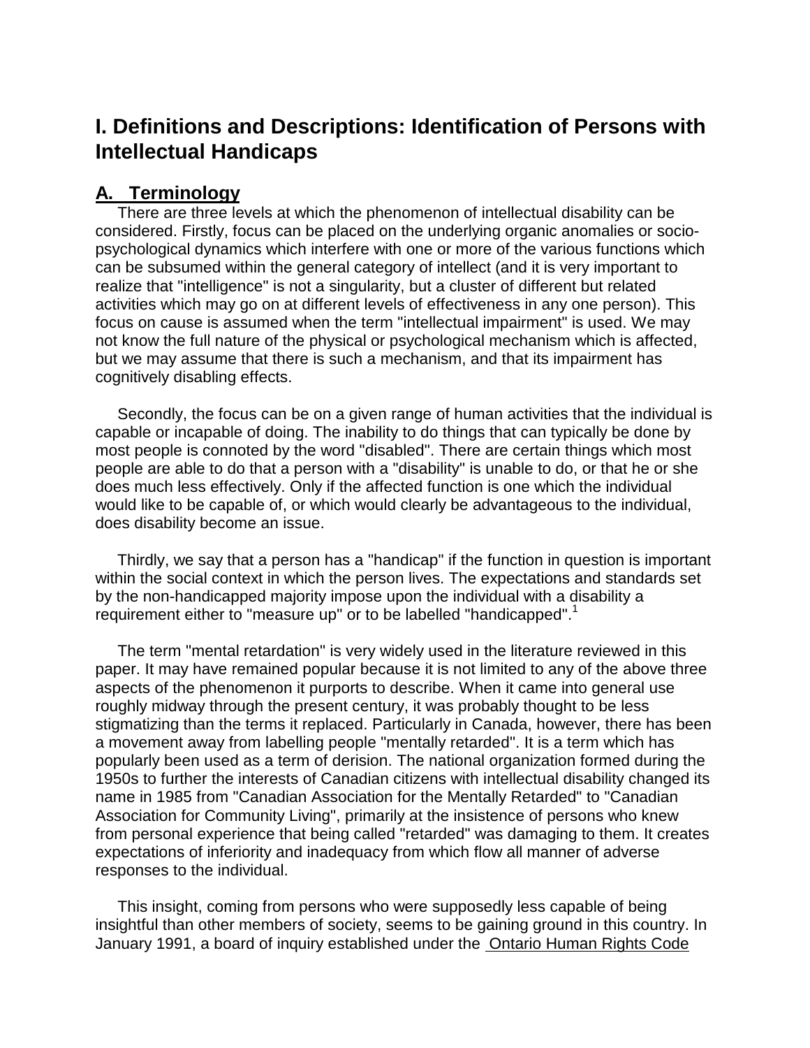# I. Definitions and Descriptions: Identification of Persons with Intellectual Handicaps

## A. Terminology

There are three levels at which the phenomenon of intellectual disability can be considered. Firstly, focus can be placed on the underlying organic anomalies or socio-psychological dynamics which interfere with one or more of the various functions which can be subsumed within the general category of intellect (and it is very important to realize that "intelligence" is not a singularity, but a cluster of different but related activities which may go on at different levels of effectiveness in any one person). This focus on cause is assumed when the term "intellectual impairment" is used. We may not know the full nature of the physical or psychological mechanism which is affected, but we may assume that there is such a mechanism, and that its impairment has cognitively disabling effects.

Secondly, the focus can be on a given range of human activities that the individual is capable or incapable of doing. The inability to do things that can typically be done by most people is connoted by the word "disabled". There are certain things which most people are able to do that a person with a "disability" is unable to do, or that he or she does much less effectively. Only if the affected function is one which the individual would like to be capable of, or which would clearly be advantageous to the individual, does disability become an issue.

Thirdly, we say that a person has a "handicap" if the function in question is important within the social context in which the person lives. The expectations and standards set by the non-handicapped majority impose upon the individual with a disability a requirement either to "measure up" or to be labelled "handicapped".[1]

The term "mental retardation" is very widely used in the literature reviewed in this paper. It may have remained popular because it is not limited to any of the above three aspects of the phenomenon it purports to describe. When it came into general use roughly midway through the present century, it was probably thought to be less stigmatizing than the terms it replaced. Particularly in Canada, however, there has been a movement away from labelling people "mentally retarded". It is a term which has popularly been used as a term of derision. The national organization formed during the 1950s to further the interests of Canadian citizens with intellectual disability changed its name in 1985 from "Canadian Association for the Mentally Retarded" to "Canadian Association for Community Living", primarily at the insistence of persons who knew from personal experience that being called "retarded" was damaging to them. It creates expectations of inferiority and inadequacy from which flow all manner of adverse responses to the individual.

This insight, coming from persons who were supposedly less capable of being insightful than other members of society, seems to be gaining ground in this country. In January 1991, a board of inquiry established under the Ontario Human Rights Code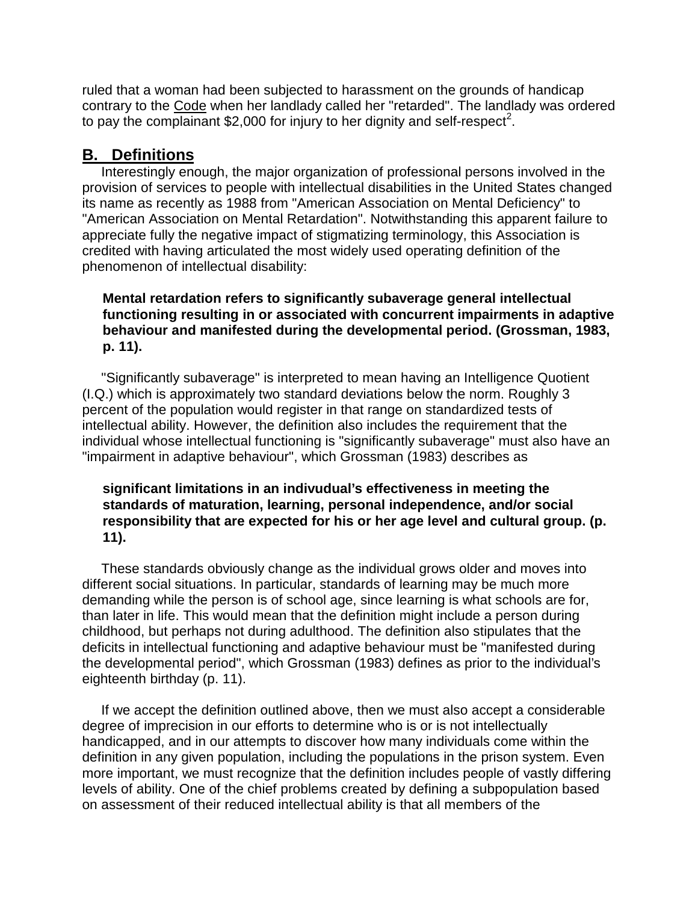ruled that a woman had been subjected to harassment on the grounds of handicap contrary to the Code when her landlady called her "retarded". The landlady was ordered to pay the complainant $2,000 for injury to her dignity and self-respect[2].

## B. Definitions

Interestingly enough, the major organization of professional persons involved in the provision of services to people with intellectual disabilities in the United States changed its name as recently as 1988 from "American Association on Mental Deficiency" to "American Association on Mental Retardation". Notwithstanding this apparent failure to appreciate fully the negative impact of stigmatizing terminology, this Association is credited with having articulated the most widely used operating definition of the phenomenon of intellectual disability:

> **Mental retardation refers to significantly subaverage general intellectual functioning resulting in or associated with concurrent impairments in adaptive behaviour and manifested during the developmental period. (Grossman, 1983, p. 11).**

"Significantly subaverage" is interpreted to mean having an Intelligence Quotient (I.Q.) which is approximately two standard deviations below the norm. Roughly 3 percent of the population would register in that range on standardized tests of intellectual ability. However, the definition also includes the requirement that the individual whose intellectual functioning is "significantly subaverage" must also have an "impairment in adaptive behaviour", which Grossman (1983) describes as

> **significant limitations in an indivudual's effectiveness in meeting the standards of maturation, learning, personal independence, and/or social responsibility that are expected for his or her age level and cultural group. (p. 11).**

These standards obviously change as the individual grows older and moves into different social situations. In particular, standards of learning may be much more demanding while the person is of school age, since learning is what schools are for, than later in life. This would mean that the definition might include a person during childhood, but perhaps not during adulthood. The definition also stipulates that the deficits in intellectual functioning and adaptive behaviour must be "manifested during the developmental period", which Grossman (1983) defines as prior to the individual's eighteenth birthday (p. 11).

If we accept the definition outlined above, then we must also accept a considerable degree of imprecision in our efforts to determine who is or is not intellectually handicapped, and in our attempts to discover how many individuals come within the definition in any given population, including the populations in the prison system. Even more important, we must recognize that the definition includes people of vastly differing levels of ability. One of the chief problems created by defining a subpopulation based on assessment of their reduced intellectual ability is that all members of the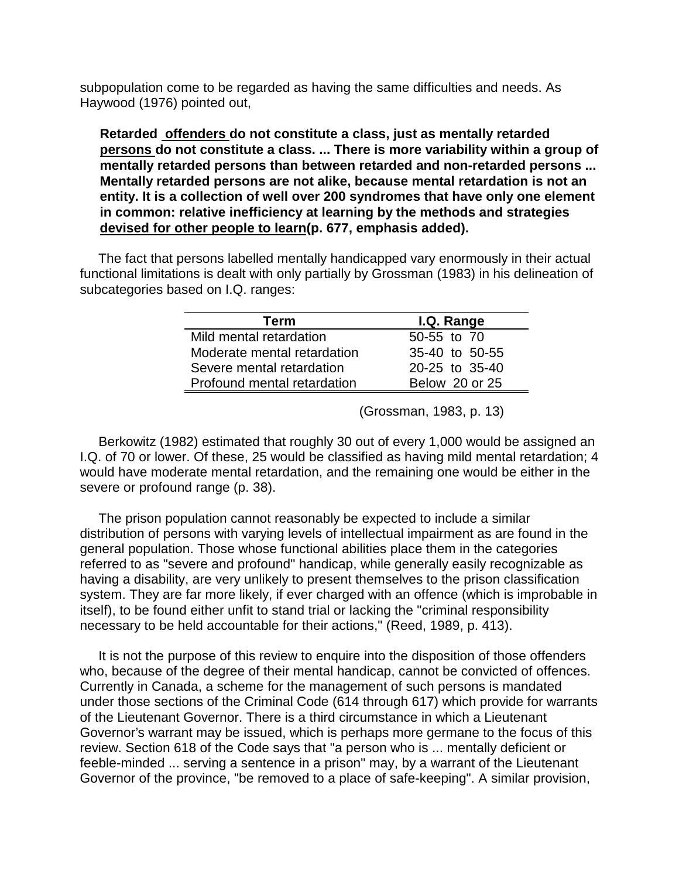subpopulation come to be regarded as having the same difficulties and needs. As Haywood (1976) pointed out,

> **Retarded <u>offenders</u> do not constitute a class, just as mentally retarded <u>persons</u> do not constitute a class. ... There is more variability within a group of mentally retarded persons than between retarded and non-retarded persons ... Mentally retarded persons are not alike, because mental retardation is not an entity. It is a collection of well over 200 syndromes that have only one element in common: relative inefficiency at learning by the methods and strategies <u>devised for other people to learn</u>(p. 677, emphasis added).**

The fact that persons labelled mentally handicapped vary enormously in their actual functional limitations is dealt with only partially by Grossman (1983) in his delineation of subcategories based on I.Q. ranges:

| Term | I.Q. Range |
|---|---|
| Mild mental retardation | 50-55 to 70 |
| Moderate mental retardation | 35-40 to 50-55 |
| Severe mental retardation | 20-25 to 35-40 |
| Profound mental retardation | Below 20 or 25 |

(Grossman, 1983, p. 13)

Berkowitz (1982) estimated that roughly 30 out of every 1,000 would be assigned an I.Q. of 70 or lower. Of these, 25 would be classified as having mild mental retardation; 4 would have moderate mental retardation, and the remaining one would be either in the severe or profound range (p. 38).

The prison population cannot reasonably be expected to include a similar distribution of persons with varying levels of intellectual impairment as are found in the general population. Those whose functional abilities place them in the categories referred to as "severe and profound" handicap, while generally easily recognizable as having a disability, are very unlikely to present themselves to the prison classification system. They are far more likely, if ever charged with an offence (which is improbable in itself), to be found either unfit to stand trial or lacking the "criminal responsibility necessary to be held accountable for their actions," (Reed, 1989, p. 413).

It is not the purpose of this review to enquire into the disposition of those offenders who, because of the degree of their mental handicap, cannot be convicted of offences. Currently in Canada, a scheme for the management of such persons is mandated under those sections of the Criminal Code (614 through 617) which provide for warrants of the Lieutenant Governor. There is a third circumstance in which a Lieutenant Governor's warrant may be issued, which is perhaps more germane to the focus of this review. Section 618 of the Code says that "a person who is ... mentally deficient or feeble-minded ... serving a sentence in a prison" may, by a warrant of the Lieutenant Governor of the province, "be removed to a place of safe-keeping". A similar provision,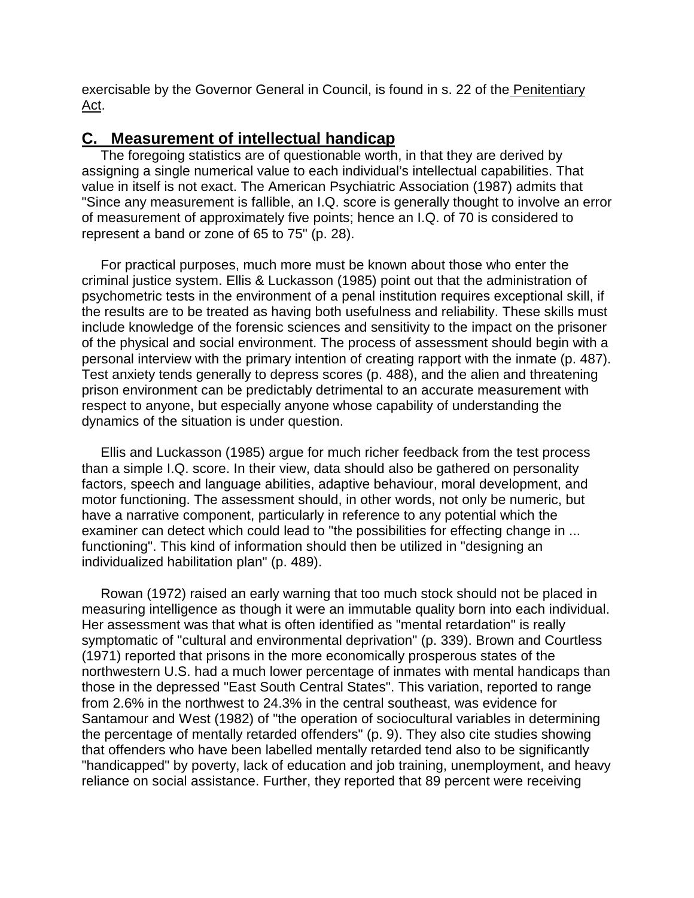exercisable by the Governor General in Council, is found in s. 22 of the Penitentiary Act.

## C. Measurement of intellectual handicap

The foregoing statistics are of questionable worth, in that they are derived by assigning a single numerical value to each individual's intellectual capabilities. That value in itself is not exact. The American Psychiatric Association (1987) admits that "Since any measurement is fallible, an I.Q. score is generally thought to involve an error of measurement of approximately five points; hence an I.Q. of 70 is considered to represent a band or zone of 65 to 75" (p. 28).

For practical purposes, much more must be known about those who enter the criminal justice system. Ellis & Luckasson (1985) point out that the administration of psychometric tests in the environment of a penal institution requires exceptional skill, if the results are to be treated as having both usefulness and reliability. These skills must include knowledge of the forensic sciences and sensitivity to the impact on the prisoner of the physical and social environment. The process of assessment should begin with a personal interview with the primary intention of creating rapport with the inmate (p. 487). Test anxiety tends generally to depress scores (p. 488), and the alien and threatening prison environment can be predictably detrimental to an accurate measurement with respect to anyone, but especially anyone whose capability of understanding the dynamics of the situation is under question.

Ellis and Luckasson (1985) argue for much richer feedback from the test process than a simple I.Q. score. In their view, data should also be gathered on personality factors, speech and language abilities, adaptive behaviour, moral development, and motor functioning. The assessment should, in other words, not only be numeric, but have a narrative component, particularly in reference to any potential which the examiner can detect which could lead to "the possibilities for effecting change in ... functioning". This kind of information should then be utilized in "designing an individualized habilitation plan" (p. 489).

Rowan (1972) raised an early warning that too much stock should not be placed in measuring intelligence as though it were an immutable quality born into each individual. Her assessment was that what is often identified as "mental retardation" is really symptomatic of "cultural and environmental deprivation" (p. 339). Brown and Courtless (1971) reported that prisons in the more economically prosperous states of the northwestern U.S. had a much lower percentage of inmates with mental handicaps than those in the depressed "East South Central States". This variation, reported to range from 2.6% in the northwest to 24.3% in the central southeast, was evidence for Santamour and West (1982) of "the operation of sociocultural variables in determining the percentage of mentally retarded offenders" (p. 9). They also cite studies showing that offenders who have been labelled mentally retarded tend also to be significantly "handicapped" by poverty, lack of education and job training, unemployment, and heavy reliance on social assistance. Further, they reported that 89 percent were receiving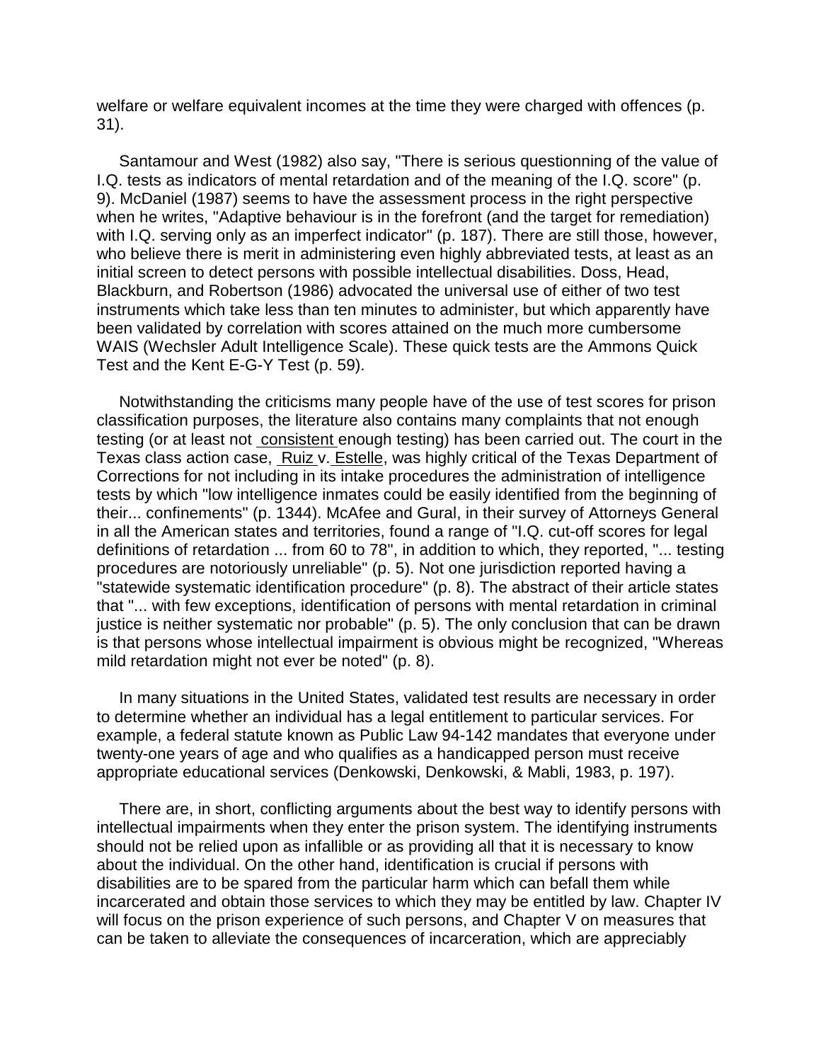welfare or welfare equivalent incomes at the time they were charged with offences (p. 31).

Santamour and West (1982) also say, "There is serious questionning of the value of I.Q. tests as indicators of mental retardation and of the meaning of the I.Q. score" (p. 9). McDaniel (1987) seems to have the assessment process in the right perspective when he writes, "Adaptive behaviour is in the forefront (and the target for remediation) with I.Q. serving only as an imperfect indicator" (p. 187). There are still those, however, who believe there is merit in administering even highly abbreviated tests, at least as an initial screen to detect persons with possible intellectual disabilities. Doss, Head, Blackburn, and Robertson (1986) advocated the universal use of either of two test instruments which take less than ten minutes to administer, but which apparently have been validated by correlation with scores attained on the much more cumbersome WAIS (Wechsler Adult Intelligence Scale). These quick tests are the Ammons Quick Test and the Kent E-G-Y Test (p. 59).

Notwithstanding the criticisms many people have of the use of test scores for prison classification purposes, the literature also contains many complaints that not enough testing (or at least not consistent enough testing) has been carried out. The court in the Texas class action case, Ruiz v. Estelle, was highly critical of the Texas Department of Corrections for not including in its intake procedures the administration of intelligence tests by which "low intelligence inmates could be easily identified from the beginning of their... confinements" (p. 1344). McAfee and Gural, in their survey of Attorneys General in all the American states and territories, found a range of "I.Q. cut-off scores for legal definitions of retardation ... from 60 to 78", in addition to which, they reported, "... testing procedures are notoriously unreliable" (p. 5). Not one jurisdiction reported having a "statewide systematic identification procedure" (p. 8). The abstract of their article states that "... with few exceptions, identification of persons with mental retardation in criminal justice is neither systematic nor probable" (p. 5). The only conclusion that can be drawn is that persons whose intellectual impairment is obvious might be recognized, "Whereas mild retardation might not ever be noted" (p. 8).

In many situations in the United States, validated test results are necessary in order to determine whether an individual has a legal entitlement to particular services. For example, a federal statute known as Public Law 94-142 mandates that everyone under twenty-one years of age and who qualifies as a handicapped person must receive appropriate educational services (Denkowski, Denkowski, & Mabli, 1983, p. 197).

There are, in short, conflicting arguments about the best way to identify persons with intellectual impairments when they enter the prison system. The identifying instruments should not be relied upon as infallible or as providing all that it is necessary to know about the individual. On the other hand, identification is crucial if persons with disabilities are to be spared from the particular harm which can befall them while incarcerated and obtain those services to which they may be entitled by law. Chapter IV will focus on the prison experience of such persons, and Chapter V on measures that can be taken to alleviate the consequences of incarceration, which are appreciably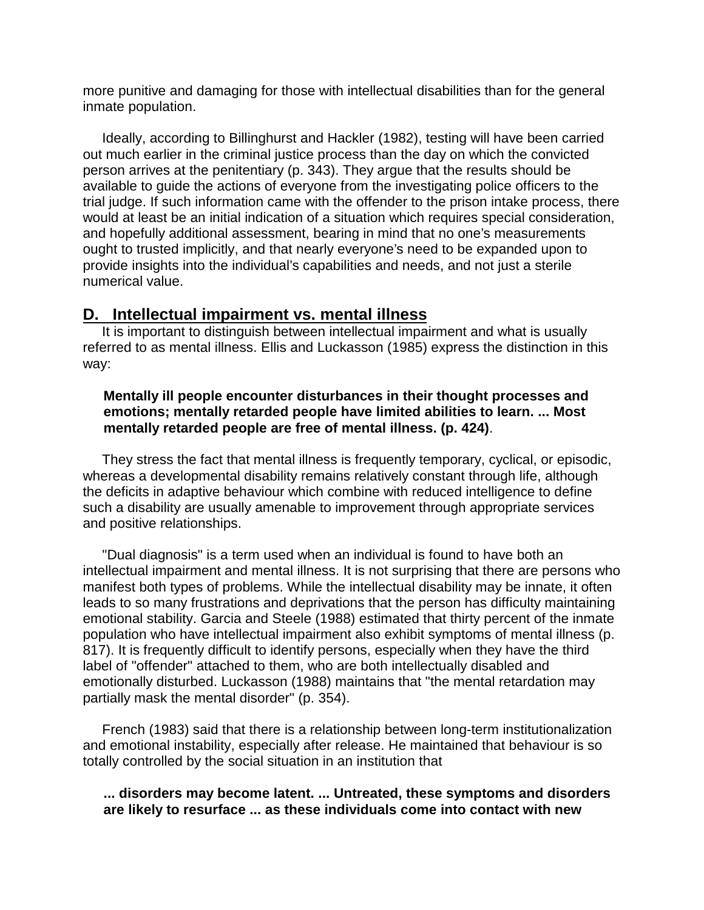more punitive and damaging for those with intellectual disabilities than for the general inmate population.

Ideally, according to Billinghurst and Hackler (1982), testing will have been carried out much earlier in the criminal justice process than the day on which the convicted person arrives at the penitentiary (p. 343). They argue that the results should be available to guide the actions of everyone from the investigating police officers to the trial judge. If such information came with the offender to the prison intake process, there would at least be an initial indication of a situation which requires special consideration, and hopefully additional assessment, bearing in mind that no one's measurements ought to trusted implicitly, and that nearly everyone's need to be expanded upon to provide insights into the individual's capabilities and needs, and not just a sterile numerical value.

## D. Intellectual impairment vs. mental illness

It is important to distinguish between intellectual impairment and what is usually referred to as mental illness. Ellis and Luckasson (1985) express the distinction in this way:

> **Mentally ill people encounter disturbances in their thought processes and emotions; mentally retarded people have limited abilities to learn. ... Most mentally retarded people are free of mental illness. (p. 424)**.

They stress the fact that mental illness is frequently temporary, cyclical, or episodic, whereas a developmental disability remains relatively constant through life, although the deficits in adaptive behaviour which combine with reduced intelligence to define such a disability are usually amenable to improvement through appropriate services and positive relationships.

"Dual diagnosis" is a term used when an individual is found to have both an intellectual impairment and mental illness. It is not surprising that there are persons who manifest both types of problems. While the intellectual disability may be innate, it often leads to so many frustrations and deprivations that the person has difficulty maintaining emotional stability. Garcia and Steele (1988) estimated that thirty percent of the inmate population who have intellectual impairment also exhibit symptoms of mental illness (p. 817). It is frequently difficult to identify persons, especially when they have the third label of "offender" attached to them, who are both intellectually disabled and emotionally disturbed. Luckasson (1988) maintains that "the mental retardation may partially mask the mental disorder" (p. 354).

French (1983) said that there is a relationship between long-term institutionalization and emotional instability, especially after release. He maintained that behaviour is so totally controlled by the social situation in an institution that

> **... disorders may become latent. ... Untreated, these symptoms and disorders are likely to resurface ... as these individuals come into contact with new**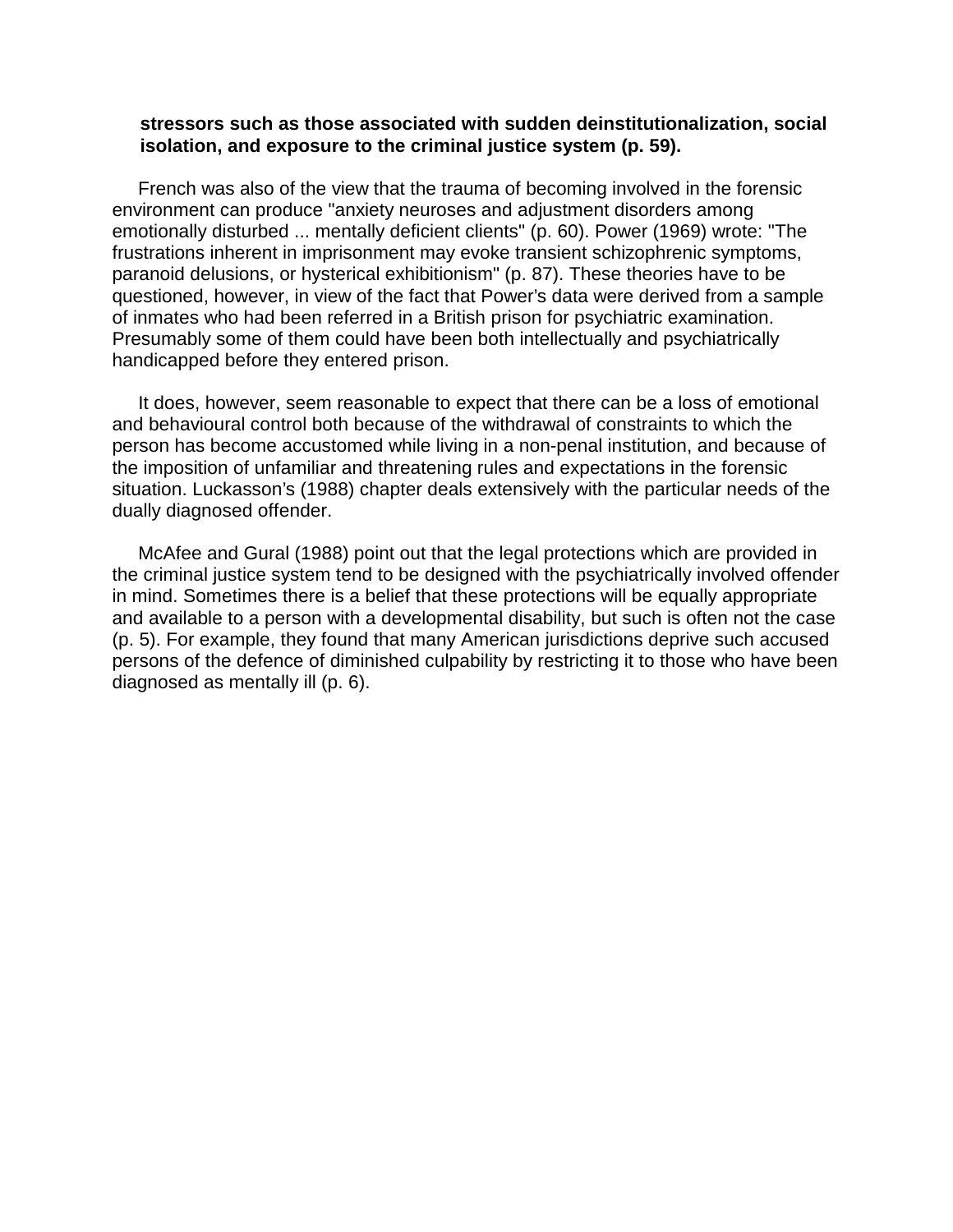> **stressors such as those associated with sudden deinstitutionalization, social isolation, and exposure to the criminal justice system (p. 59).**

French was also of the view that the trauma of becoming involved in the forensic environment can produce "anxiety neuroses and adjustment disorders among emotionally disturbed ... mentally deficient clients" (p. 60). Power (1969) wrote: "The frustrations inherent in imprisonment may evoke transient schizophrenic symptoms, paranoid delusions, or hysterical exhibitionism" (p. 87). These theories have to be questioned, however, in view of the fact that Power's data were derived from a sample of inmates who had been referred in a British prison for psychiatric examination. Presumably some of them could have been both intellectually and psychiatrically handicapped before they entered prison.

It does, however, seem reasonable to expect that there can be a loss of emotional and behavioural control both because of the withdrawal of constraints to which the person has become accustomed while living in a non-penal institution, and because of the imposition of unfamiliar and threatening rules and expectations in the forensic situation. Luckasson's (1988) chapter deals extensively with the particular needs of the dually diagnosed offender.

McAfee and Gural (1988) point out that the legal protections which are provided in the criminal justice system tend to be designed with the psychiatrically involved offender in mind. Sometimes there is a belief that these protections will be equally appropriate and available to a person with a developmental disability, but such is often not the case (p. 5). For example, they found that many American jurisdictions deprive such accused persons of the defence of diminished culpability by restricting it to those who have been diagnosed as mentally ill (p. 6).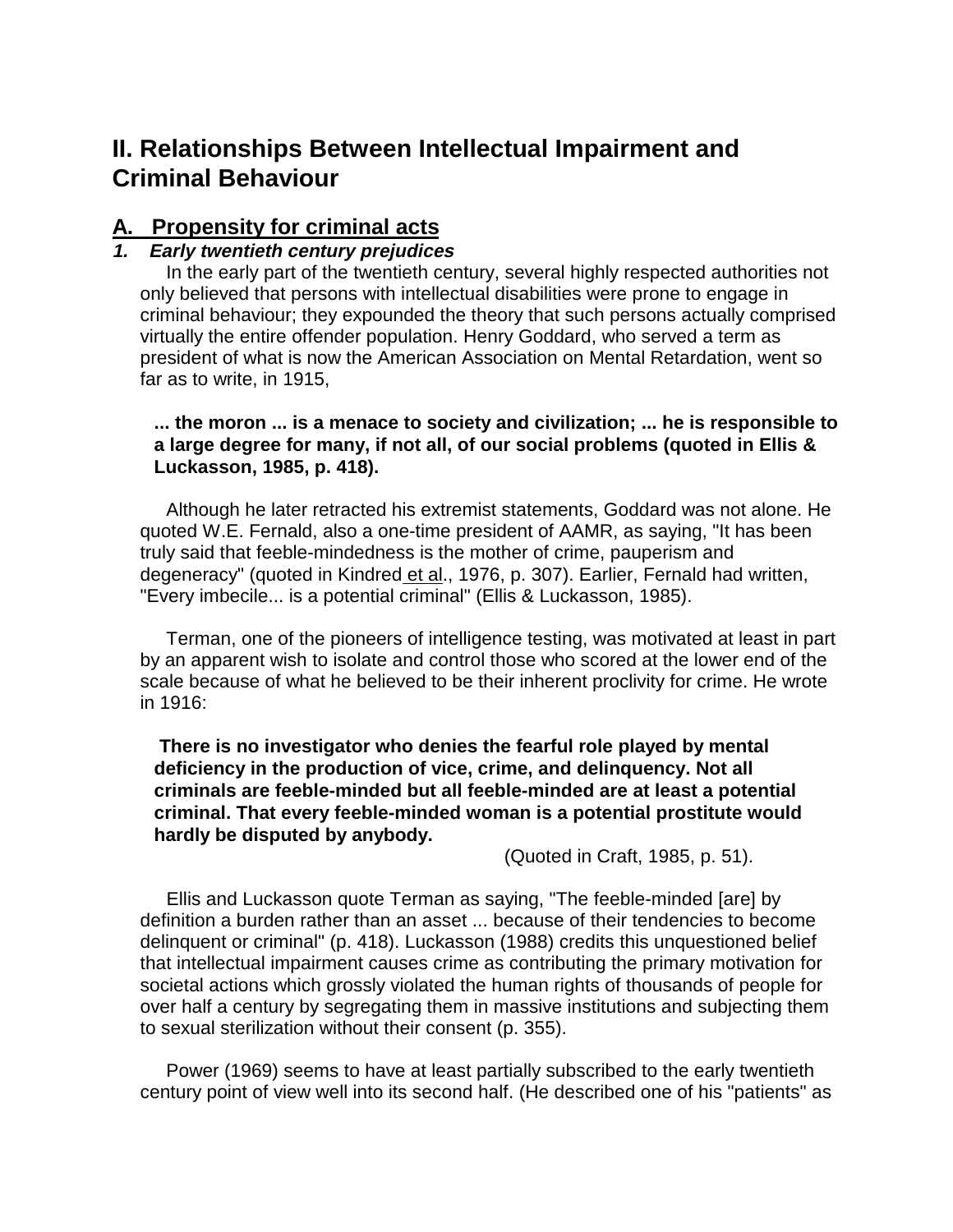## II. Relationships Between Intellectual Impairment and Criminal Behaviour

### A. Propensity for criminal acts

#### *1. Early twentieth century prejudices*

In the early part of the twentieth century, several highly respected authorities not only believed that persons with intellectual disabilities were prone to engage in criminal behaviour; they expounded the theory that such persons actually comprised virtually the entire offender population. Henry Goddard, who served a term as president of what is now the American Association on Mental Retardation, went so far as to write, in 1915,

> **... the moron ... is a menace to society and civilization; ... he is responsible to a large degree for many, if not all, of our social problems (quoted in Ellis & Luckasson, 1985, p. 418).**

Although he later retracted his extremist statements, Goddard was not alone. He quoted W.E. Fernald, also a one-time president of AAMR, as saying, "It has been truly said that feeble-mindedness is the mother of crime, pauperism and degeneracy" (quoted in Kindred et al., 1976, p. 307). Earlier, Fernald had written, "Every imbecile... is a potential criminal" (Ellis & Luckasson, 1985).

Terman, one of the pioneers of intelligence testing, was motivated at least in part by an apparent wish to isolate and control those who scored at the lower end of the scale because of what he believed to be their inherent proclivity for crime. He wrote in 1916:

> **There is no investigator who denies the fearful role played by mental deficiency in the production of vice, crime, and delinquency. Not all criminals are feeble-minded but all feeble-minded are at least a potential criminal. That every feeble-minded woman is a potential prostitute would hardly be disputed by anybody.**
>
> (Quoted in Craft, 1985, p. 51).

Ellis and Luckasson quote Terman as saying, "The feeble-minded [are] by definition a burden rather than an asset ... because of their tendencies to become delinquent or criminal" (p. 418). Luckasson (1988) credits this unquestioned belief that intellectual impairment causes crime as contributing the primary motivation for societal actions which grossly violated the human rights of thousands of people for over half a century by segregating them in massive institutions and subjecting them to sexual sterilization without their consent (p. 355).

Power (1969) seems to have at least partially subscribed to the early twentieth century point of view well into its second half. (He described one of his "patients" as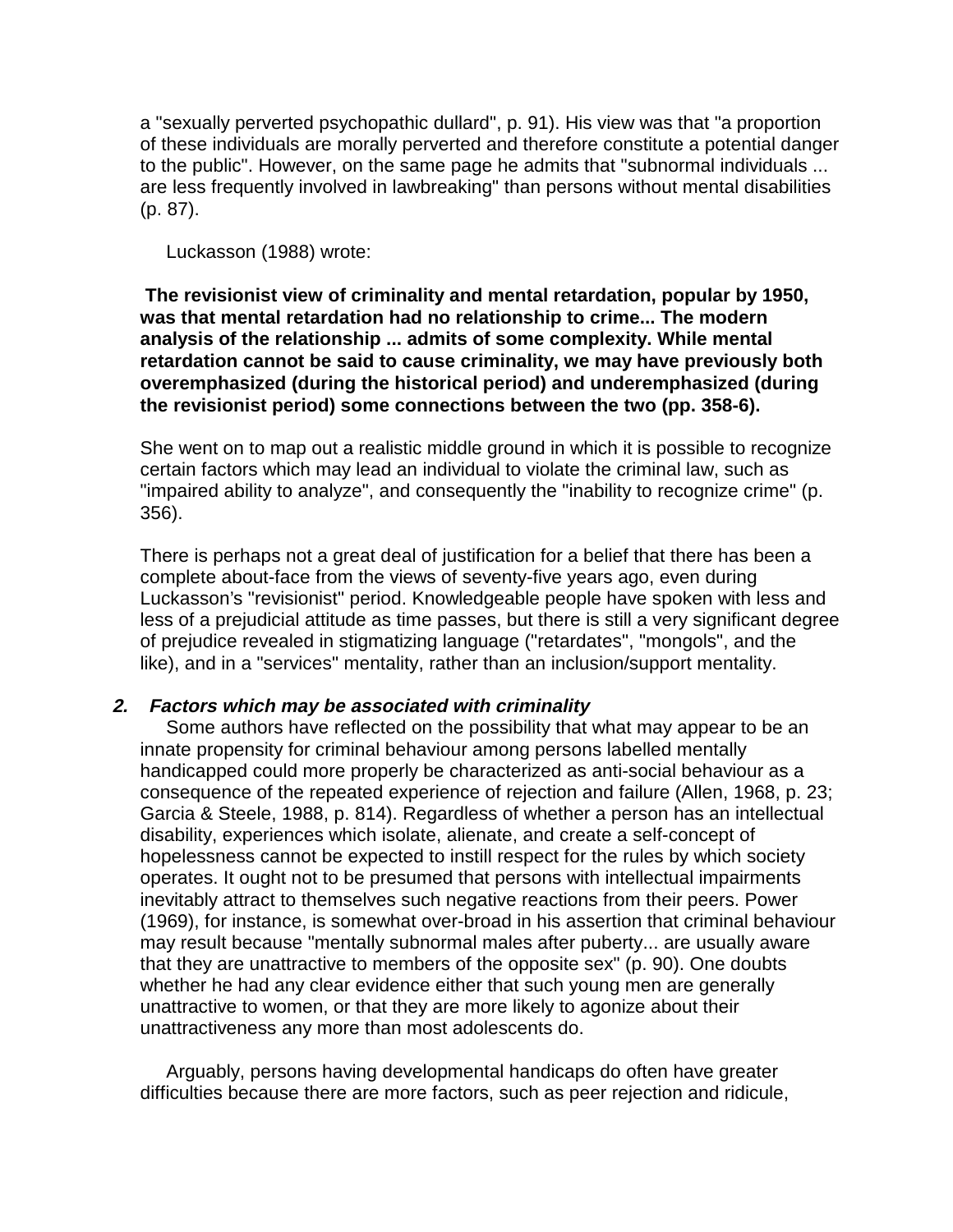a "sexually perverted psychopathic dullard", p. 91). His view was that "a proportion of these individuals are morally perverted and therefore constitute a potential danger to the public". However, on the same page he admits that "subnormal individuals ... are less frequently involved in lawbreaking" than persons without mental disabilities (p. 87).

Luckasson (1988) wrote:

> **The revisionist view of criminality and mental retardation, popular by 1950, was that mental retardation had no relationship to crime... The modern analysis of the relationship ... admits of some complexity. While mental retardation cannot be said to cause criminality, we may have previously both overemphasized (during the historical period) and underemphasized (during the revisionist period) some connections between the two (pp. 358-6).**

She went on to map out a realistic middle ground in which it is possible to recognize certain factors which may lead an individual to violate the criminal law, such as "impaired ability to analyze", and consequently the "inability to recognize crime" (p. 356).

There is perhaps not a great deal of justification for a belief that there has been a complete about-face from the views of seventy-five years ago, even during Luckasson's "revisionist" period. Knowledgeable people have spoken with less and less of a prejudicial attitude as time passes, but there is still a very significant degree of prejudice revealed in stigmatizing language ("retardates", "mongols", and the like), and in a "services" mentality, rather than an inclusion/support mentality.

### 2. *Factors which may be associated with criminality*

Some authors have reflected on the possibility that what may appear to be an innate propensity for criminal behaviour among persons labelled mentally handicapped could more properly be characterized as anti-social behaviour as a consequence of the repeated experience of rejection and failure (Allen, 1968, p. 23; Garcia & Steele, 1988, p. 814). Regardless of whether a person has an intellectual disability, experiences which isolate, alienate, and create a self-concept of hopelessness cannot be expected to instill respect for the rules by which society operates. It ought not to be presumed that persons with intellectual impairments inevitably attract to themselves such negative reactions from their peers. Power (1969), for instance, is somewhat over-broad in his assertion that criminal behaviour may result because "mentally subnormal males after puberty... are usually aware that they are unattractive to members of the opposite sex" (p. 90). One doubts whether he had any clear evidence either that such young men are generally unattractive to women, or that they are more likely to agonize about their unattractiveness any more than most adolescents do.

Arguably, persons having developmental handicaps do often have greater difficulties because there are more factors, such as peer rejection and ridicule,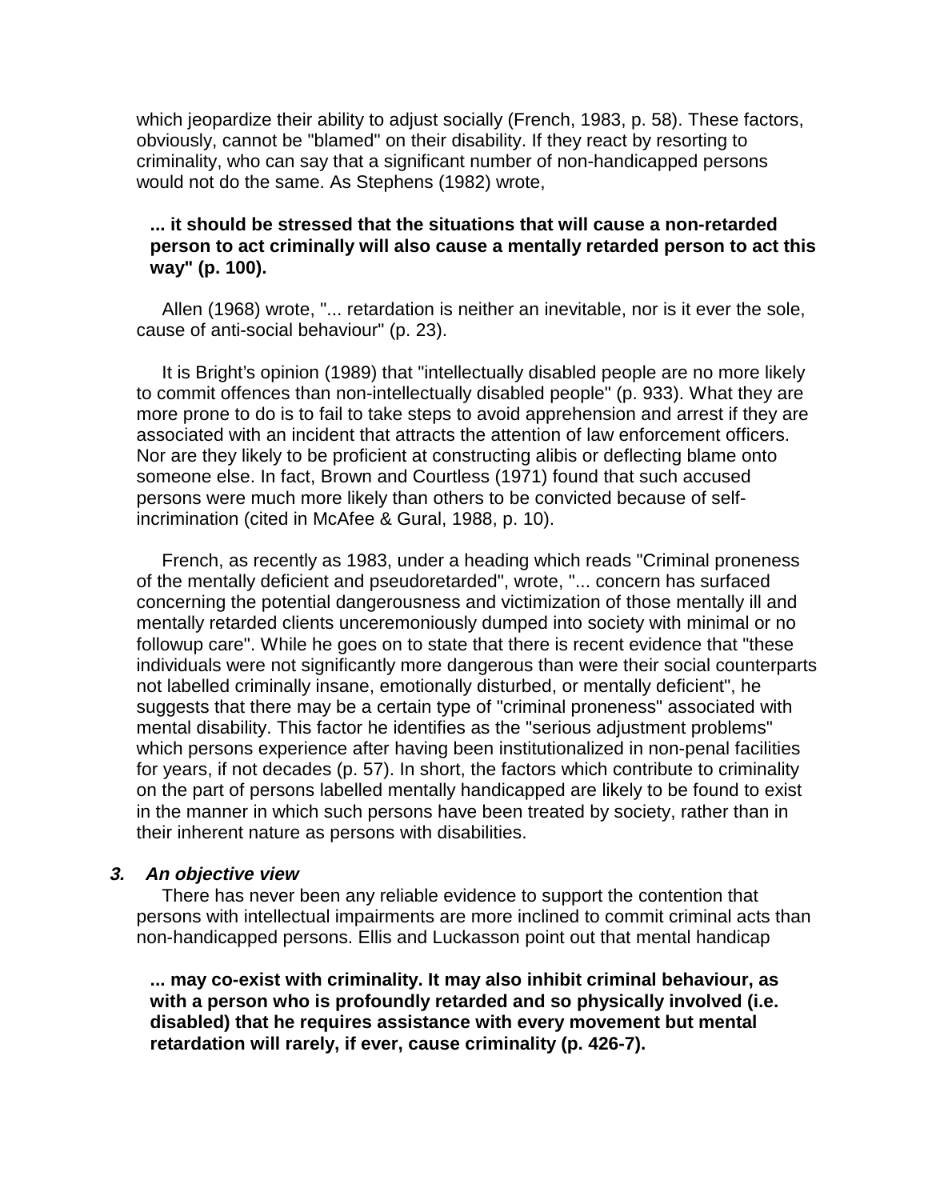which jeopardize their ability to adjust socially (French, 1983, p. 58). These factors, obviously, cannot be "blamed" on their disability. If they react by resorting to criminality, who can say that a significant number of non-handicapped persons would not do the same. As Stephens (1982) wrote,

> **... it should be stressed that the situations that will cause a non-retarded person to act criminally will also cause a mentally retarded person to act this way" (p. 100).**

Allen (1968) wrote, "... retardation is neither an inevitable, nor is it ever the sole, cause of anti-social behaviour" (p. 23).

It is Bright's opinion (1989) that "intellectually disabled people are no more likely to commit offences than non-intellectually disabled people" (p. 933). What they are more prone to do is to fail to take steps to avoid apprehension and arrest if they are associated with an incident that attracts the attention of law enforcement officers. Nor are they likely to be proficient at constructing alibis or deflecting blame onto someone else. In fact, Brown and Courtless (1971) found that such accused persons were much more likely than others to be convicted because of self-incrimination (cited in McAfee & Gural, 1988, p. 10).

French, as recently as 1983, under a heading which reads "Criminal proneness of the mentally deficient and pseudoretarded", wrote, "... concern has surfaced concerning the potential dangerousness and victimization of those mentally ill and mentally retarded clients unceremoniously dumped into society with minimal or no followup care". While he goes on to state that there is recent evidence that "these individuals were not significantly more dangerous than were their social counterparts not labelled criminally insane, emotionally disturbed, or mentally deficient", he suggests that there may be a certain type of "criminal proneness" associated with mental disability. This factor he identifies as the "serious adjustment problems" which persons experience after having been institutionalized in non-penal facilities for years, if not decades (p. 57). In short, the factors which contribute to criminality on the part of persons labelled mentally handicapped are likely to be found to exist in the manner in which such persons have been treated by society, rather than in their inherent nature as persons with disabilities.

### *3. An objective view*

There has never been any reliable evidence to support the contention that persons with intellectual impairments are more inclined to commit criminal acts than non-handicapped persons. Ellis and Luckasson point out that mental handicap

> **... may co-exist with criminality. It may also inhibit criminal behaviour, as with a person who is profoundly retarded and so physically involved (i.e. disabled) that he requires assistance with every movement but mental retardation will rarely, if ever, cause criminality (p. 426-7).**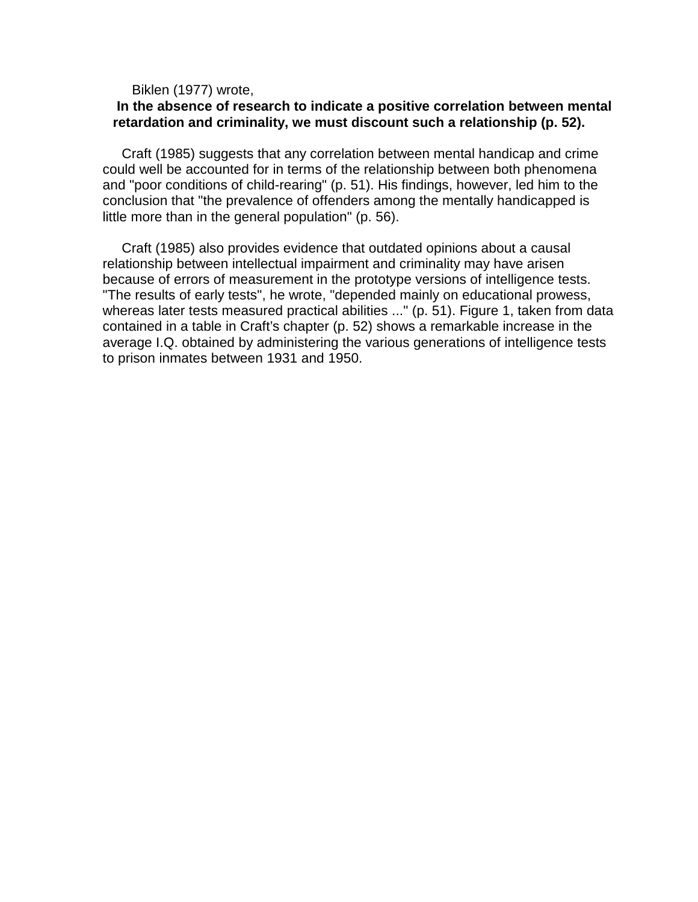Biklen (1977) wrote,

> **In the absence of research to indicate a positive correlation between mental retardation and criminality, we must discount such a relationship (p. 52).**

Craft (1985) suggests that any correlation between mental handicap and crime could well be accounted for in terms of the relationship between both phenomena and "poor conditions of child-rearing" (p. 51). His findings, however, led him to the conclusion that "the prevalence of offenders among the mentally handicapped is little more than in the general population" (p. 56).

Craft (1985) also provides evidence that outdated opinions about a causal relationship between intellectual impairment and criminality may have arisen because of errors of measurement in the prototype versions of intelligence tests. "The results of early tests", he wrote, "depended mainly on educational prowess, whereas later tests measured practical abilities ..." (p. 51). Figure 1, taken from data contained in a table in Craft's chapter (p. 52) shows a remarkable increase in the average I.Q. obtained by administering the various generations of intelligence tests to prison inmates between 1931 and 1950.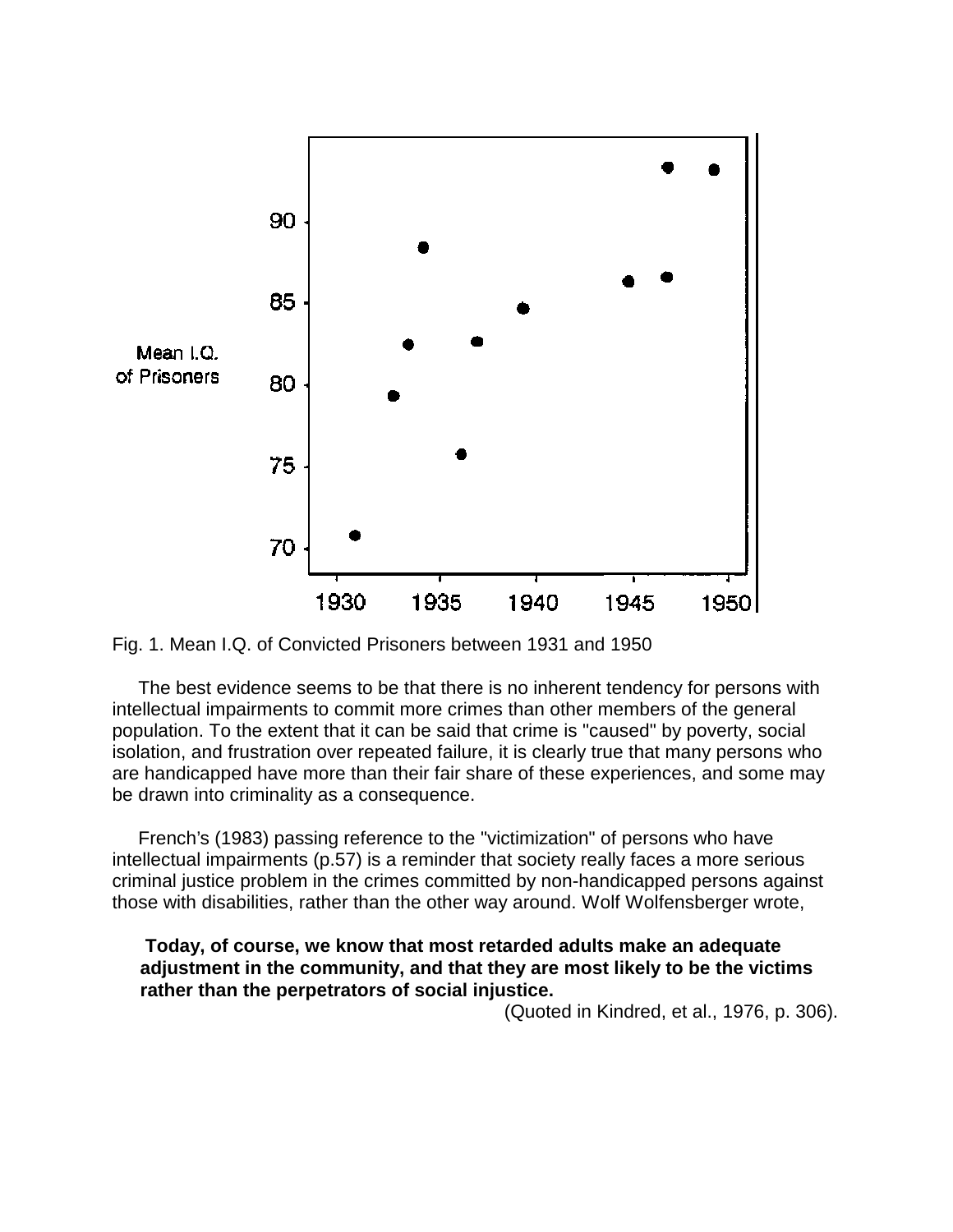Fig. 1. Mean I.Q. of Convicted Prisoners between 1931 and 1950

The best evidence seems to be that there is no inherent tendency for persons with intellectual impairments to commit more crimes than other members of the general population. To the extent that it can be said that crime is "caused" by poverty, social isolation, and frustration over repeated failure, it is clearly true that many persons who are handicapped have more than their fair share of these experiences, and some may be drawn into criminality as a consequence.

French's (1983) passing reference to the "victimization" of persons who have intellectual impairments (p.57) is a reminder that society really faces a more serious criminal justice problem in the crimes committed by non-handicapped persons against those with disabilities, rather than the other way around. Wolf Wolfensberger wrote,

> **Today, of course, we know that most retarded adults make an adequate adjustment in the community, and that they are most likely to be the victims rather than the perpetrators of social injustice.**
>
> (Quoted in Kindred, et al., 1976, p. 306).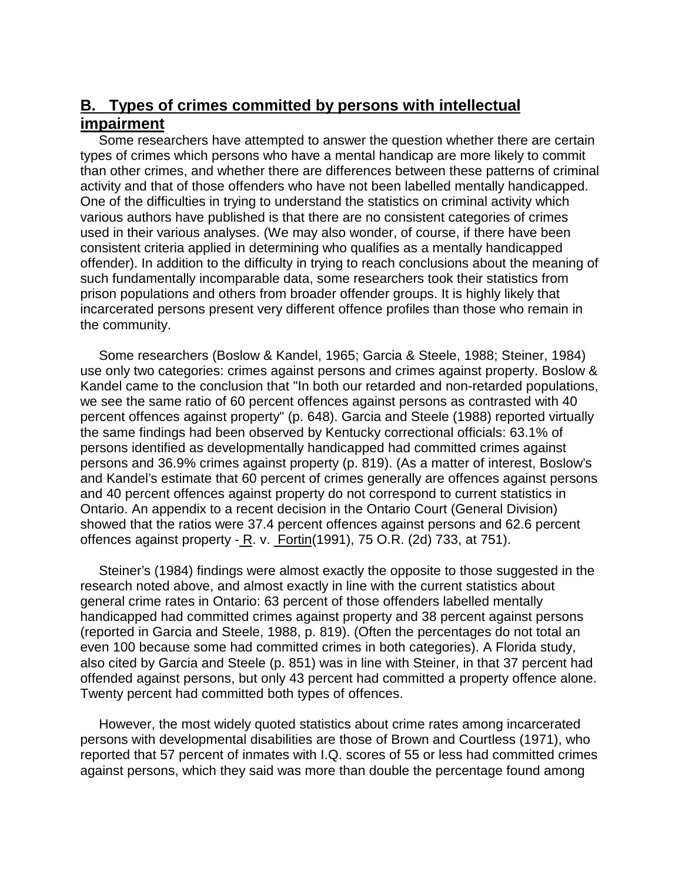## B. Types of crimes committed by persons with intellectual impairment

Some researchers have attempted to answer the question whether there are certain types of crimes which persons who have a mental handicap are more likely to commit than other crimes, and whether there are differences between these patterns of criminal activity and that of those offenders who have not been labelled mentally handicapped. One of the difficulties in trying to understand the statistics on criminal activity which various authors have published is that there are no consistent categories of crimes used in their various analyses. (We may also wonder, of course, if there have been consistent criteria applied in determining who qualifies as a mentally handicapped offender). In addition to the difficulty in trying to reach conclusions about the meaning of such fundamentally incomparable data, some researchers took their statistics from prison populations and others from broader offender groups. It is highly likely that incarcerated persons present very different offence profiles than those who remain in the community.

Some researchers (Boslow & Kandel, 1965; Garcia & Steele, 1988; Steiner, 1984) use only two categories: crimes against persons and crimes against property. Boslow & Kandel came to the conclusion that "In both our retarded and non-retarded populations, we see the same ratio of 60 percent offences against persons as contrasted with 40 percent offences against property" (p. 648). Garcia and Steele (1988) reported virtually the same findings had been observed by Kentucky correctional officials: 63.1% of persons identified as developmentally handicapped had committed crimes against persons and 36.9% crimes against property (p. 819). (As a matter of interest, Boslow's and Kandel's estimate that 60 percent of crimes generally are offences against persons and 40 percent offences against property do not correspond to current statistics in Ontario. An appendix to a recent decision in the Ontario Court (General Division) showed that the ratios were 37.4 percent offences against persons and 62.6 percent offences against property - R. v. Fortin(1991), 75 O.R. (2d) 733, at 751).

Steiner's (1984) findings were almost exactly the opposite to those suggested in the research noted above, and almost exactly in line with the current statistics about general crime rates in Ontario: 63 percent of those offenders labelled mentally handicapped had committed crimes against property and 38 percent against persons (reported in Garcia and Steele, 1988, p. 819). (Often the percentages do not total an even 100 because some had committed crimes in both categories). A Florida study, also cited by Garcia and Steele (p. 851) was in line with Steiner, in that 37 percent had offended against persons, but only 43 percent had committed a property offence alone. Twenty percent had committed both types of offences.

However, the most widely quoted statistics about crime rates among incarcerated persons with developmental disabilities are those of Brown and Courtless (1971), who reported that 57 percent of inmates with I.Q. scores of 55 or less had committed crimes against persons, which they said was more than double the percentage found among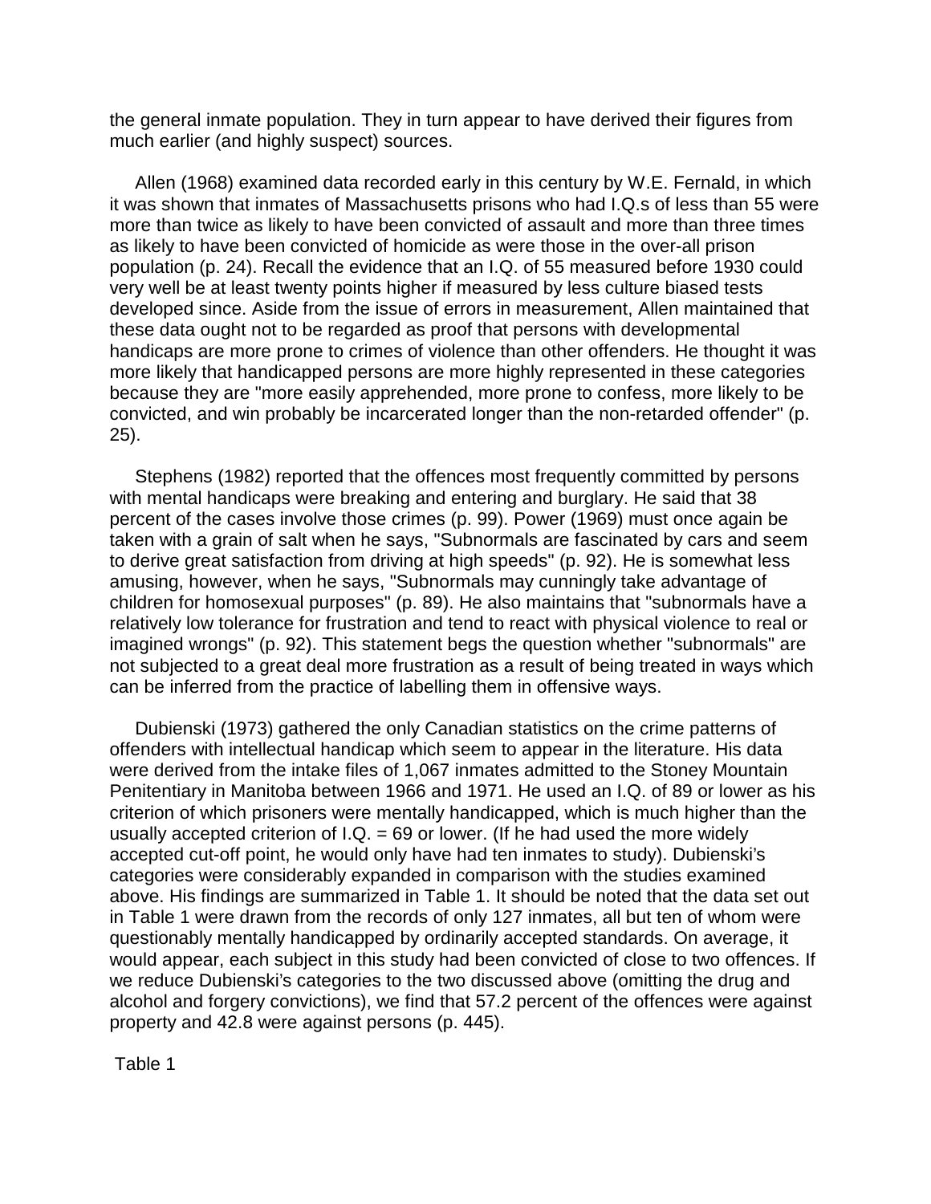the general inmate population. They in turn appear to have derived their figures from much earlier (and highly suspect) sources.

Allen (1968) examined data recorded early in this century by W.E. Fernald, in which it was shown that inmates of Massachusetts prisons who had I.Q.s of less than 55 were more than twice as likely to have been convicted of assault and more than three times as likely to have been convicted of homicide as were those in the over-all prison population (p. 24). Recall the evidence that an I.Q. of 55 measured before 1930 could very well be at least twenty points higher if measured by less culture biased tests developed since. Aside from the issue of errors in measurement, Allen maintained that these data ought not to be regarded as proof that persons with developmental handicaps are more prone to crimes of violence than other offenders. He thought it was more likely that handicapped persons are more highly represented in these categories because they are "more easily apprehended, more prone to confess, more likely to be convicted, and win probably be incarcerated longer than the non-retarded offender" (p. 25).

Stephens (1982) reported that the offences most frequently committed by persons with mental handicaps were breaking and entering and burglary. He said that 38 percent of the cases involve those crimes (p. 99). Power (1969) must once again be taken with a grain of salt when he says, "Subnormals are fascinated by cars and seem to derive great satisfaction from driving at high speeds" (p. 92). He is somewhat less amusing, however, when he says, "Subnormals may cunningly take advantage of children for homosexual purposes" (p. 89). He also maintains that "subnormals have a relatively low tolerance for frustration and tend to react with physical violence to real or imagined wrongs" (p. 92). This statement begs the question whether "subnormals" are not subjected to a great deal more frustration as a result of being treated in ways which can be inferred from the practice of labelling them in offensive ways.

Dubienski (1973) gathered the only Canadian statistics on the crime patterns of offenders with intellectual handicap which seem to appear in the literature. His data were derived from the intake files of 1,067 inmates admitted to the Stoney Mountain Penitentiary in Manitoba between 1966 and 1971. He used an I.Q. of 89 or lower as his criterion of which prisoners were mentally handicapped, which is much higher than the usually accepted criterion of I.Q. = 69 or lower. (If he had used the more widely accepted cut-off point, he would only have had ten inmates to study). Dubienski's categories were considerably expanded in comparison with the studies examined above. His findings are summarized in Table 1. It should be noted that the data set out in Table 1 were drawn from the records of only 127 inmates, all but ten of whom were questionably mentally handicapped by ordinarily accepted standards. On average, it would appear, each subject in this study had been convicted of close to two offences. If we reduce Dubienski's categories to the two discussed above (omitting the drug and alcohol and forgery convictions), we find that 57.2 percent of the offences were against property and 42.8 were against persons (p. 445).

Table 1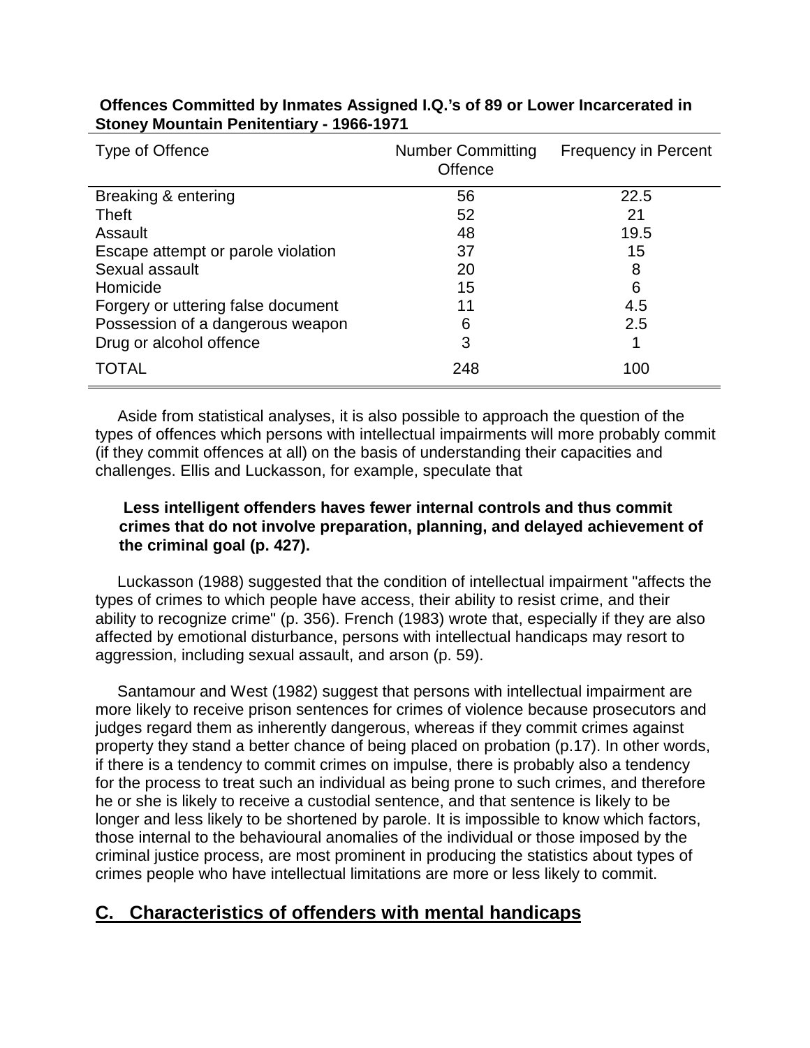**Offences Committed by Inmates Assigned I.Q.'s of 89 or Lower Incarcerated in Stoney Mountain Penitentiary - 1966-1971**

| Type of Offence | Number Committing Offence | Frequency in Percent |
|---|---|---|
| Breaking & entering | 56 | 22.5 |
| Theft | 52 | 21 |
| Assault | 48 | 19.5 |
| Escape attempt or parole violation | 37 | 15 |
| Sexual assault | 20 | 8 |
| Homicide | 15 | 6 |
| Forgery or uttering false document | 11 | 4.5 |
| Possession of a dangerous weapon | 6 | 2.5 |
| Drug or alcohol offence | 3 | 1 |
| TOTAL | 248 | 100 |

Aside from statistical analyses, it is also possible to approach the question of the types of offences which persons with intellectual impairments will more probably commit (if they commit offences at all) on the basis of understanding their capacities and challenges. Ellis and Luckasson, for example, speculate that

> **Less intelligent offenders haves fewer internal controls and thus commit crimes that do not involve preparation, planning, and delayed achievement of the criminal goal (p. 427).**

Luckasson (1988) suggested that the condition of intellectual impairment "affects the types of crimes to which people have access, their ability to resist crime, and their ability to recognize crime" (p. 356). French (1983) wrote that, especially if they are also affected by emotional disturbance, persons with intellectual handicaps may resort to aggression, including sexual assault, and arson (p. 59).

Santamour and West (1982) suggest that persons with intellectual impairment are more likely to receive prison sentences for crimes of violence because prosecutors and judges regard them as inherently dangerous, whereas if they commit crimes against property they stand a better chance of being placed on probation (p.17). In other words, if there is a tendency to commit crimes on impulse, there is probably also a tendency for the process to treat such an individual as being prone to such crimes, and therefore he or she is likely to receive a custodial sentence, and that sentence is likely to be longer and less likely to be shortened by parole. It is impossible to know which factors, those internal to the behavioural anomalies of the individual or those imposed by the criminal justice process, are most prominent in producing the statistics about types of crimes people who have intellectual limitations are more or less likely to commit.

## C. Characteristics of offenders with mental handicaps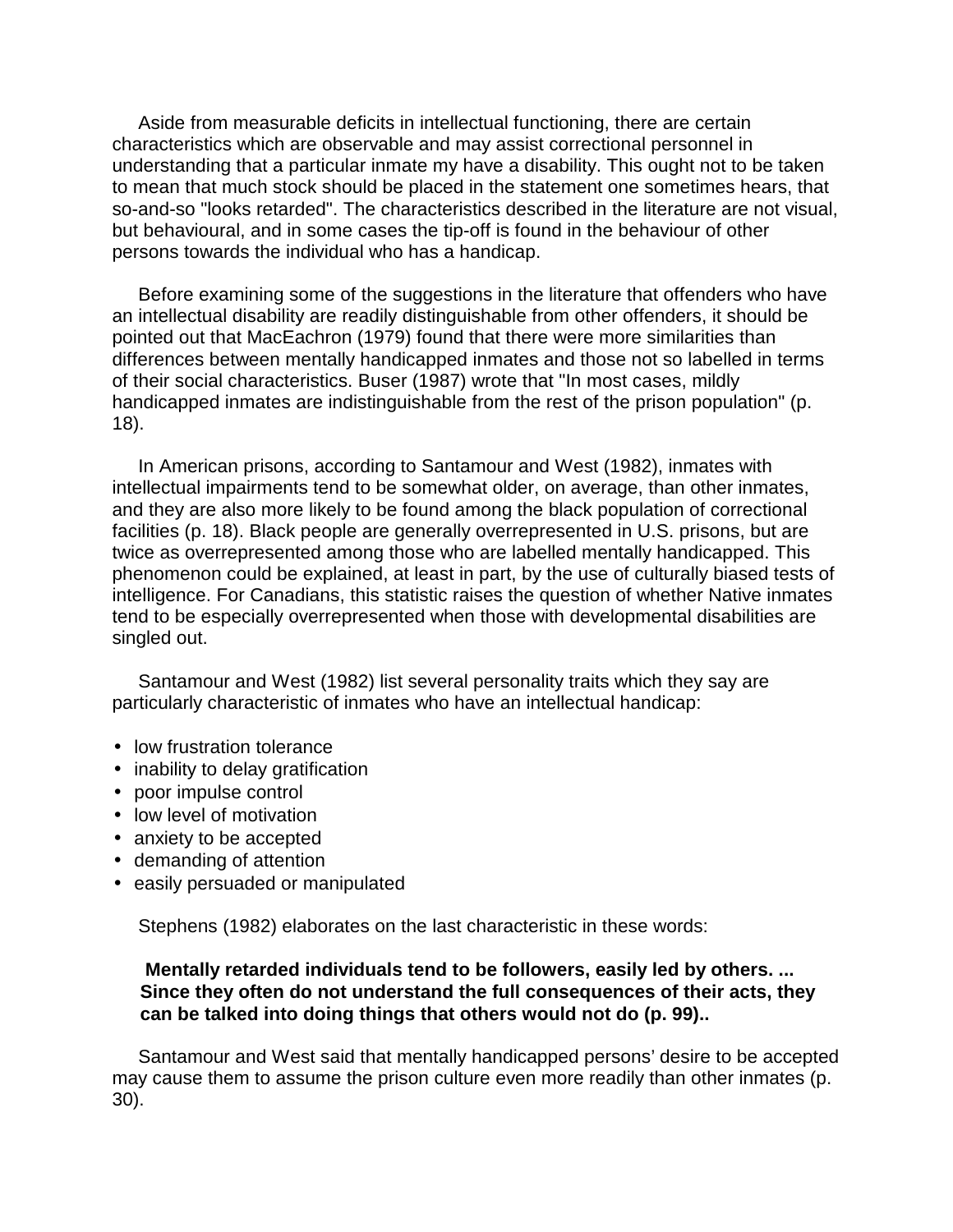Aside from measurable deficits in intellectual functioning, there are certain characteristics which are observable and may assist correctional personnel in understanding that a particular inmate my have a disability. This ought not to be taken to mean that much stock should be placed in the statement one sometimes hears, that so-and-so "looks retarded". The characteristics described in the literature are not visual, but behavioural, and in some cases the tip-off is found in the behaviour of other persons towards the individual who has a handicap.

Before examining some of the suggestions in the literature that offenders who have an intellectual disability are readily distinguishable from other offenders, it should be pointed out that MacEachron (1979) found that there were more similarities than differences between mentally handicapped inmates and those not so labelled in terms of their social characteristics. Buser (1987) wrote that "In most cases, mildly handicapped inmates are indistinguishable from the rest of the prison population" (p. 18).

In American prisons, according to Santamour and West (1982), inmates with intellectual impairments tend to be somewhat older, on average, than other inmates, and they are also more likely to be found among the black population of correctional facilities (p. 18). Black people are generally overrepresented in U.S. prisons, but are twice as overrepresented among those who are labelled mentally handicapped. This phenomenon could be explained, at least in part, by the use of culturally biased tests of intelligence. For Canadians, this statistic raises the question of whether Native inmates tend to be especially overrepresented when those with developmental disabilities are singled out.

Santamour and West (1982) list several personality traits which they say are particularly characteristic of inmates who have an intellectual handicap:

- low frustration tolerance
- inability to delay gratification
- poor impulse control
- low level of motivation
- anxiety to be accepted
- demanding of attention
- easily persuaded or manipulated

Stephens (1982) elaborates on the last characteristic in these words:

> **Mentally retarded individuals tend to be followers, easily led by others. ... Since they often do not understand the full consequences of their acts, they can be talked into doing things that others would not do (p. 99)..**

Santamour and West said that mentally handicapped persons' desire to be accepted may cause them to assume the prison culture even more readily than other inmates (p. 30).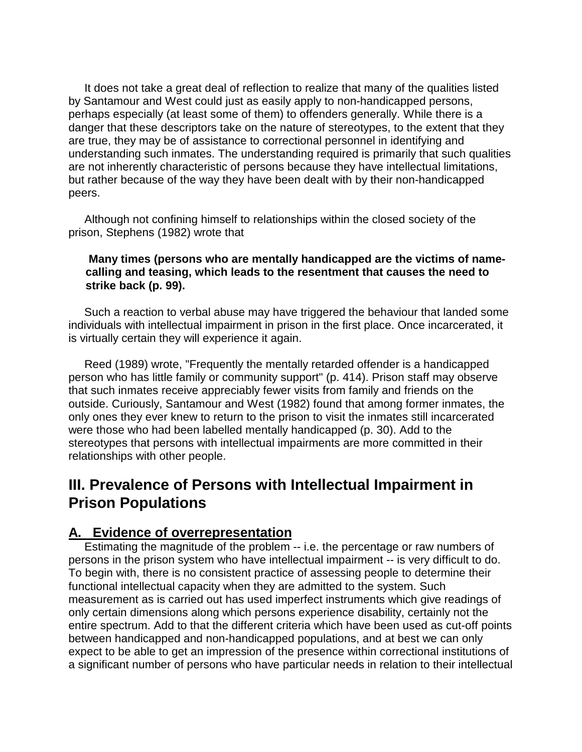It does not take a great deal of reflection to realize that many of the qualities listed by Santamour and West could just as easily apply to non-handicapped persons, perhaps especially (at least some of them) to offenders generally. While there is a danger that these descriptors take on the nature of stereotypes, to the extent that they are true, they may be of assistance to correctional personnel in identifying and understanding such inmates. The understanding required is primarily that such qualities are not inherently characteristic of persons because they have intellectual limitations, but rather because of the way they have been dealt with by their non-handicapped peers.

Although not confining himself to relationships within the closed society of the prison, Stephens (1982) wrote that

> **Many times (persons who are mentally handicapped are the victims of name-calling and teasing, which leads to the resentment that causes the need to strike back (p. 99).**

Such a reaction to verbal abuse may have triggered the behaviour that landed some individuals with intellectual impairment in prison in the first place. Once incarcerated, it is virtually certain they will experience it again.

Reed (1989) wrote, "Frequently the mentally retarded offender is a handicapped person who has little family or community support" (p. 414). Prison staff may observe that such inmates receive appreciably fewer visits from family and friends on the outside. Curiously, Santamour and West (1982) found that among former inmates, the only ones they ever knew to return to the prison to visit the inmates still incarcerated were those who had been labelled mentally handicapped (p. 30). Add to the stereotypes that persons with intellectual impairments are more committed in their relationships with other people.

## III. Prevalence of Persons with Intellectual Impairment in Prison Populations

### A. Evidence of overrepresentation

Estimating the magnitude of the problem -- i.e. the percentage or raw numbers of persons in the prison system who have intellectual impairment -- is very difficult to do. To begin with, there is no consistent practice of assessing people to determine their functional intellectual capacity when they are admitted to the system. Such measurement as is carried out has used imperfect instruments which give readings of only certain dimensions along which persons experience disability, certainly not the entire spectrum. Add to that the different criteria which have been used as cut-off points between handicapped and non-handicapped populations, and at best we can only expect to be able to get an impression of the presence within correctional institutions of a significant number of persons who have particular needs in relation to their intellectual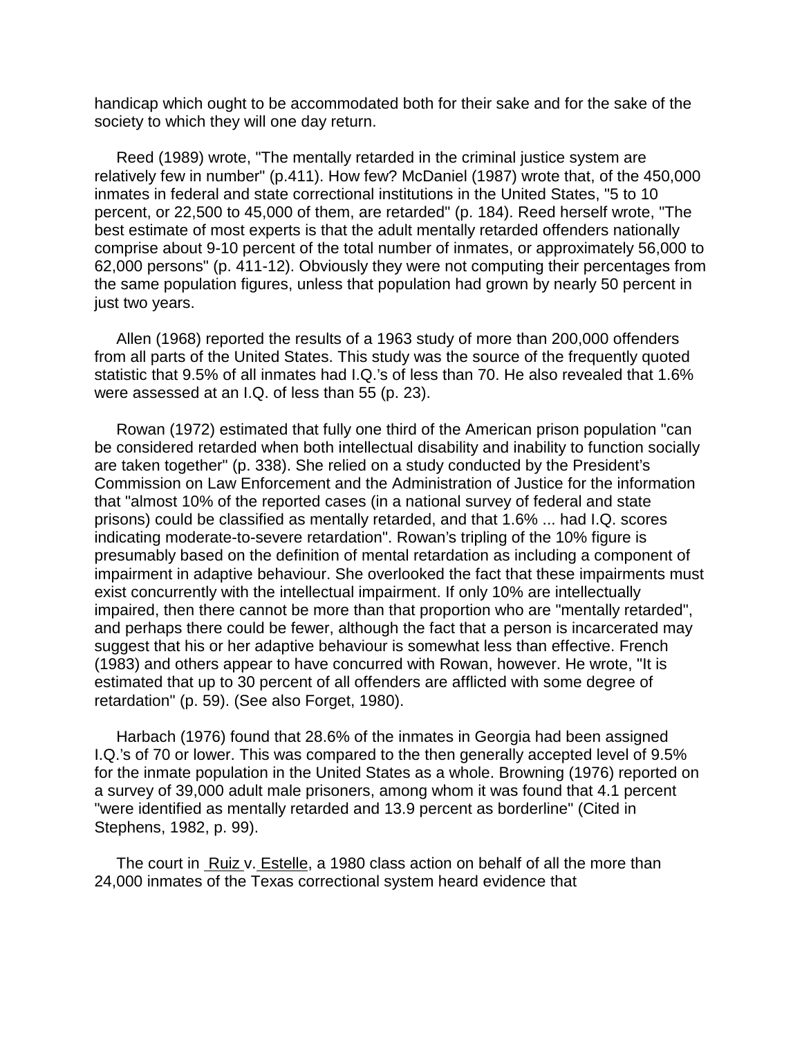handicap which ought to be accommodated both for their sake and for the sake of the society to which they will one day return.

Reed (1989) wrote, "The mentally retarded in the criminal justice system are relatively few in number" (p.411). How few? McDaniel (1987) wrote that, of the 450,000 inmates in federal and state correctional institutions in the United States, "5 to 10 percent, or 22,500 to 45,000 of them, are retarded" (p. 184). Reed herself wrote, "The best estimate of most experts is that the adult mentally retarded offenders nationally comprise about 9-10 percent of the total number of inmates, or approximately 56,000 to 62,000 persons" (p. 411-12). Obviously they were not computing their percentages from the same population figures, unless that population had grown by nearly 50 percent in just two years.

Allen (1968) reported the results of a 1963 study of more than 200,000 offenders from all parts of the United States. This study was the source of the frequently quoted statistic that 9.5% of all inmates had I.Q.'s of less than 70. He also revealed that 1.6% were assessed at an I.Q. of less than 55 (p. 23).

Rowan (1972) estimated that fully one third of the American prison population "can be considered retarded when both intellectual disability and inability to function socially are taken together" (p. 338). She relied on a study conducted by the President's Commission on Law Enforcement and the Administration of Justice for the information that "almost 10% of the reported cases (in a national survey of federal and state prisons) could be classified as mentally retarded, and that 1.6% ... had I.Q. scores indicating moderate-to-severe retardation". Rowan's tripling of the 10% figure is presumably based on the definition of mental retardation as including a component of impairment in adaptive behaviour. She overlooked the fact that these impairments must exist concurrently with the intellectual impairment. If only 10% are intellectually impaired, then there cannot be more than that proportion who are "mentally retarded", and perhaps there could be fewer, although the fact that a person is incarcerated may suggest that his or her adaptive behaviour is somewhat less than effective. French (1983) and others appear to have concurred with Rowan, however. He wrote, "It is estimated that up to 30 percent of all offenders are afflicted with some degree of retardation" (p. 59). (See also Forget, 1980).

Harbach (1976) found that 28.6% of the inmates in Georgia had been assigned I.Q.'s of 70 or lower. This was compared to the then generally accepted level of 9.5% for the inmate population in the United States as a whole. Browning (1976) reported on a survey of 39,000 adult male prisoners, among whom it was found that 4.1 percent "were identified as mentally retarded and 13.9 percent as borderline" (Cited in Stephens, 1982, p. 99).

The court in Ruiz v. Estelle, a 1980 class action on behalf of all the more than 24,000 inmates of the Texas correctional system heard evidence that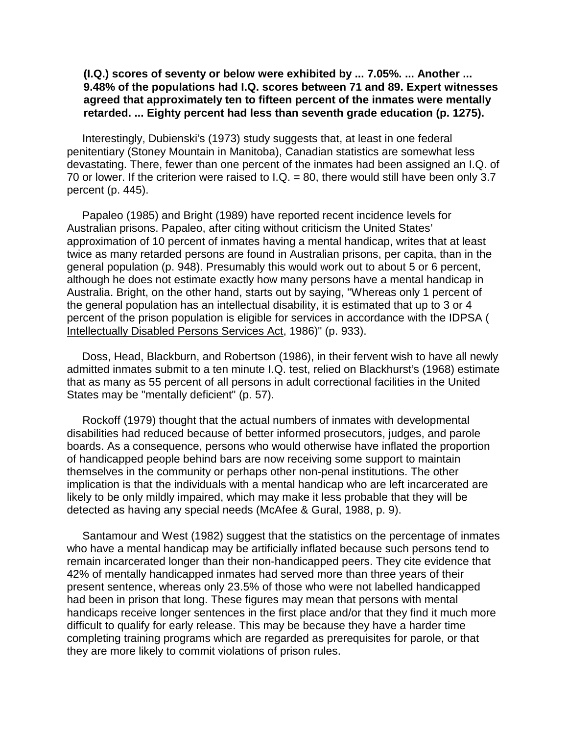**(I.Q.) scores of seventy or below were exhibited by ... 7.05%. ... Another ... 9.48% of the populations had I.Q. scores between 71 and 89. Expert witnesses agreed that approximately ten to fifteen percent of the inmates were mentally retarded. ... Eighty percent had less than seventh grade education (p. 1275).**

Interestingly, Dubienski's (1973) study suggests that, at least in one federal penitentiary (Stoney Mountain in Manitoba), Canadian statistics are somewhat less devastating. There, fewer than one percent of the inmates had been assigned an I.Q. of 70 or lower. If the criterion were raised to I.Q. = 80, there would still have been only 3.7 percent (p. 445).

Papaleo (1985) and Bright (1989) have reported recent incidence levels for Australian prisons. Papaleo, after citing without criticism the United States' approximation of 10 percent of inmates having a mental handicap, writes that at least twice as many retarded persons are found in Australian prisons, per capita, than in the general population (p. 948). Presumably this would work out to about 5 or 6 percent, although he does not estimate exactly how many persons have a mental handicap in Australia. Bright, on the other hand, starts out by saying, "Whereas only 1 percent of the general population has an intellectual disability, it is estimated that up to 3 or 4 percent of the prison population is eligible for services in accordance with the IDPSA ( Intellectually Disabled Persons Services Act, 1986)" (p. 933).

Doss, Head, Blackburn, and Robertson (1986), in their fervent wish to have all newly admitted inmates submit to a ten minute I.Q. test, relied on Blackhurst's (1968) estimate that as many as 55 percent of all persons in adult correctional facilities in the United States may be "mentally deficient" (p. 57).

Rockoff (1979) thought that the actual numbers of inmates with developmental disabilities had reduced because of better informed prosecutors, judges, and parole boards. As a consequence, persons who would otherwise have inflated the proportion of handicapped people behind bars are now receiving some support to maintain themselves in the community or perhaps other non-penal institutions. The other implication is that the individuals with a mental handicap who are left incarcerated are likely to be only mildly impaired, which may make it less probable that they will be detected as having any special needs (McAfee & Gural, 1988, p. 9).

Santamour and West (1982) suggest that the statistics on the percentage of inmates who have a mental handicap may be artificially inflated because such persons tend to remain incarcerated longer than their non-handicapped peers. They cite evidence that 42% of mentally handicapped inmates had served more than three years of their present sentence, whereas only 23.5% of those who were not labelled handicapped had been in prison that long. These figures may mean that persons with mental handicaps receive longer sentences in the first place and/or that they find it much more difficult to qualify for early release. This may be because they have a harder time completing training programs which are regarded as prerequisites for parole, or that they are more likely to commit violations of prison rules.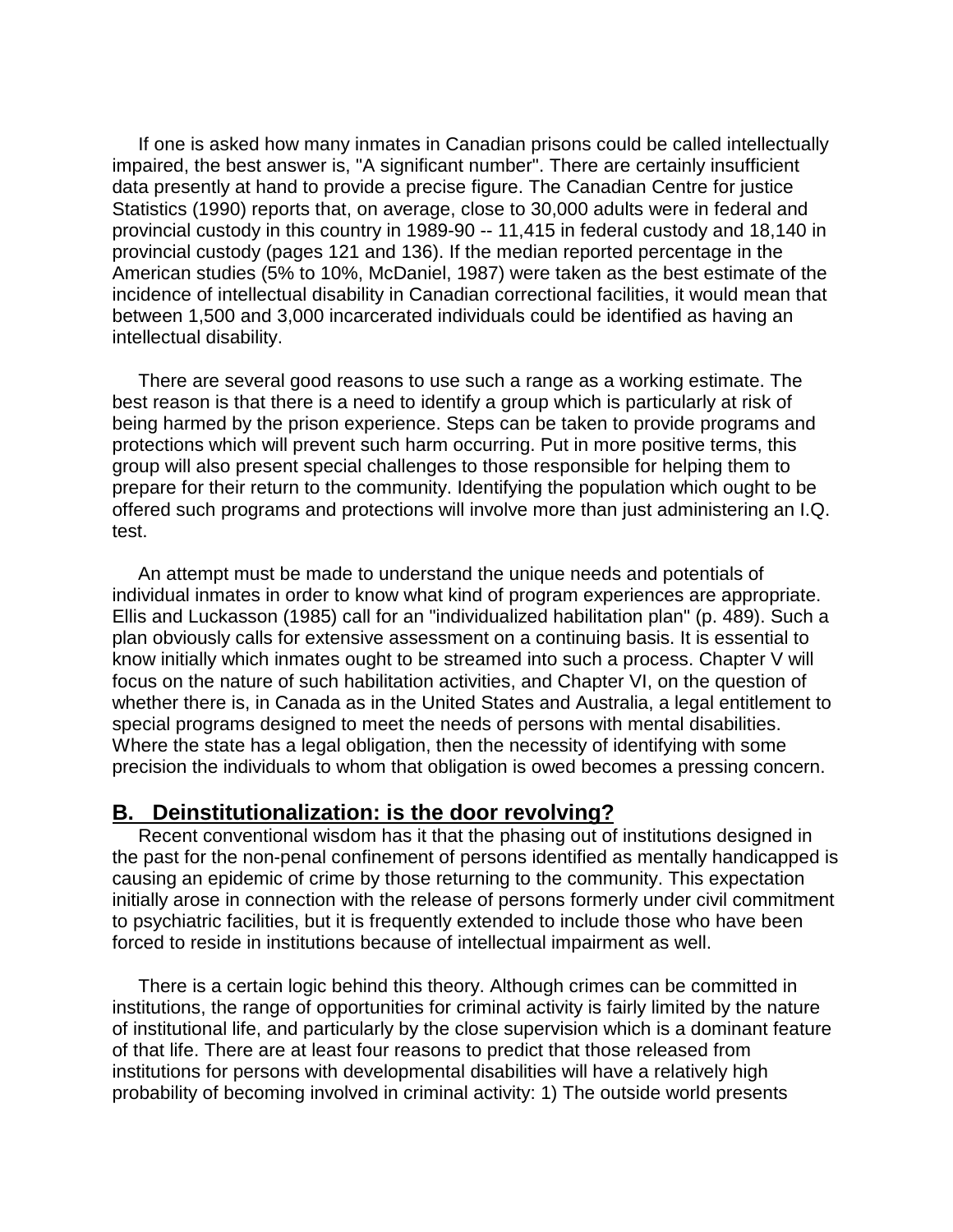If one is asked how many inmates in Canadian prisons could be called intellectually impaired, the best answer is, "A significant number". There are certainly insufficient data presently at hand to provide a precise figure. The Canadian Centre for justice Statistics (1990) reports that, on average, close to 30,000 adults were in federal and provincial custody in this country in 1989-90 -- 11,415 in federal custody and 18,140 in provincial custody (pages 121 and 136). If the median reported percentage in the American studies (5% to 10%, McDaniel, 1987) were taken as the best estimate of the incidence of intellectual disability in Canadian correctional facilities, it would mean that between 1,500 and 3,000 incarcerated individuals could be identified as having an intellectual disability.

There are several good reasons to use such a range as a working estimate. The best reason is that there is a need to identify a group which is particularly at risk of being harmed by the prison experience. Steps can be taken to provide programs and protections which will prevent such harm occurring. Put in more positive terms, this group will also present special challenges to those responsible for helping them to prepare for their return to the community. Identifying the population which ought to be offered such programs and protections will involve more than just administering an I.Q. test.

An attempt must be made to understand the unique needs and potentials of individual inmates in order to know what kind of program experiences are appropriate. Ellis and Luckasson (1985) call for an "individualized habilitation plan" (p. 489). Such a plan obviously calls for extensive assessment on a continuing basis. It is essential to know initially which inmates ought to be streamed into such a process. Chapter V will focus on the nature of such habilitation activities, and Chapter VI, on the question of whether there is, in Canada as in the United States and Australia, a legal entitlement to special programs designed to meet the needs of persons with mental disabilities. Where the state has a legal obligation, then the necessity of identifying with some precision the individuals to whom that obligation is owed becomes a pressing concern.

## B. Deinstitutionalization: is the door revolving?

Recent conventional wisdom has it that the phasing out of institutions designed in the past for the non-penal confinement of persons identified as mentally handicapped is causing an epidemic of crime by those returning to the community. This expectation initially arose in connection with the release of persons formerly under civil commitment to psychiatric facilities, but it is frequently extended to include those who have been forced to reside in institutions because of intellectual impairment as well.

There is a certain logic behind this theory. Although crimes can be committed in institutions, the range of opportunities for criminal activity is fairly limited by the nature of institutional life, and particularly by the close supervision which is a dominant feature of that life. There are at least four reasons to predict that those released from institutions for persons with developmental disabilities will have a relatively high probability of becoming involved in criminal activity: 1) The outside world presents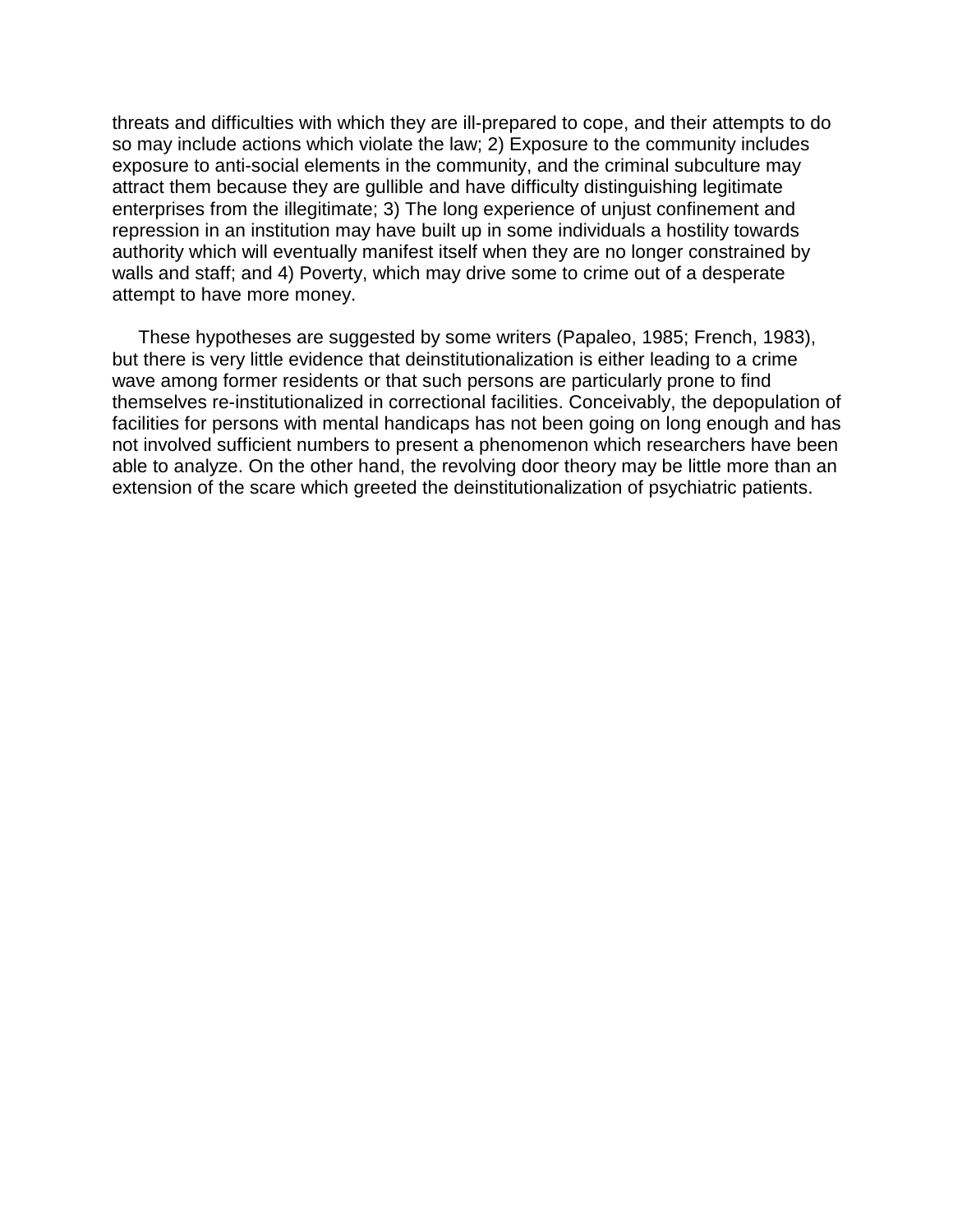threats and difficulties with which they are ill-prepared to cope, and their attempts to do so may include actions which violate the law; 2) Exposure to the community includes exposure to anti-social elements in the community, and the criminal subculture may attract them because they are gullible and have difficulty distinguishing legitimate enterprises from the illegitimate; 3) The long experience of unjust confinement and repression in an institution may have built up in some individuals a hostility towards authority which will eventually manifest itself when they are no longer constrained by walls and staff; and 4) Poverty, which may drive some to crime out of a desperate attempt to have more money.

These hypotheses are suggested by some writers (Papaleo, 1985; French, 1983), but there is very little evidence that deinstitutionalization is either leading to a crime wave among former residents or that such persons are particularly prone to find themselves re-institutionalized in correctional facilities. Conceivably, the depopulation of facilities for persons with mental handicaps has not been going on long enough and has not involved sufficient numbers to present a phenomenon which researchers have been able to analyze. On the other hand, the revolving door theory may be little more than an extension of the scare which greeted the deinstitutionalization of psychiatric patients.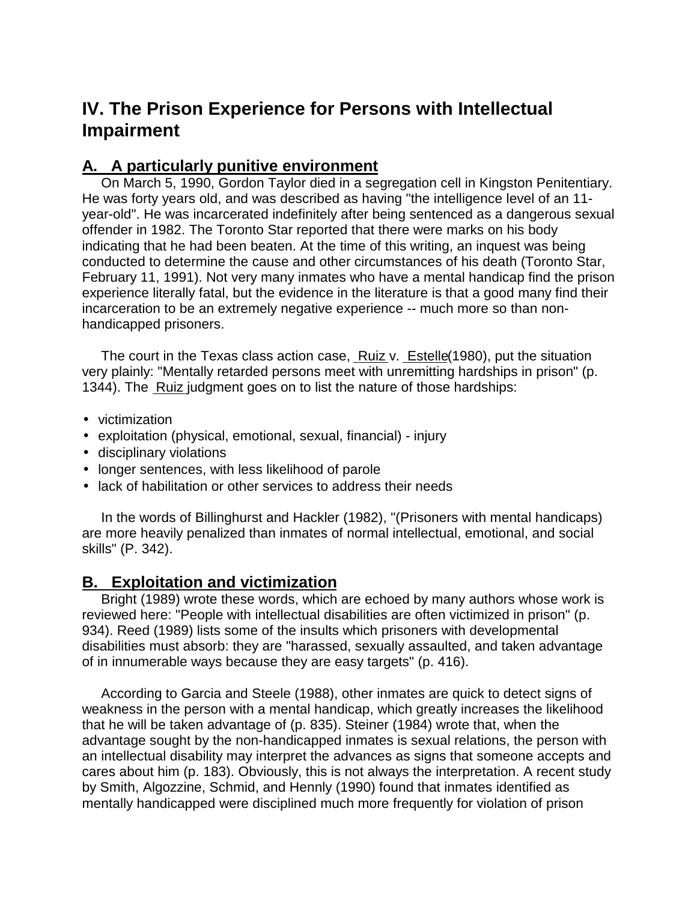# IV. The Prison Experience for Persons with Intellectual Impairment

## A. A particularly punitive environment

On March 5, 1990, Gordon Taylor died in a segregation cell in Kingston Penitentiary. He was forty years old, and was described as having "the intelligence level of an 11-year-old". He was incarcerated indefinitely after being sentenced as a dangerous sexual offender in 1982. The Toronto Star reported that there were marks on his body indicating that he had been beaten. At the time of this writing, an inquest was being conducted to determine the cause and other circumstances of his death (Toronto Star, February 11, 1991). Not very many inmates who have a mental handicap find the prison experience literally fatal, but the evidence in the literature is that a good many find their incarceration to be an extremely negative experience -- much more so than non-handicapped prisoners.

The court in the Texas class action case, Ruiz v. Estelle (1980), put the situation very plainly: "Mentally retarded persons meet with unremitting hardships in prison" (p. 1344). The Ruiz judgment goes on to list the nature of those hardships:

- victimization
- exploitation (physical, emotional, sexual, financial) - injury
- disciplinary violations
- longer sentences, with less likelihood of parole
- lack of habilitation or other services to address their needs

In the words of Billinghurst and Hackler (1982), "(Prisoners with mental handicaps) are more heavily penalized than inmates of normal intellectual, emotional, and social skills" (P. 342).

## B. Exploitation and victimization

Bright (1989) wrote these words, which are echoed by many authors whose work is reviewed here: "People with intellectual disabilities are often victimized in prison" (p. 934). Reed (1989) lists some of the insults which prisoners with developmental disabilities must absorb: they are "harassed, sexually assaulted, and taken advantage of in innumerable ways because they are easy targets" (p. 416).

According to Garcia and Steele (1988), other inmates are quick to detect signs of weakness in the person with a mental handicap, which greatly increases the likelihood that he will be taken advantage of (p. 835). Steiner (1984) wrote that, when the advantage sought by the non-handicapped inmates is sexual relations, the person with an intellectual disability may interpret the advances as signs that someone accepts and cares about him (p. 183). Obviously, this is not always the interpretation. A recent study by Smith, Algozzine, Schmid, and Hennly (1990) found that inmates identified as mentally handicapped were disciplined much more frequently for violation of prison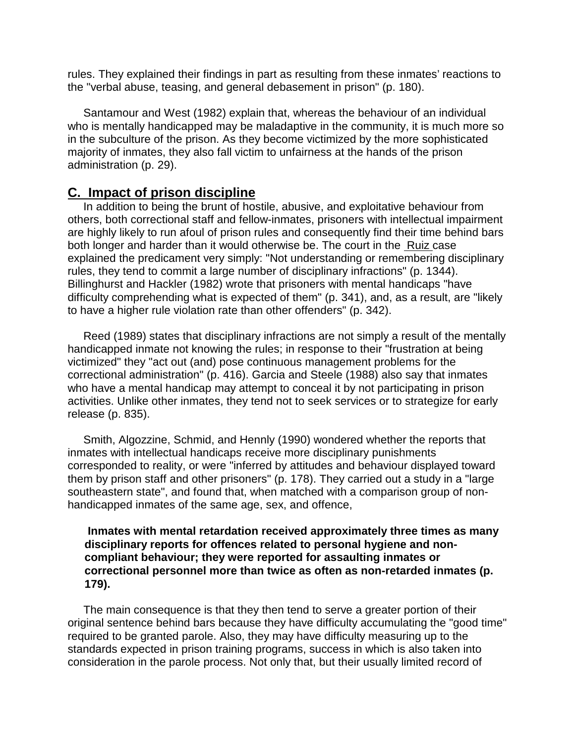rules. They explained their findings in part as resulting from these inmates' reactions to the "verbal abuse, teasing, and general debasement in prison" (p. 180).

Santamour and West (1982) explain that, whereas the behaviour of an individual who is mentally handicapped may be maladaptive in the community, it is much more so in the subculture of the prison. As they become victimized by the more sophisticated majority of inmates, they also fall victim to unfairness at the hands of the prison administration (p. 29).

## C. Impact of prison discipline

In addition to being the brunt of hostile, abusive, and exploitative behaviour from others, both correctional staff and fellow-inmates, prisoners with intellectual impairment are highly likely to run afoul of prison rules and consequently find their time behind bars both longer and harder than it would otherwise be. The court in the Ruiz case explained the predicament very simply: "Not understanding or remembering disciplinary rules, they tend to commit a large number of disciplinary infractions" (p. 1344). Billinghurst and Hackler (1982) wrote that prisoners with mental handicaps "have difficulty comprehending what is expected of them" (p. 341), and, as a result, are "likely to have a higher rule violation rate than other offenders" (p. 342).

Reed (1989) states that disciplinary infractions are not simply a result of the mentally handicapped inmate not knowing the rules; in response to their "frustration at being victimized" they "act out (and) pose continuous management problems for the correctional administration" (p. 416). Garcia and Steele (1988) also say that inmates who have a mental handicap may attempt to conceal it by not participating in prison activities. Unlike other inmates, they tend not to seek services or to strategize for early release (p. 835).

Smith, Algozzine, Schmid, and Hennly (1990) wondered whether the reports that inmates with intellectual handicaps receive more disciplinary punishments corresponded to reality, or were "inferred by attitudes and behaviour displayed toward them by prison staff and other prisoners" (p. 178). They carried out a study in a "large southeastern state", and found that, when matched with a comparison group of non-handicapped inmates of the same age, sex, and offence,

> **Inmates with mental retardation received approximately three times as many disciplinary reports for offences related to personal hygiene and non-compliant behaviour; they were reported for assaulting inmates or correctional personnel more than twice as often as non-retarded inmates (p. 179).**

The main consequence is that they then tend to serve a greater portion of their original sentence behind bars because they have difficulty accumulating the "good time" required to be granted parole. Also, they may have difficulty measuring up to the standards expected in prison training programs, success in which is also taken into consideration in the parole process. Not only that, but their usually limited record of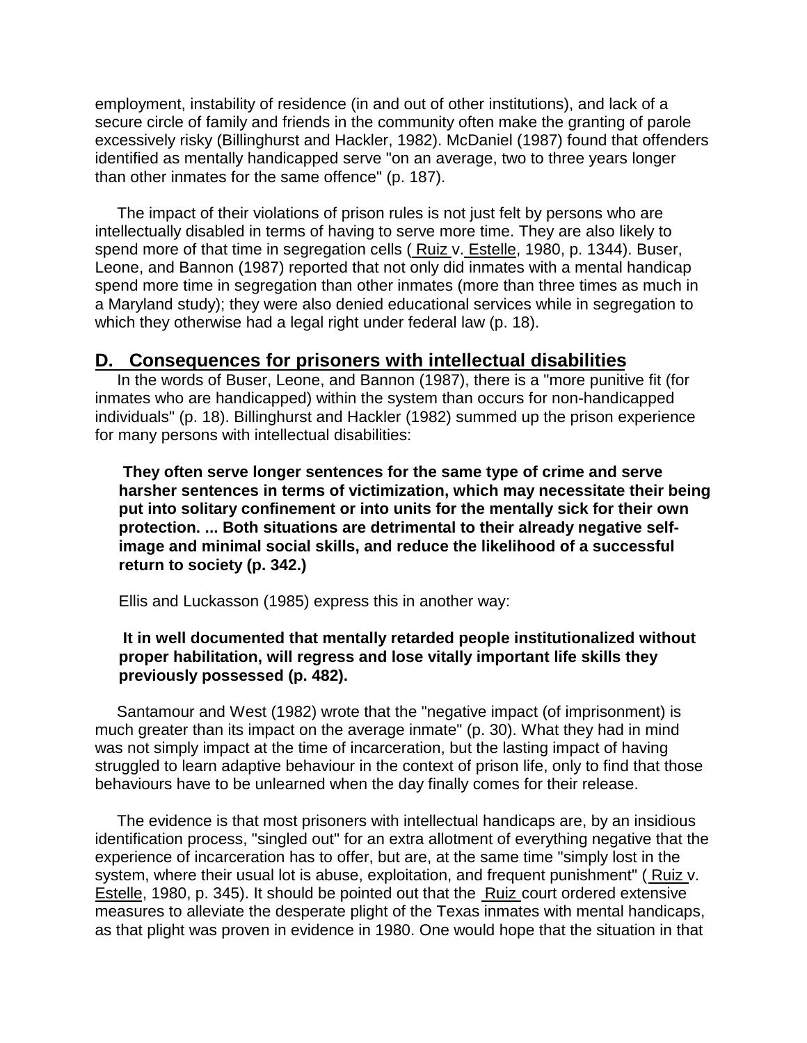employment, instability of residence (in and out of other institutions), and lack of a secure circle of family and friends in the community often make the granting of parole excessively risky (Billinghurst and Hackler, 1982). McDaniel (1987) found that offenders identified as mentally handicapped serve "on an average, two to three years longer than other inmates for the same offence" (p. 187).

The impact of their violations of prison rules is not just felt by persons who are intellectually disabled in terms of having to serve more time. They are also likely to spend more of that time in segregation cells (Ruiz v. Estelle, 1980, p. 1344). Buser, Leone, and Bannon (1987) reported that not only did inmates with a mental handicap spend more time in segregation than other inmates (more than three times as much in a Maryland study); they were also denied educational services while in segregation to which they otherwise had a legal right under federal law (p. 18).

## D. Consequences for prisoners with intellectual disabilities

In the words of Buser, Leone, and Bannon (1987), there is a "more punitive fit (for inmates who are handicapped) within the system than occurs for non-handicapped individuals" (p. 18). Billinghurst and Hackler (1982) summed up the prison experience for many persons with intellectual disabilities:

> **They often serve longer sentences for the same type of crime and serve harsher sentences in terms of victimization, which may necessitate their being put into solitary confinement or into units for the mentally sick for their own protection. ... Both situations are detrimental to their already negative self-image and minimal social skills, and reduce the likelihood of a successful return to society (p. 342.)**

Ellis and Luckasson (1985) express this in another way:

> **It in well documented that mentally retarded people institutionalized without proper habilitation, will regress and lose vitally important life skills they previously possessed (p. 482).**

Santamour and West (1982) wrote that the "negative impact (of imprisonment) is much greater than its impact on the average inmate" (p. 30). What they had in mind was not simply impact at the time of incarceration, but the lasting impact of having struggled to learn adaptive behaviour in the context of prison life, only to find that those behaviours have to be unlearned when the day finally comes for their release.

The evidence is that most prisoners with intellectual handicaps are, by an insidious identification process, "singled out" for an extra allotment of everything negative that the experience of incarceration has to offer, but are, at the same time "simply lost in the system, where their usual lot is abuse, exploitation, and frequent punishment" (Ruiz v. Estelle, 1980, p. 345). It should be pointed out that the Ruiz court ordered extensive measures to alleviate the desperate plight of the Texas inmates with mental handicaps, as that plight was proven in evidence in 1980. One would hope that the situation in that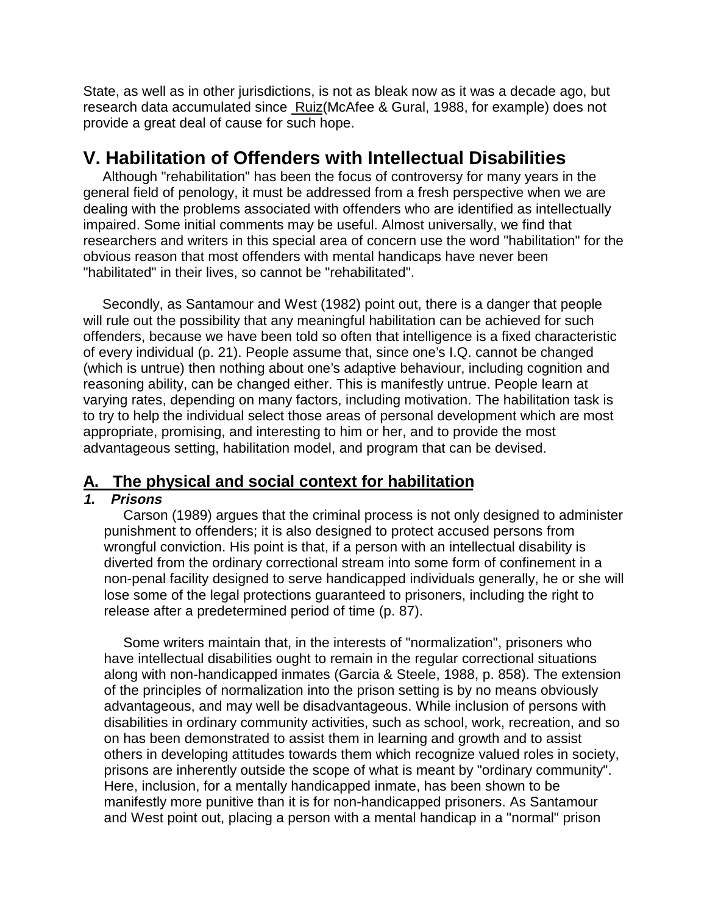State, as well as in other jurisdictions, is not as bleak now as it was a decade ago, but research data accumulated since Ruiz(McAfee & Gural, 1988, for example) does not provide a great deal of cause for such hope.

## V. Habilitation of Offenders with Intellectual Disabilities

Although "rehabilitation" has been the focus of controversy for many years in the general field of penology, it must be addressed from a fresh perspective when we are dealing with the problems associated with offenders who are identified as intellectually impaired. Some initial comments may be useful. Almost universally, we find that researchers and writers in this special area of concern use the word "habilitation" for the obvious reason that most offenders with mental handicaps have never been "habilitated" in their lives, so cannot be "rehabilitated".

Secondly, as Santamour and West (1982) point out, there is a danger that people will rule out the possibility that any meaningful habilitation can be achieved for such offenders, because we have been told so often that intelligence is a fixed characteristic of every individual (p. 21). People assume that, since one's I.Q. cannot be changed (which is untrue) then nothing about one's adaptive behaviour, including cognition and reasoning ability, can be changed either. This is manifestly untrue. People learn at varying rates, depending on many factors, including motivation. The habilitation task is to try to help the individual select those areas of personal development which are most appropriate, promising, and interesting to him or her, and to provide the most advantageous setting, habilitation model, and program that can be devised.

### A. The physical and social context for habilitation

#### *1. Prisons*

Carson (1989) argues that the criminal process is not only designed to administer punishment to offenders; it is also designed to protect accused persons from wrongful conviction. His point is that, if a person with an intellectual disability is diverted from the ordinary correctional stream into some form of confinement in a non-penal facility designed to serve handicapped individuals generally, he or she will lose some of the legal protections guaranteed to prisoners, including the right to release after a predetermined period of time (p. 87).

Some writers maintain that, in the interests of "normalization", prisoners who have intellectual disabilities ought to remain in the regular correctional situations along with non-handicapped inmates (Garcia & Steele, 1988, p. 858). The extension of the principles of normalization into the prison setting is by no means obviously advantageous, and may well be disadvantageous. While inclusion of persons with disabilities in ordinary community activities, such as school, work, recreation, and so on has been demonstrated to assist them in learning and growth and to assist others in developing attitudes towards them which recognize valued roles in society, prisons are inherently outside the scope of what is meant by "ordinary community". Here, inclusion, for a mentally handicapped inmate, has been shown to be manifestly more punitive than it is for non-handicapped prisoners. As Santamour and West point out, placing a person with a mental handicap in a "normal" prison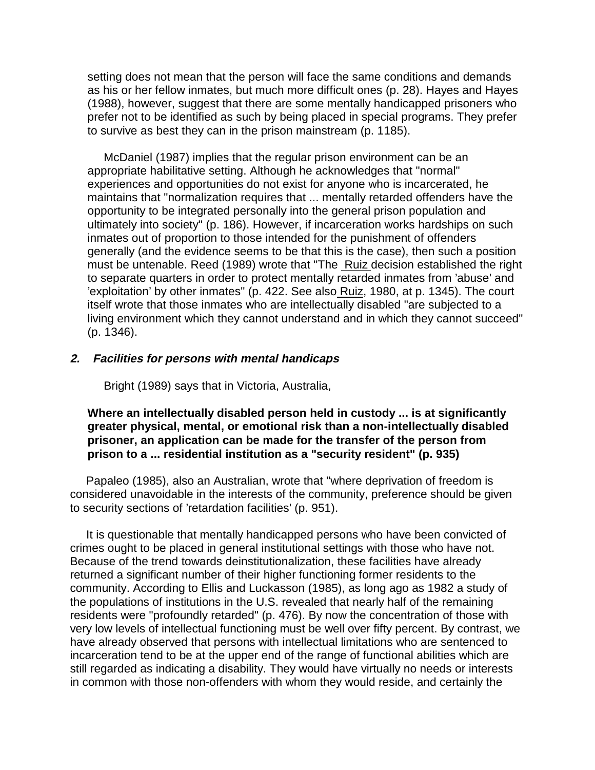setting does not mean that the person will face the same conditions and demands as his or her fellow inmates, but much more difficult ones (p. 28). Hayes and Hayes (1988), however, suggest that there are some mentally handicapped prisoners who prefer not to be identified as such by being placed in special programs. They prefer to survive as best they can in the prison mainstream (p. 1185).

McDaniel (1987) implies that the regular prison environment can be an appropriate habilitative setting. Although he acknowledges that "normal" experiences and opportunities do not exist for anyone who is incarcerated, he maintains that "normalization requires that ... mentally retarded offenders have the opportunity to be integrated personally into the general prison population and ultimately into society" (p. 186). However, if incarceration works hardships on such inmates out of proportion to those intended for the punishment of offenders generally (and the evidence seems to be that this is the case), then such a position must be untenable. Reed (1989) wrote that "The Ruiz decision established the right to separate quarters in order to protect mentally retarded inmates from 'abuse' and 'exploitation' by other inmates" (p. 422. See also Ruiz, 1980, at p. 1345). The court itself wrote that those inmates who are intellectually disabled "are subjected to a living environment which they cannot understand and in which they cannot succeed" (p. 1346).

### *2. Facilities for persons with mental handicaps*

Bright (1989) says that in Victoria, Australia,

> **Where an intellectually disabled person held in custody ... is at significantly greater physical, mental, or emotional risk than a non-intellectually disabled prisoner, an application can be made for the transfer of the person from prison to a ... residential institution as a "security resident" (p. 935)**

Papaleo (1985), also an Australian, wrote that "where deprivation of freedom is considered unavoidable in the interests of the community, preference should be given to security sections of 'retardation facilities' (p. 951).

It is questionable that mentally handicapped persons who have been convicted of crimes ought to be placed in general institutional settings with those who have not. Because of the trend towards deinstitutionalization, these facilities have already returned a significant number of their higher functioning former residents to the community. According to Ellis and Luckasson (1985), as long ago as 1982 a study of the populations of institutions in the U.S. revealed that nearly half of the remaining residents were "profoundly retarded" (p. 476). By now the concentration of those with very low levels of intellectual functioning must be well over fifty percent. By contrast, we have already observed that persons with intellectual limitations who are sentenced to incarceration tend to be at the upper end of the range of functional abilities which are still regarded as indicating a disability. They would have virtually no needs or interests in common with those non-offenders with whom they would reside, and certainly the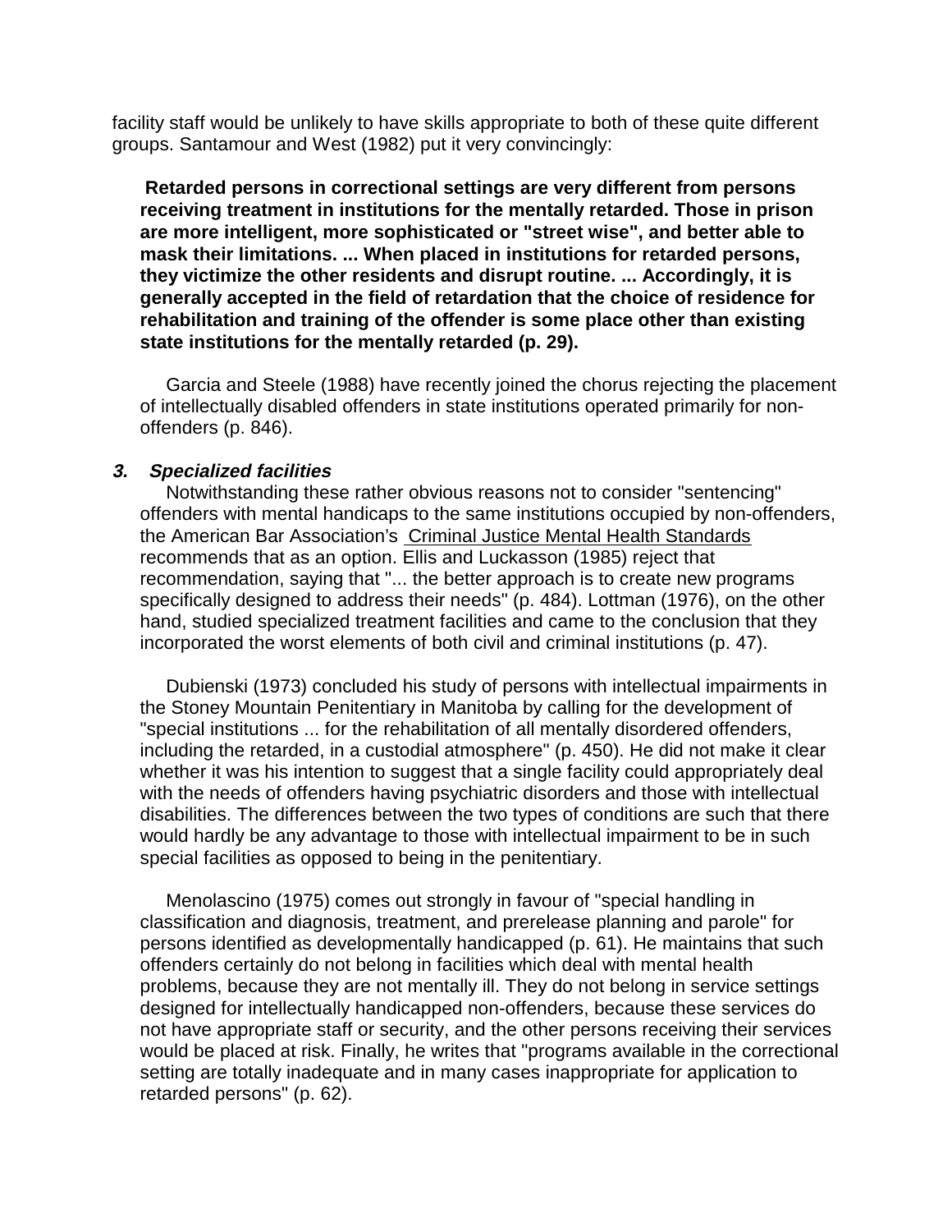facility staff would be unlikely to have skills appropriate to both of these quite different groups. Santamour and West (1982) put it very convincingly:

> **Retarded persons in correctional settings are very different from persons receiving treatment in institutions for the mentally retarded. Those in prison are more intelligent, more sophisticated or "street wise", and better able to mask their limitations. ... When placed in institutions for retarded persons, they victimize the other residents and disrupt routine. ... Accordingly, it is generally accepted in the field of retardation that the choice of residence for rehabilitation and training of the offender is some place other than existing state institutions for the mentally retarded (p. 29).**

Garcia and Steele (1988) have recently joined the chorus rejecting the placement of intellectually disabled offenders in state institutions operated primarily for non-offenders (p. 846).

### ***3. Specialized facilities***

Notwithstanding these rather obvious reasons not to consider "sentencing" offenders with mental handicaps to the same institutions occupied by non-offenders, the American Bar Association's Criminal Justice Mental Health Standards recommends that as an option. Ellis and Luckasson (1985) reject that recommendation, saying that "... the better approach is to create new programs specifically designed to address their needs" (p. 484). Lottman (1976), on the other hand, studied specialized treatment facilities and came to the conclusion that they incorporated the worst elements of both civil and criminal institutions (p. 47).

Dubienski (1973) concluded his study of persons with intellectual impairments in the Stoney Mountain Penitentiary in Manitoba by calling for the development of "special institutions ... for the rehabilitation of all mentally disordered offenders, including the retarded, in a custodial atmosphere" (p. 450). He did not make it clear whether it was his intention to suggest that a single facility could appropriately deal with the needs of offenders having psychiatric disorders and those with intellectual disabilities. The differences between the two types of conditions are such that there would hardly be any advantage to those with intellectual impairment to be in such special facilities as opposed to being in the penitentiary.

Menolascino (1975) comes out strongly in favour of "special handling in classification and diagnosis, treatment, and prerelease planning and parole" for persons identified as developmentally handicapped (p. 61). He maintains that such offenders certainly do not belong in facilities which deal with mental health problems, because they are not mentally ill. They do not belong in service settings designed for intellectually handicapped non-offenders, because these services do not have appropriate staff or security, and the other persons receiving their services would be placed at risk. Finally, he writes that "programs available in the correctional setting are totally inadequate and in many cases inappropriate for application to retarded persons" (p. 62).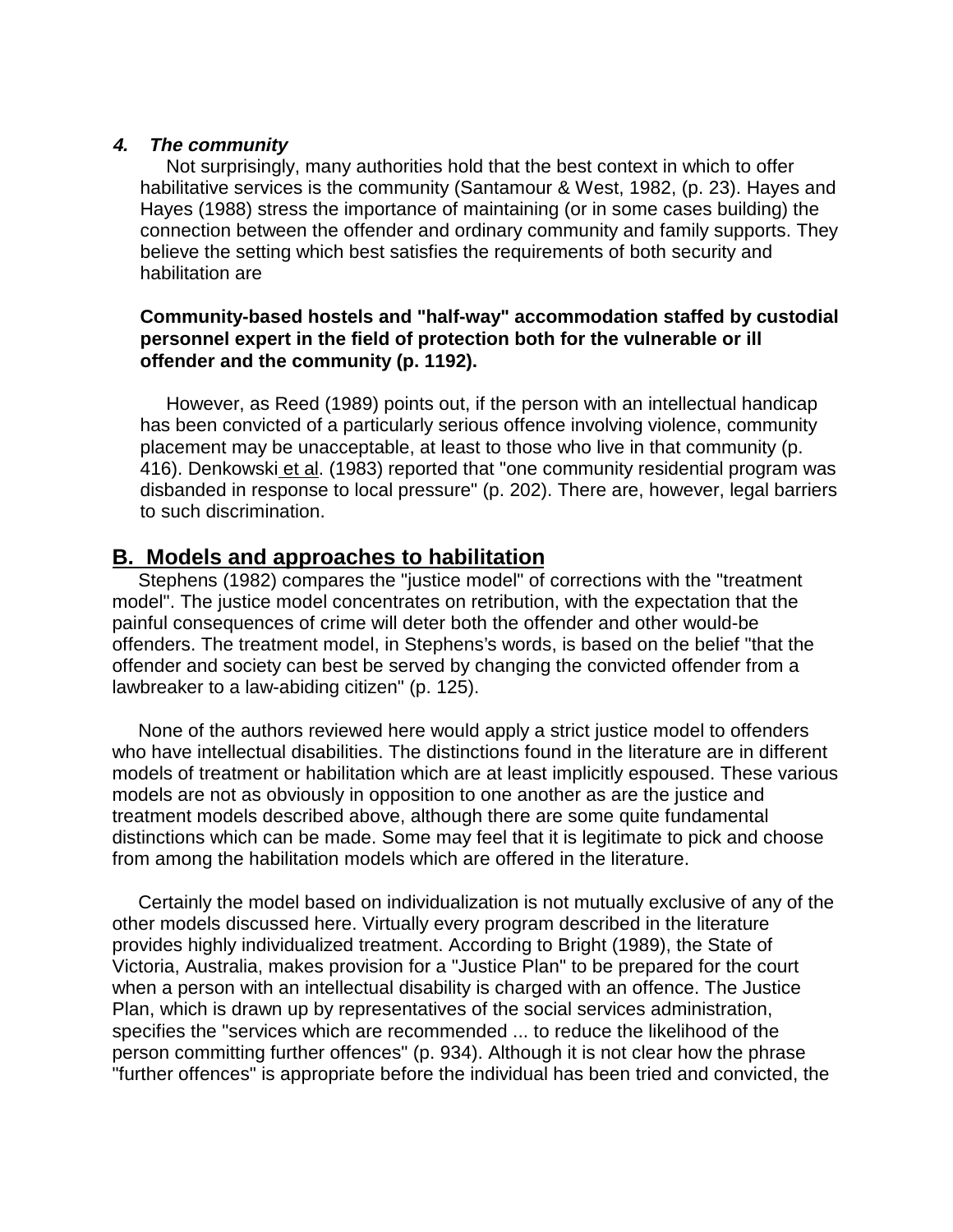#### *4. The community*

Not surprisingly, many authorities hold that the best context in which to offer habilitative services is the community (Santamour & West, 1982, (p. 23). Hayes and Hayes (1988) stress the importance of maintaining (or in some cases building) the connection between the offender and ordinary community and family supports. They believe the setting which best satisfies the requirements of both security and habilitation are

> **Community-based hostels and "half-way" accommodation staffed by custodial personnel expert in the field of protection both for the vulnerable or ill offender and the community (p. 1192).**

However, as Reed (1989) points out, if the person with an intellectual handicap has been convicted of a particularly serious offence involving violence, community placement may be unacceptable, at least to those who live in that community (p. 416). Denkowski et al. (1983) reported that "one community residential program was disbanded in response to local pressure" (p. 202). There are, however, legal barriers to such discrimination.

## B. Models and approaches to habilitation

Stephens (1982) compares the "justice model" of corrections with the "treatment model". The justice model concentrates on retribution, with the expectation that the painful consequences of crime will deter both the offender and other would-be offenders. The treatment model, in Stephens's words, is based on the belief "that the offender and society can best be served by changing the convicted offender from a lawbreaker to a law-abiding citizen" (p. 125).

None of the authors reviewed here would apply a strict justice model to offenders who have intellectual disabilities. The distinctions found in the literature are in different models of treatment or habilitation which are at least implicitly espoused. These various models are not as obviously in opposition to one another as are the justice and treatment models described above, although there are some quite fundamental distinctions which can be made. Some may feel that it is legitimate to pick and choose from among the habilitation models which are offered in the literature.

Certainly the model based on individualization is not mutually exclusive of any of the other models discussed here. Virtually every program described in the literature provides highly individualized treatment. According to Bright (1989), the State of Victoria, Australia, makes provision for a "Justice Plan" to be prepared for the court when a person with an intellectual disability is charged with an offence. The Justice Plan, which is drawn up by representatives of the social services administration, specifies the "services which are recommended ... to reduce the likelihood of the person committing further offences" (p. 934). Although it is not clear how the phrase "further offences" is appropriate before the individual has been tried and convicted, the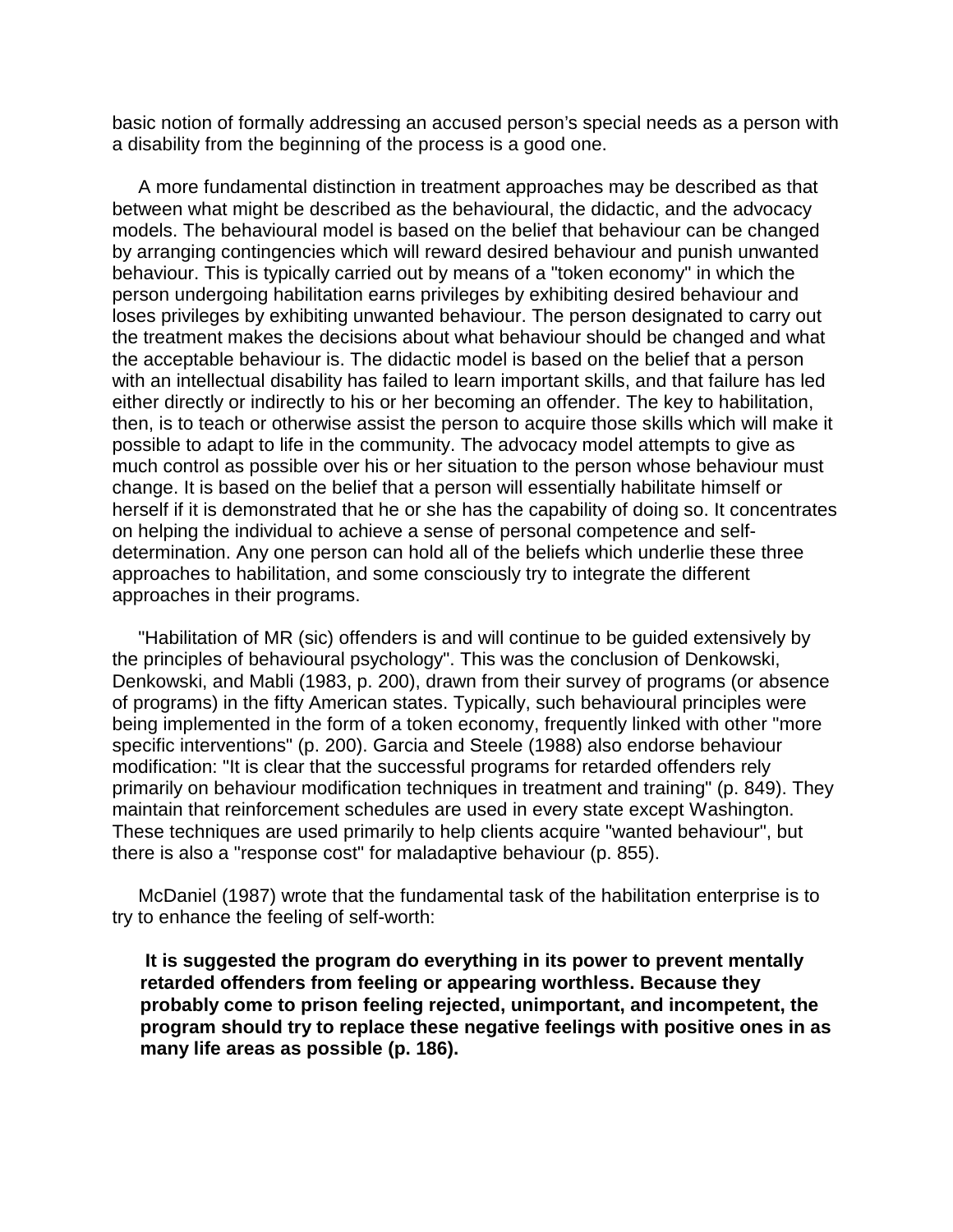basic notion of formally addressing an accused person's special needs as a person with a disability from the beginning of the process is a good one.

A more fundamental distinction in treatment approaches may be described as that between what might be described as the behavioural, the didactic, and the advocacy models. The behavioural model is based on the belief that behaviour can be changed by arranging contingencies which will reward desired behaviour and punish unwanted behaviour. This is typically carried out by means of a "token economy" in which the person undergoing habilitation earns privileges by exhibiting desired behaviour and loses privileges by exhibiting unwanted behaviour. The person designated to carry out the treatment makes the decisions about what behaviour should be changed and what the acceptable behaviour is. The didactic model is based on the belief that a person with an intellectual disability has failed to learn important skills, and that failure has led either directly or indirectly to his or her becoming an offender. The key to habilitation, then, is to teach or otherwise assist the person to acquire those skills which will make it possible to adapt to life in the community. The advocacy model attempts to give as much control as possible over his or her situation to the person whose behaviour must change. It is based on the belief that a person will essentially habilitate himself or herself if it is demonstrated that he or she has the capability of doing so. It concentrates on helping the individual to achieve a sense of personal competence and self-determination. Any one person can hold all of the beliefs which underlie these three approaches to habilitation, and some consciously try to integrate the different approaches in their programs.

"Habilitation of MR (sic) offenders is and will continue to be guided extensively by the principles of behavioural psychology". This was the conclusion of Denkowski, Denkowski, and Mabli (1983, p. 200), drawn from their survey of programs (or absence of programs) in the fifty American states. Typically, such behavioural principles were being implemented in the form of a token economy, frequently linked with other "more specific interventions" (p. 200). Garcia and Steele (1988) also endorse behaviour modification: "It is clear that the successful programs for retarded offenders rely primarily on behaviour modification techniques in treatment and training" (p. 849). They maintain that reinforcement schedules are used in every state except Washington. These techniques are used primarily to help clients acquire "wanted behaviour", but there is also a "response cost" for maladaptive behaviour (p. 855).

McDaniel (1987) wrote that the fundamental task of the habilitation enterprise is to try to enhance the feeling of self-worth:

> **It is suggested the program do everything in its power to prevent mentally retarded offenders from feeling or appearing worthless. Because they probably come to prison feeling rejected, unimportant, and incompetent, the program should try to replace these negative feelings with positive ones in as many life areas as possible (p. 186).**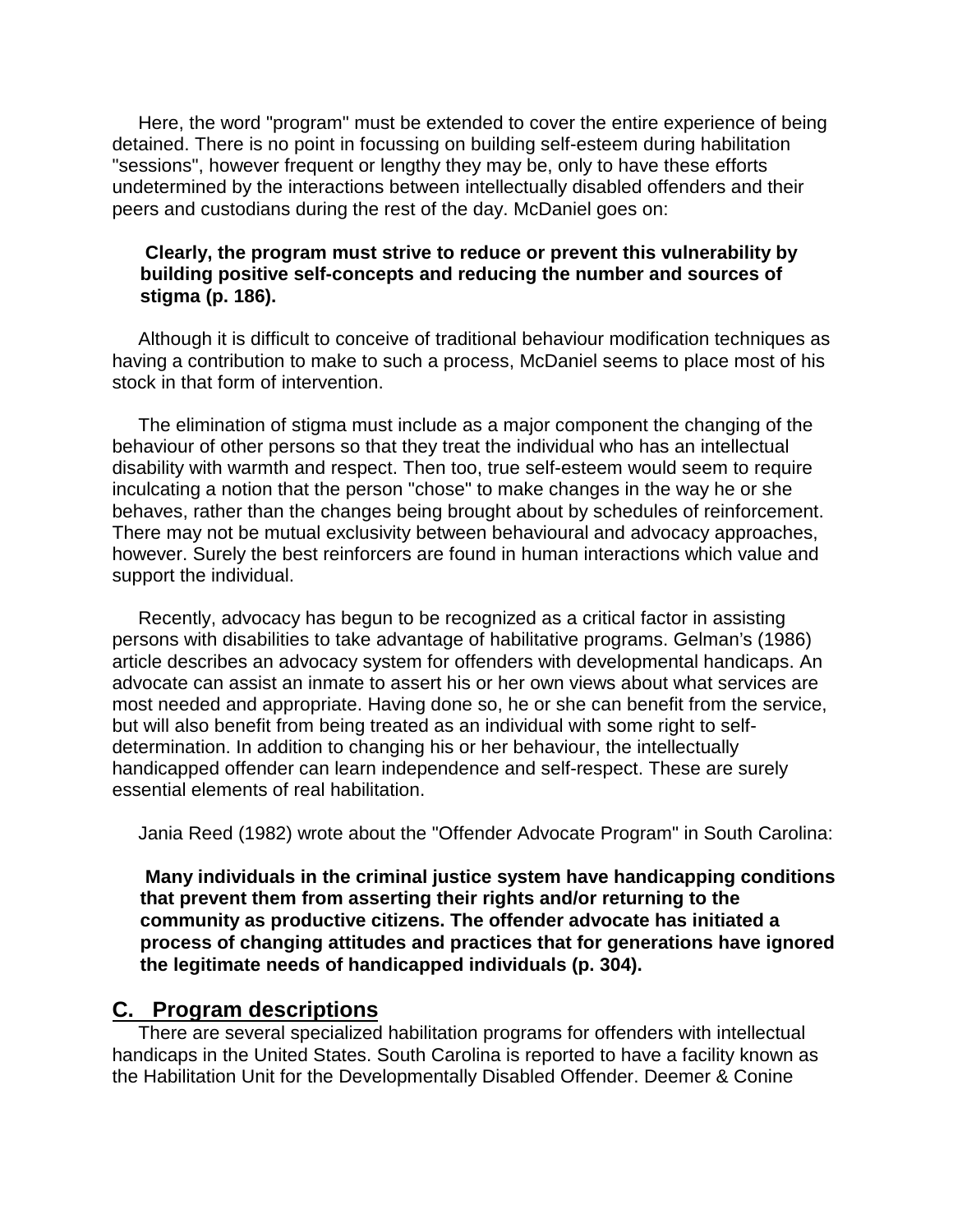Here, the word "program" must be extended to cover the entire experience of being detained. There is no point in focussing on building self-esteem during habilitation "sessions", however frequent or lengthy they may be, only to have these efforts undetermined by the interactions between intellectually disabled offenders and their peers and custodians during the rest of the day. McDaniel goes on:

> **Clearly, the program must strive to reduce or prevent this vulnerability by building positive self-concepts and reducing the number and sources of stigma (p. 186).**

Although it is difficult to conceive of traditional behaviour modification techniques as having a contribution to make to such a process, McDaniel seems to place most of his stock in that form of intervention.

The elimination of stigma must include as a major component the changing of the behaviour of other persons so that they treat the individual who has an intellectual disability with warmth and respect. Then too, true self-esteem would seem to require inculcating a notion that the person "chose" to make changes in the way he or she behaves, rather than the changes being brought about by schedules of reinforcement. There may not be mutual exclusivity between behavioural and advocacy approaches, however. Surely the best reinforcers are found in human interactions which value and support the individual.

Recently, advocacy has begun to be recognized as a critical factor in assisting persons with disabilities to take advantage of habilitative programs. Gelman's (1986) article describes an advocacy system for offenders with developmental handicaps. An advocate can assist an inmate to assert his or her own views about what services are most needed and appropriate. Having done so, he or she can benefit from the service, but will also benefit from being treated as an individual with some right to self-determination. In addition to changing his or her behaviour, the intellectually handicapped offender can learn independence and self-respect. These are surely essential elements of real habilitation.

Jania Reed (1982) wrote about the "Offender Advocate Program" in South Carolina:

> **Many individuals in the criminal justice system have handicapping conditions that prevent them from asserting their rights and/or returning to the community as productive citizens. The offender advocate has initiated a process of changing attitudes and practices that for generations have ignored the legitimate needs of handicapped individuals (p. 304).**

## C. Program descriptions

There are several specialized habilitation programs for offenders with intellectual handicaps in the United States. South Carolina is reported to have a facility known as the Habilitation Unit for the Developmentally Disabled Offender. Deemer & Conine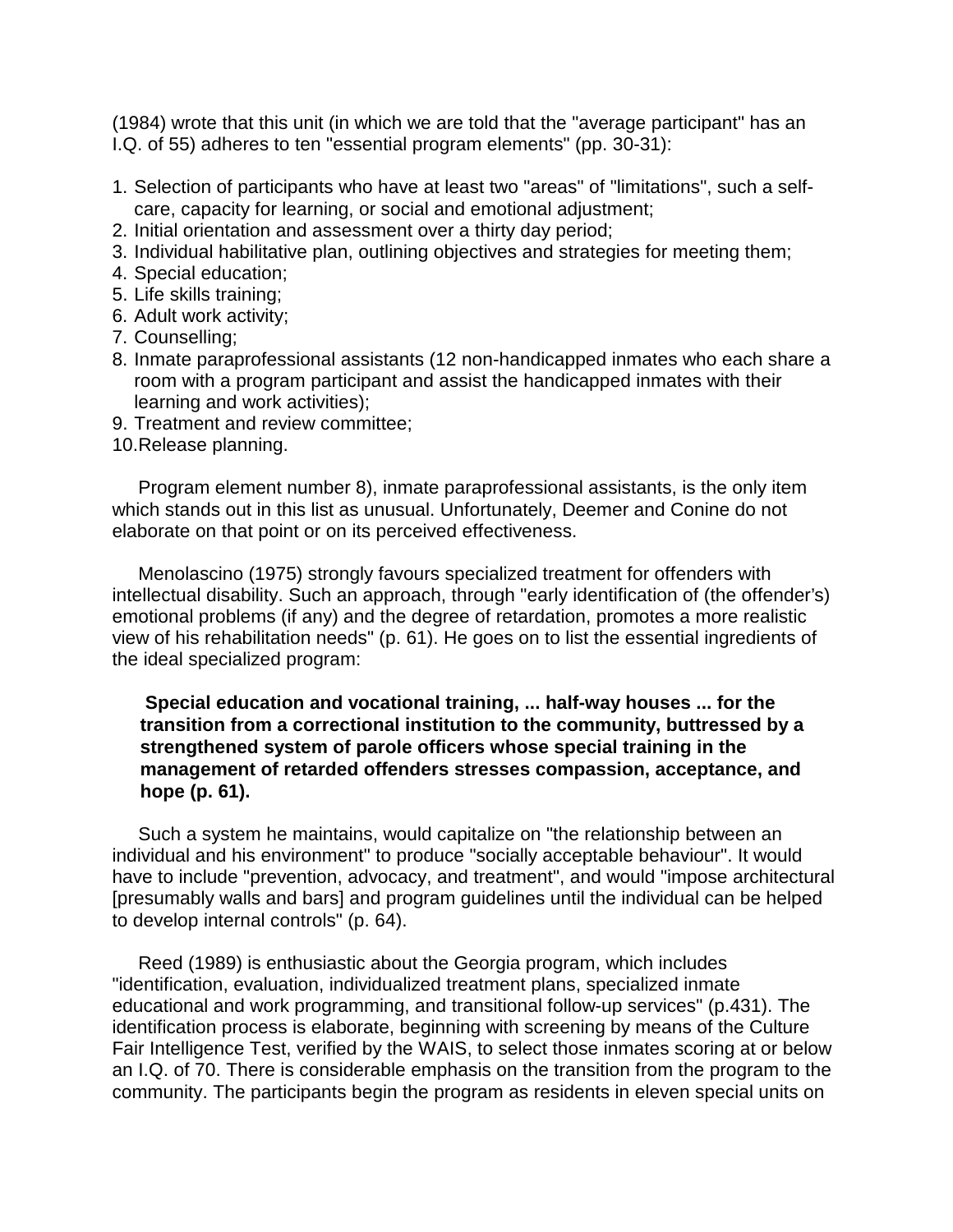(1984) wrote that this unit (in which we are told that the "average participant" has an I.Q. of 55) adheres to ten "essential program elements" (pp. 30-31):

1. Selection of participants who have at least two "areas" of "limitations", such a self-care, capacity for learning, or social and emotional adjustment;
2. Initial orientation and assessment over a thirty day period;
3. Individual habilitative plan, outlining objectives and strategies for meeting them;
4. Special education;
5. Life skills training;
6. Adult work activity;
7. Counselling;
8. Inmate paraprofessional assistants (12 non-handicapped inmates who each share a room with a program participant and assist the handicapped inmates with their learning and work activities);
9. Treatment and review committee;
10. Release planning.

Program element number 8), inmate paraprofessional assistants, is the only item which stands out in this list as unusual. Unfortunately, Deemer and Conine do not elaborate on that point or on its perceived effectiveness.

Menolascino (1975) strongly favours specialized treatment for offenders with intellectual disability. Such an approach, through "early identification of (the offender's) emotional problems (if any) and the degree of retardation, promotes a more realistic view of his rehabilitation needs" (p. 61). He goes on to list the essential ingredients of the ideal specialized program:

> **Special education and vocational training, ... half-way houses ... for the transition from a correctional institution to the community, buttressed by a strengthened system of parole officers whose special training in the management of retarded offenders stresses compassion, acceptance, and hope (p. 61).**

Such a system he maintains, would capitalize on "the relationship between an individual and his environment" to produce "socially acceptable behaviour". It would have to include "prevention, advocacy, and treatment", and would "impose architectural [presumably walls and bars] and program guidelines until the individual can be helped to develop internal controls" (p. 64).

Reed (1989) is enthusiastic about the Georgia program, which includes "identification, evaluation, individualized treatment plans, specialized inmate educational and work programming, and transitional follow-up services" (p.431). The identification process is elaborate, beginning with screening by means of the Culture Fair Intelligence Test, verified by the WAIS, to select those inmates scoring at or below an I.Q. of 70. There is considerable emphasis on the transition from the program to the community. The participants begin the program as residents in eleven special units on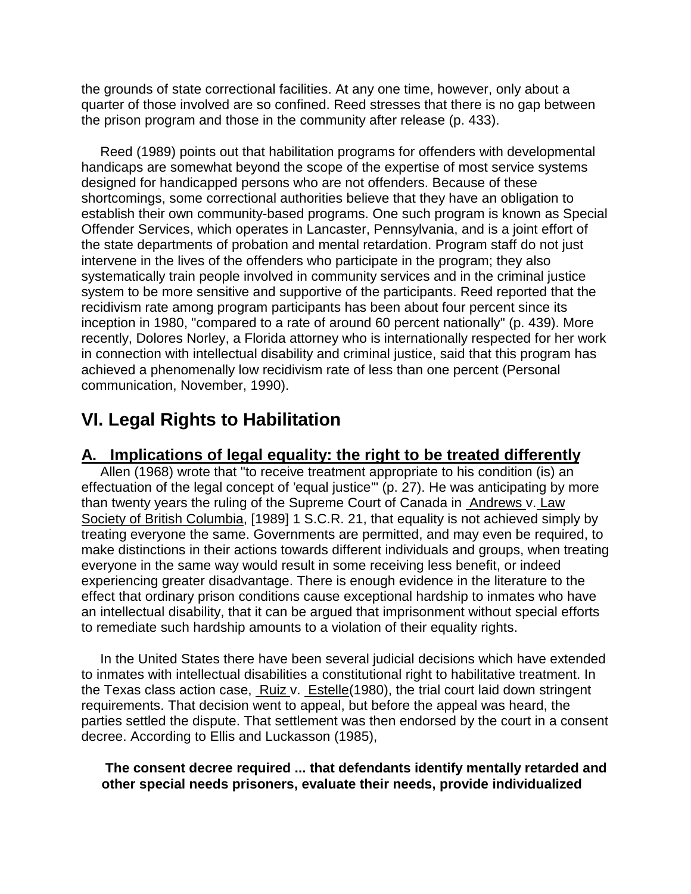the grounds of state correctional facilities. At any one time, however, only about a quarter of those involved are so confined. Reed stresses that there is no gap between the prison program and those in the community after release (p. 433).

Reed (1989) points out that habilitation programs for offenders with developmental handicaps are somewhat beyond the scope of the expertise of most service systems designed for handicapped persons who are not offenders. Because of these shortcomings, some correctional authorities believe that they have an obligation to establish their own community-based programs. One such program is known as Special Offender Services, which operates in Lancaster, Pennsylvania, and is a joint effort of the state departments of probation and mental retardation. Program staff do not just intervene in the lives of the offenders who participate in the program; they also systematically train people involved in community services and in the criminal justice system to be more sensitive and supportive of the participants. Reed reported that the recidivism rate among program participants has been about four percent since its inception in 1980, "compared to a rate of around 60 percent nationally" (p. 439). More recently, Dolores Norley, a Florida attorney who is internationally respected for her work in connection with intellectual disability and criminal justice, said that this program has achieved a phenomenally low recidivism rate of less than one percent (Personal communication, November, 1990).

## VI. Legal Rights to Habilitation

### A. Implications of legal equality: the right to be treated differently

Allen (1968) wrote that "to receive treatment appropriate to his condition (is) an effectuation of the legal concept of 'equal justice'" (p. 27). He was anticipating by more than twenty years the ruling of the Supreme Court of Canada in Andrews v. Law Society of British Columbia, [1989] 1 S.C.R. 21, that equality is not achieved simply by treating everyone the same. Governments are permitted, and may even be required, to make distinctions in their actions towards different individuals and groups, when treating everyone in the same way would result in some receiving less benefit, or indeed experiencing greater disadvantage. There is enough evidence in the literature to the effect that ordinary prison conditions cause exceptional hardship to inmates who have an intellectual disability, that it can be argued that imprisonment without special efforts to remediate such hardship amounts to a violation of their equality rights.

In the United States there have been several judicial decisions which have extended to inmates with intellectual disabilities a constitutional right to habilitative treatment. In the Texas class action case, Ruiz v. Estelle(1980), the trial court laid down stringent requirements. That decision went to appeal, but before the appeal was heard, the parties settled the dispute. That settlement was then endorsed by the court in a consent decree. According to Ellis and Luckasson (1985),

> **The consent decree required ... that defendants identify mentally retarded and other special needs prisoners, evaluate their needs, provide individualized**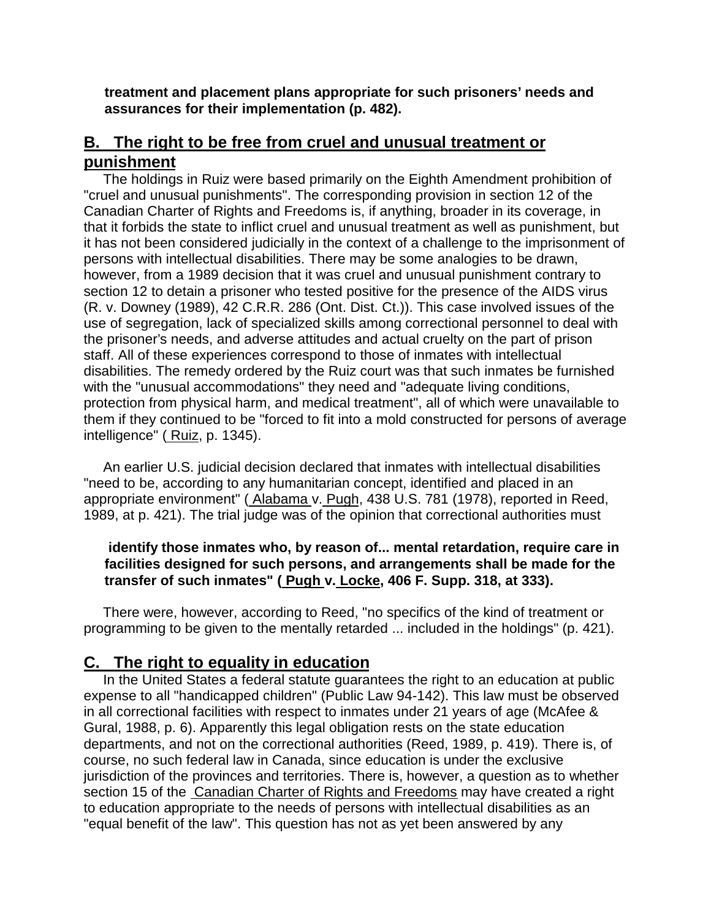**treatment and placement plans appropriate for such prisoners' needs and assurances for their implementation (p. 482).**

## B. The right to be free from cruel and unusual treatment or punishment

The holdings in Ruiz were based primarily on the Eighth Amendment prohibition of "cruel and unusual punishments". The corresponding provision in section 12 of the Canadian Charter of Rights and Freedoms is, if anything, broader in its coverage, in that it forbids the state to inflict cruel and unusual treatment as well as punishment, but it has not been considered judicially in the context of a challenge to the imprisonment of persons with intellectual disabilities. There may be some analogies to be drawn, however, from a 1989 decision that it was cruel and unusual punishment contrary to section 12 to detain a prisoner who tested positive for the presence of the AIDS virus (R. v. Downey (1989), 42 C.R.R. 286 (Ont. Dist. Ct.)). This case involved issues of the use of segregation, lack of specialized skills among correctional personnel to deal with the prisoner's needs, and adverse attitudes and actual cruelty on the part of prison staff. All of these experiences correspond to those of inmates with intellectual disabilities. The remedy ordered by the Ruiz court was that such inmates be furnished with the "unusual accommodations" they need and "adequate living conditions, protection from physical harm, and medical treatment", all of which were unavailable to them if they continued to be "forced to fit into a mold constructed for persons of average intelligence" ( Ruiz, p. 1345).

An earlier U.S. judicial decision declared that inmates with intellectual disabilities "need to be, according to any humanitarian concept, identified and placed in an appropriate environment" ( Alabama v. Pugh, 438 U.S. 781 (1978), reported in Reed, 1989, at p. 421). The trial judge was of the opinion that correctional authorities must

> **identify those inmates who, by reason of... mental retardation, require care in facilities designed for such persons, and arrangements shall be made for the transfer of such inmates" ( Pugh v. Locke, 406 F. Supp. 318, at 333).**

There were, however, according to Reed, "no specifics of the kind of treatment or programming to be given to the mentally retarded ... included in the holdings" (p. 421).

## C. The right to equality in education

In the United States a federal statute guarantees the right to an education at public expense to all "handicapped children" (Public Law 94-142). This law must be observed in all correctional facilities with respect to inmates under 21 years of age (McAfee & Gural, 1988, p. 6). Apparently this legal obligation rests on the state education departments, and not on the correctional authorities (Reed, 1989, p. 419). There is, of course, no such federal law in Canada, since education is under the exclusive jurisdiction of the provinces and territories. There is, however, a question as to whether section 15 of the Canadian Charter of Rights and Freedoms may have created a right to education appropriate to the needs of persons with intellectual disabilities as an "equal benefit of the law". This question has not as yet been answered by any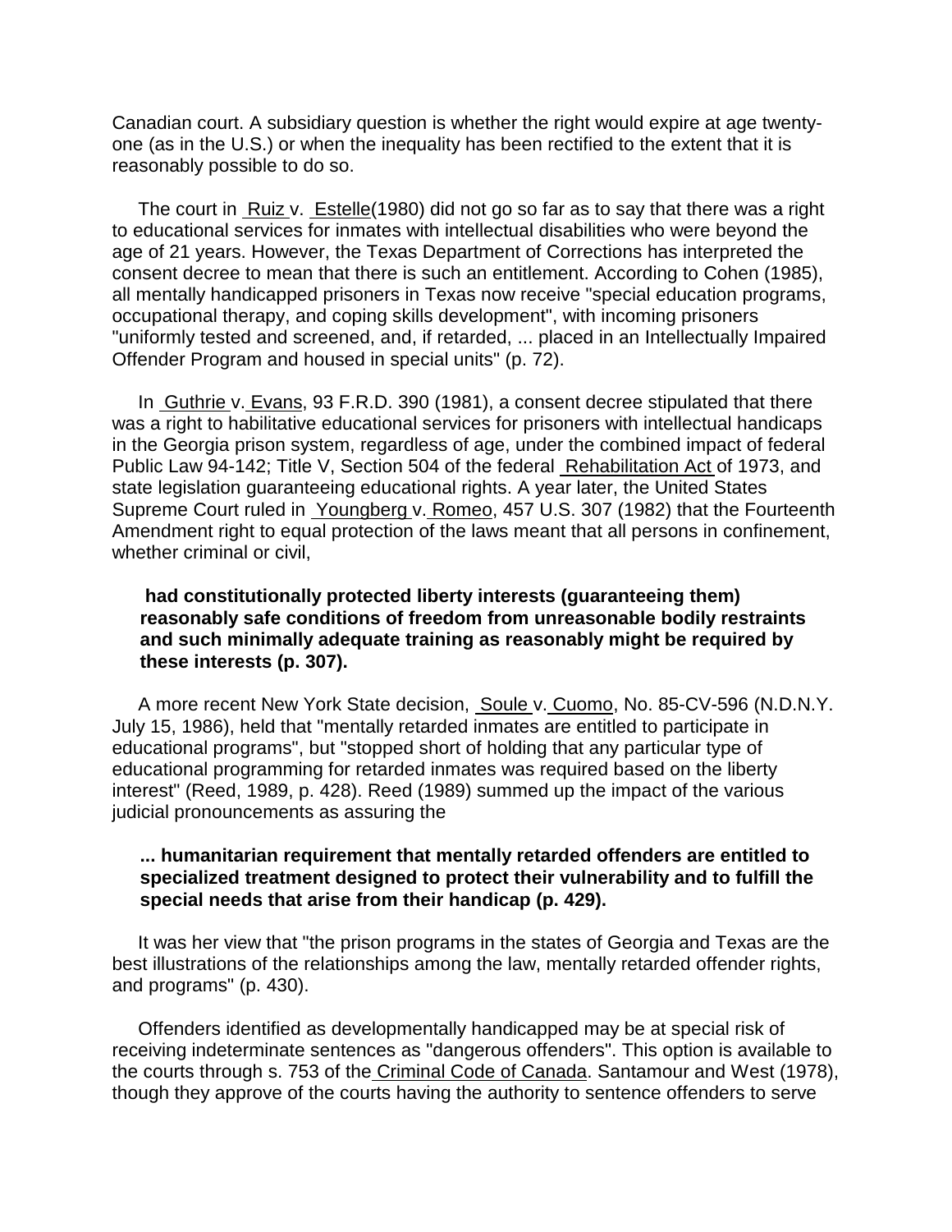Canadian court. A subsidiary question is whether the right would expire at age twenty-one (as in the U.S.) or when the inequality has been rectified to the extent that it is reasonably possible to do so.

The court in Ruiz v. Estelle(1980) did not go so far as to say that there was a right to educational services for inmates with intellectual disabilities who were beyond the age of 21 years. However, the Texas Department of Corrections has interpreted the consent decree to mean that there is such an entitlement. According to Cohen (1985), all mentally handicapped prisoners in Texas now receive "special education programs, occupational therapy, and coping skills development", with incoming prisoners "uniformly tested and screened, and, if retarded, ... placed in an Intellectually Impaired Offender Program and housed in special units" (p. 72).

In Guthrie v. Evans, 93 F.R.D. 390 (1981), a consent decree stipulated that there was a right to habilitative educational services for prisoners with intellectual handicaps in the Georgia prison system, regardless of age, under the combined impact of federal Public Law 94-142; Title V, Section 504 of the federal Rehabilitation Act of 1973, and state legislation guaranteeing educational rights. A year later, the United States Supreme Court ruled in Youngberg v. Romeo, 457 U.S. 307 (1982) that the Fourteenth Amendment right to equal protection of the laws meant that all persons in confinement, whether criminal or civil,

> **had constitutionally protected liberty interests (guaranteeing them) reasonably safe conditions of freedom from unreasonable bodily restraints and such minimally adequate training as reasonably might be required by these interests (p. 307).**

A more recent New York State decision, Soule v. Cuomo, No. 85-CV-596 (N.D.N.Y. July 15, 1986), held that "mentally retarded inmates are entitled to participate in educational programs", but "stopped short of holding that any particular type of educational programming for retarded inmates was required based on the liberty interest" (Reed, 1989, p. 428). Reed (1989) summed up the impact of the various judicial pronouncements as assuring the

> **... humanitarian requirement that mentally retarded offenders are entitled to specialized treatment designed to protect their vulnerability and to fulfill the special needs that arise from their handicap (p. 429).**

It was her view that "the prison programs in the states of Georgia and Texas are the best illustrations of the relationships among the law, mentally retarded offender rights, and programs" (p. 430).

Offenders identified as developmentally handicapped may be at special risk of receiving indeterminate sentences as "dangerous offenders". This option is available to the courts through s. 753 of the Criminal Code of Canada. Santamour and West (1978), though they approve of the courts having the authority to sentence offenders to serve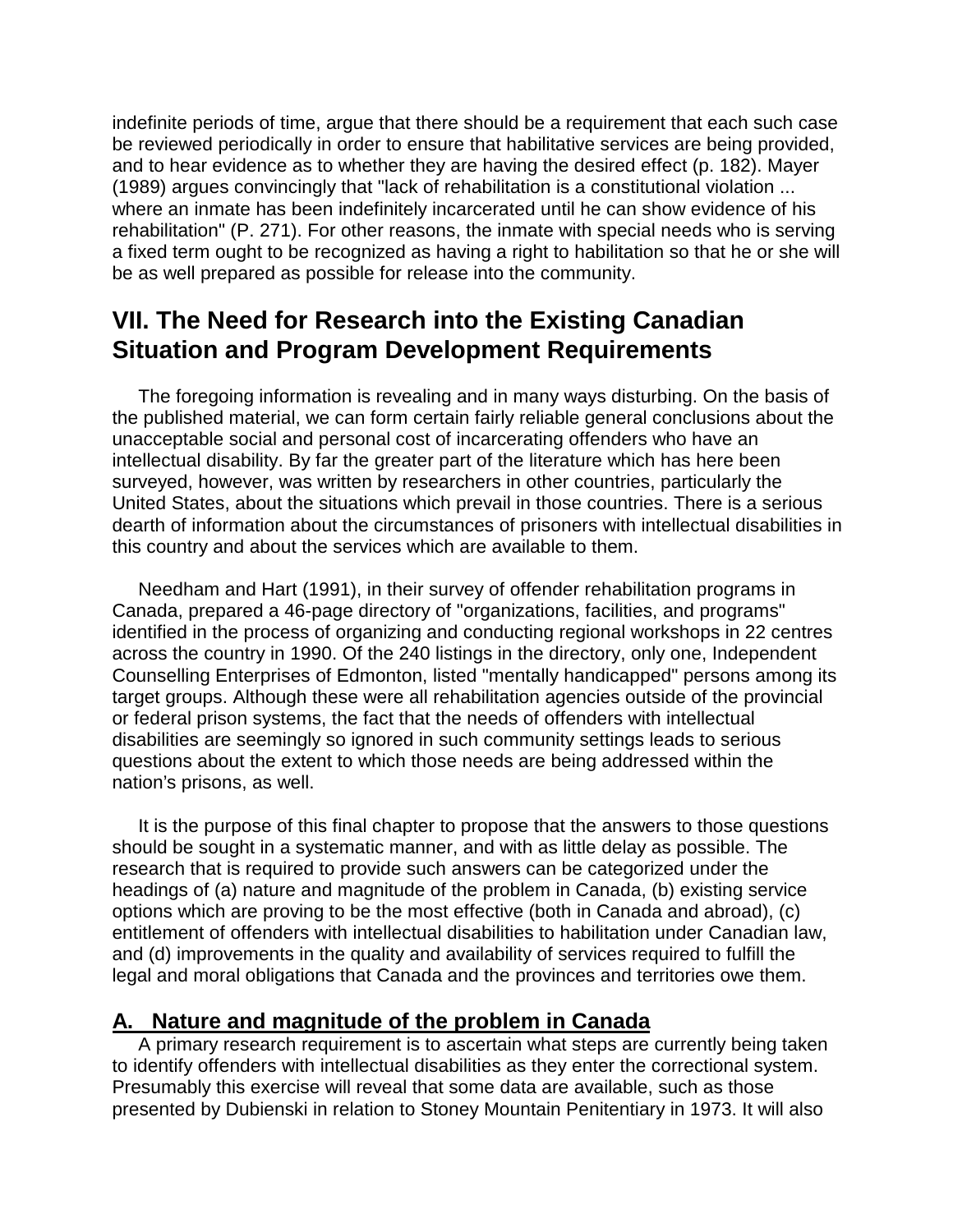indefinite periods of time, argue that there should be a requirement that each such case be reviewed periodically in order to ensure that habilitative services are being provided, and to hear evidence as to whether they are having the desired effect (p. 182). Mayer (1989) argues convincingly that "lack of rehabilitation is a constitutional violation ... where an inmate has been indefinitely incarcerated until he can show evidence of his rehabilitation" (P. 271). For other reasons, the inmate with special needs who is serving a fixed term ought to be recognized as having a right to habilitation so that he or she will be as well prepared as possible for release into the community.

## VII. The Need for Research into the Existing Canadian Situation and Program Development Requirements

The foregoing information is revealing and in many ways disturbing. On the basis of the published material, we can form certain fairly reliable general conclusions about the unacceptable social and personal cost of incarcerating offenders who have an intellectual disability. By far the greater part of the literature which has here been surveyed, however, was written by researchers in other countries, particularly the United States, about the situations which prevail in those countries. There is a serious dearth of information about the circumstances of prisoners with intellectual disabilities in this country and about the services which are available to them.

Needham and Hart (1991), in their survey of offender rehabilitation programs in Canada, prepared a 46-page directory of "organizations, facilities, and programs" identified in the process of organizing and conducting regional workshops in 22 centres across the country in 1990. Of the 240 listings in the directory, only one, Independent Counselling Enterprises of Edmonton, listed "mentally handicapped" persons among its target groups. Although these were all rehabilitation agencies outside of the provincial or federal prison systems, the fact that the needs of offenders with intellectual disabilities are seemingly so ignored in such community settings leads to serious questions about the extent to which those needs are being addressed within the nation's prisons, as well.

It is the purpose of this final chapter to propose that the answers to those questions should be sought in a systematic manner, and with as little delay as possible. The research that is required to provide such answers can be categorized under the headings of (a) nature and magnitude of the problem in Canada, (b) existing service options which are proving to be the most effective (both in Canada and abroad), (c) entitlement of offenders with intellectual disabilities to habilitation under Canadian law, and (d) improvements in the quality and availability of services required to fulfill the legal and moral obligations that Canada and the provinces and territories owe them.

### A. Nature and magnitude of the problem in Canada

A primary research requirement is to ascertain what steps are currently being taken to identify offenders with intellectual disabilities as they enter the correctional system. Presumably this exercise will reveal that some data are available, such as those presented by Dubienski in relation to Stoney Mountain Penitentiary in 1973. It will also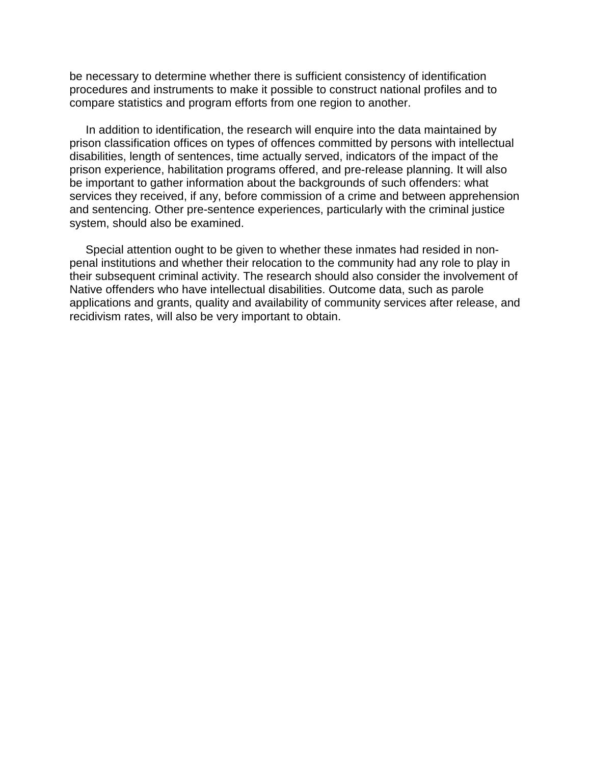be necessary to determine whether there is sufficient consistency of identification procedures and instruments to make it possible to construct national profiles and to compare statistics and program efforts from one region to another.

In addition to identification, the research will enquire into the data maintained by prison classification offices on types of offences committed by persons with intellectual disabilities, length of sentences, time actually served, indicators of the impact of the prison experience, habilitation programs offered, and pre-release planning. It will also be important to gather information about the backgrounds of such offenders: what services they received, if any, before commission of a crime and between apprehension and sentencing. Other pre-sentence experiences, particularly with the criminal justice system, should also be examined.

Special attention ought to be given to whether these inmates had resided in non-penal institutions and whether their relocation to the community had any role to play in their subsequent criminal activity. The research should also consider the involvement of Native offenders who have intellectual disabilities. Outcome data, such as parole applications and grants, quality and availability of community services after release, and recidivism rates, will also be very important to obtain.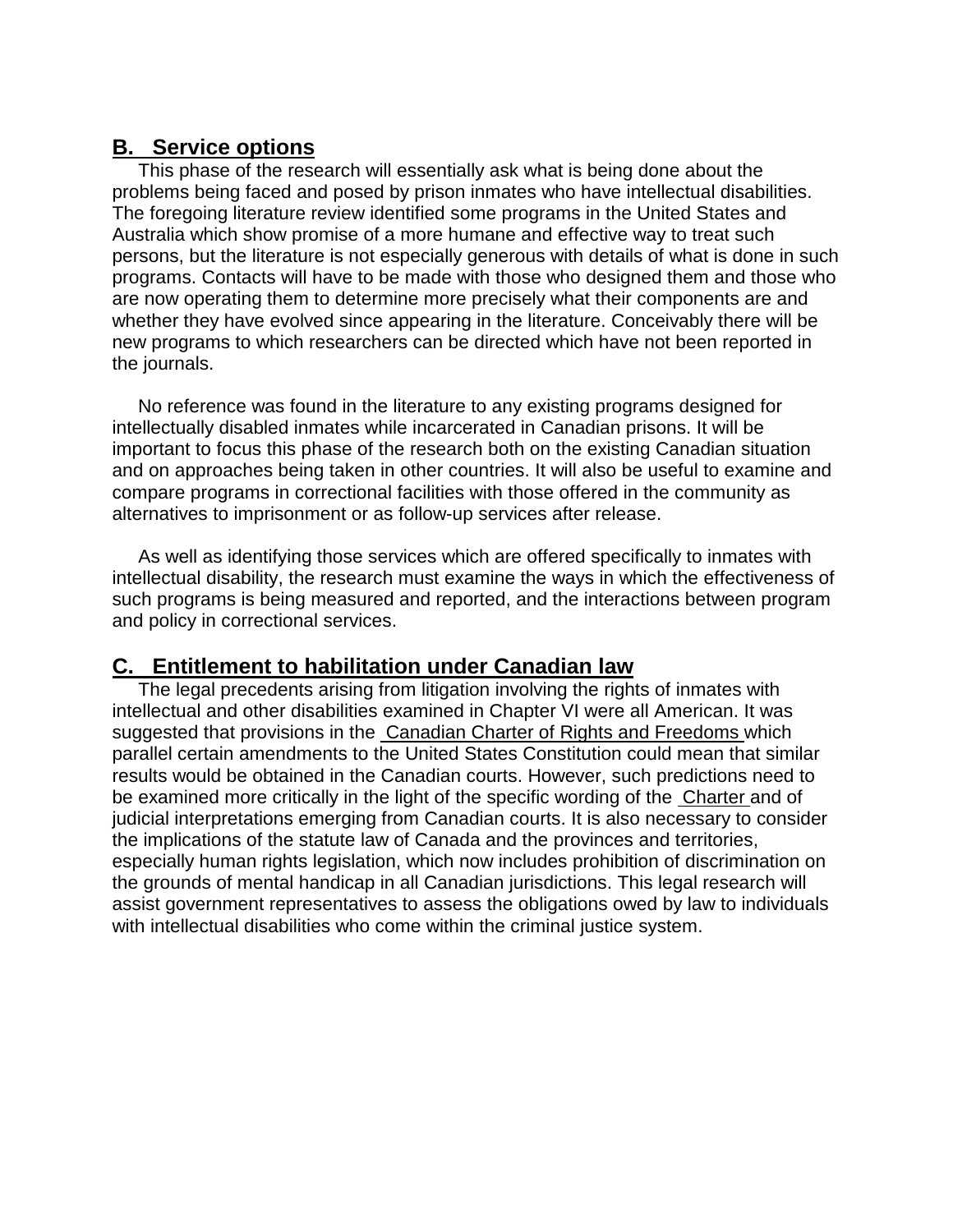## B. Service options

This phase of the research will essentially ask what is being done about the problems being faced and posed by prison inmates who have intellectual disabilities. The foregoing literature review identified some programs in the United States and Australia which show promise of a more humane and effective way to treat such persons, but the literature is not especially generous with details of what is done in such programs. Contacts will have to be made with those who designed them and those who are now operating them to determine more precisely what their components are and whether they have evolved since appearing in the literature. Conceivably there will be new programs to which researchers can be directed which have not been reported in the journals.

No reference was found in the literature to any existing programs designed for intellectually disabled inmates while incarcerated in Canadian prisons. It will be important to focus this phase of the research both on the existing Canadian situation and on approaches being taken in other countries. It will also be useful to examine and compare programs in correctional facilities with those offered in the community as alternatives to imprisonment or as follow-up services after release.

As well as identifying those services which are offered specifically to inmates with intellectual disability, the research must examine the ways in which the effectiveness of such programs is being measured and reported, and the interactions between program and policy in correctional services.

## C. Entitlement to habilitation under Canadian law

The legal precedents arising from litigation involving the rights of inmates with intellectual and other disabilities examined in Chapter VI were all American. It was suggested that provisions in the Canadian Charter of Rights and Freedoms which parallel certain amendments to the United States Constitution could mean that similar results would be obtained in the Canadian courts. However, such predictions need to be examined more critically in the light of the specific wording of the Charter and of judicial interpretations emerging from Canadian courts. It is also necessary to consider the implications of the statute law of Canada and the provinces and territories, especially human rights legislation, which now includes prohibition of discrimination on the grounds of mental handicap in all Canadian jurisdictions. This legal research will assist government representatives to assess the obligations owed by law to individuals with intellectual disabilities who come within the criminal justice system.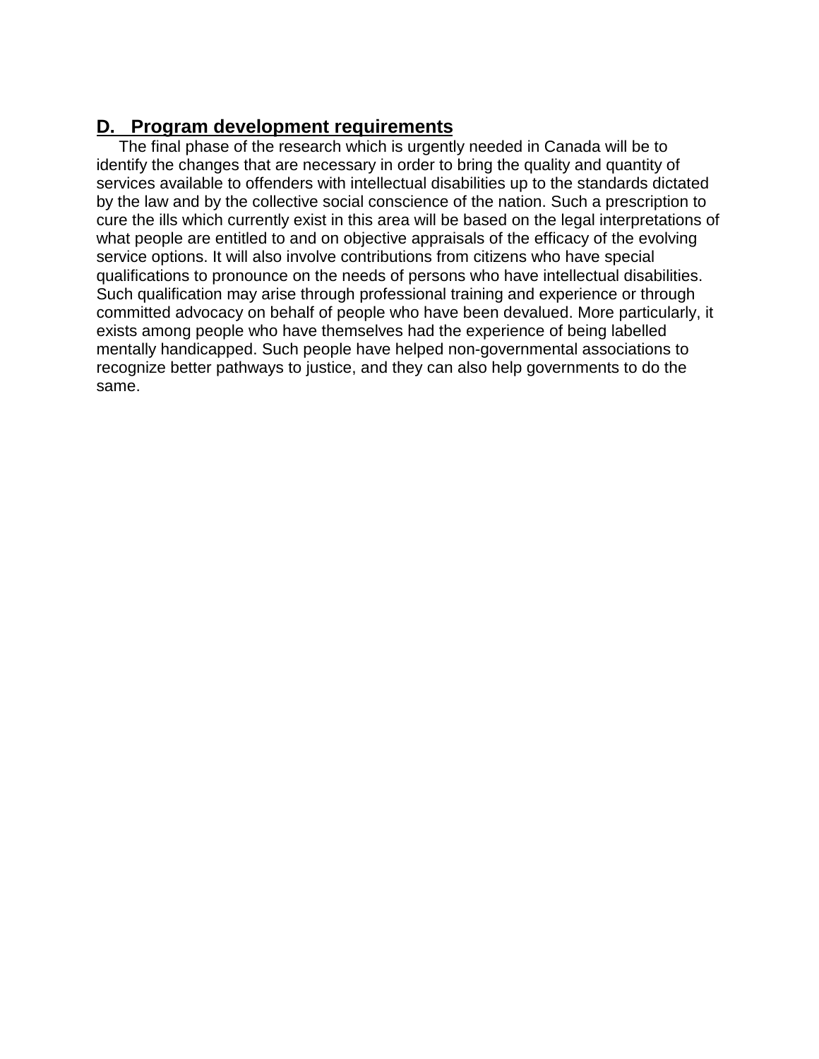## D. Program development requirements

The final phase of the research which is urgently needed in Canada will be to identify the changes that are necessary in order to bring the quality and quantity of services available to offenders with intellectual disabilities up to the standards dictated by the law and by the collective social conscience of the nation. Such a prescription to cure the ills which currently exist in this area will be based on the legal interpretations of what people are entitled to and on objective appraisals of the efficacy of the evolving service options. It will also involve contributions from citizens who have special qualifications to pronounce on the needs of persons who have intellectual disabilities. Such qualification may arise through professional training and experience or through committed advocacy on behalf of people who have been devalued. More particularly, it exists among people who have themselves had the experience of being labelled mentally handicapped. Such people have helped non-governmental associations to recognize better pathways to justice, and they can also help governments to do the same.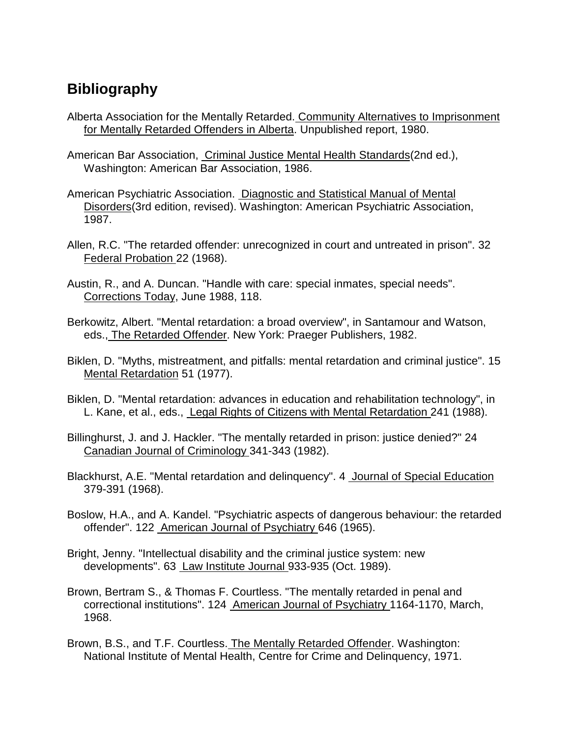## Bibliography

Alberta Association for the Mentally Retarded. Community Alternatives to Imprisonment for Mentally Retarded Offenders in Alberta. Unpublished report, 1980.

American Bar Association, Criminal Justice Mental Health Standards(2nd ed.), Washington: American Bar Association, 1986.

American Psychiatric Association. Diagnostic and Statistical Manual of Mental Disorders(3rd edition, revised). Washington: American Psychiatric Association, 1987.

Allen, R.C. "The retarded offender: unrecognized in court and untreated in prison". 32 Federal Probation 22 (1968).

Austin, R., and A. Duncan. "Handle with care: special inmates, special needs". Corrections Today, June 1988, 118.

Berkowitz, Albert. "Mental retardation: a broad overview", in Santamour and Watson, eds., The Retarded Offender. New York: Praeger Publishers, 1982.

Biklen, D. "Myths, mistreatment, and pitfalls: mental retardation and criminal justice". 15 Mental Retardation 51 (1977).

Biklen, D. "Mental retardation: advances in education and rehabilitation technology", in L. Kane, et al., eds., Legal Rights of Citizens with Mental Retardation 241 (1988).

Billinghurst, J. and J. Hackler. "The mentally retarded in prison: justice denied?" 24 Canadian Journal of Criminology 341-343 (1982).

Blackhurst, A.E. "Mental retardation and delinquency". 4 Journal of Special Education 379-391 (1968).

Boslow, H.A., and A. Kandel. "Psychiatric aspects of dangerous behaviour: the retarded offender". 122 American Journal of Psychiatry 646 (1965).

Bright, Jenny. "Intellectual disability and the criminal justice system: new developments". 63 Law Institute Journal 933-935 (Oct. 1989).

Brown, Bertram S., & Thomas F. Courtless. "The mentally retarded in penal and correctional institutions". 124 American Journal of Psychiatry 1164-1170, March, 1968.

Brown, B.S., and T.F. Courtless. The Mentally Retarded Offender. Washington: National Institute of Mental Health, Centre for Crime and Delinquency, 1971.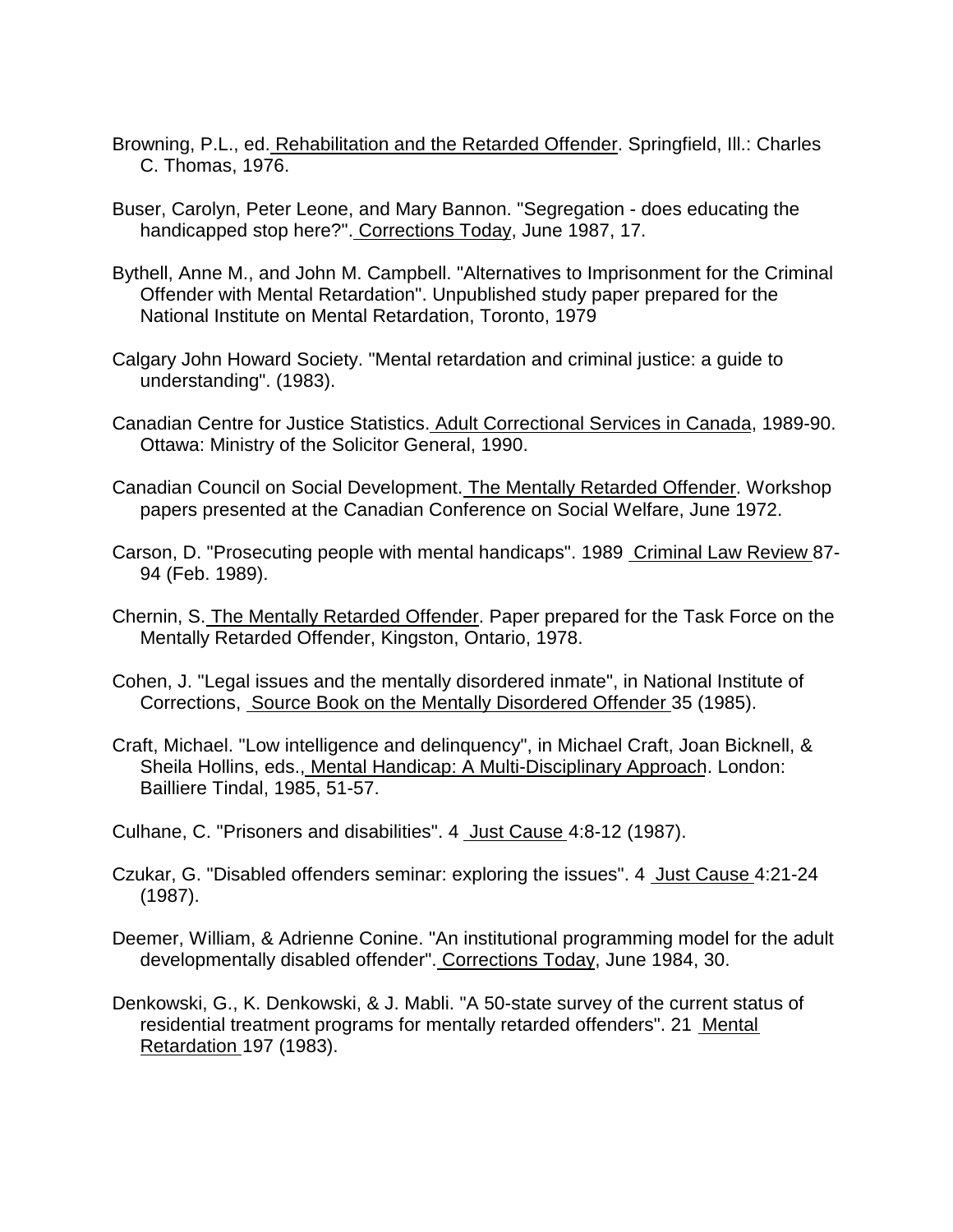Browning, P.L., ed. Rehabilitation and the Retarded Offender. Springfield, Ill.: Charles C. Thomas, 1976.

Buser, Carolyn, Peter Leone, and Mary Bannon. "Segregation - does educating the handicapped stop here?". Corrections Today, June 1987, 17.

Bythell, Anne M., and John M. Campbell. "Alternatives to Imprisonment for the Criminal Offender with Mental Retardation". Unpublished study paper prepared for the National Institute on Mental Retardation, Toronto, 1979

Calgary John Howard Society. "Mental retardation and criminal justice: a guide to understanding". (1983).

Canadian Centre for Justice Statistics. Adult Correctional Services in Canada, 1989-90. Ottawa: Ministry of the Solicitor General, 1990.

Canadian Council on Social Development. The Mentally Retarded Offender. Workshop papers presented at the Canadian Conference on Social Welfare, June 1972.

Carson, D. "Prosecuting people with mental handicaps". 1989 Criminal Law Review 87-94 (Feb. 1989).

Chernin, S. The Mentally Retarded Offender. Paper prepared for the Task Force on the Mentally Retarded Offender, Kingston, Ontario, 1978.

Cohen, J. "Legal issues and the mentally disordered inmate", in National Institute of Corrections, Source Book on the Mentally Disordered Offender 35 (1985).

Craft, Michael. "Low intelligence and delinquency", in Michael Craft, Joan Bicknell, & Sheila Hollins, eds., Mental Handicap: A Multi-Disciplinary Approach. London: Bailliere Tindal, 1985, 51-57.

Culhane, C. "Prisoners and disabilities". 4 Just Cause 4:8-12 (1987).

Czukar, G. "Disabled offenders seminar: exploring the issues". 4 Just Cause 4:21-24 (1987).

Deemer, William, & Adrienne Conine. "An institutional programming model for the adult developmentally disabled offender". Corrections Today, June 1984, 30.

Denkowski, G., K. Denkowski, & J. Mabli. "A 50-state survey of the current status of residential treatment programs for mentally retarded offenders". 21 Mental Retardation 197 (1983).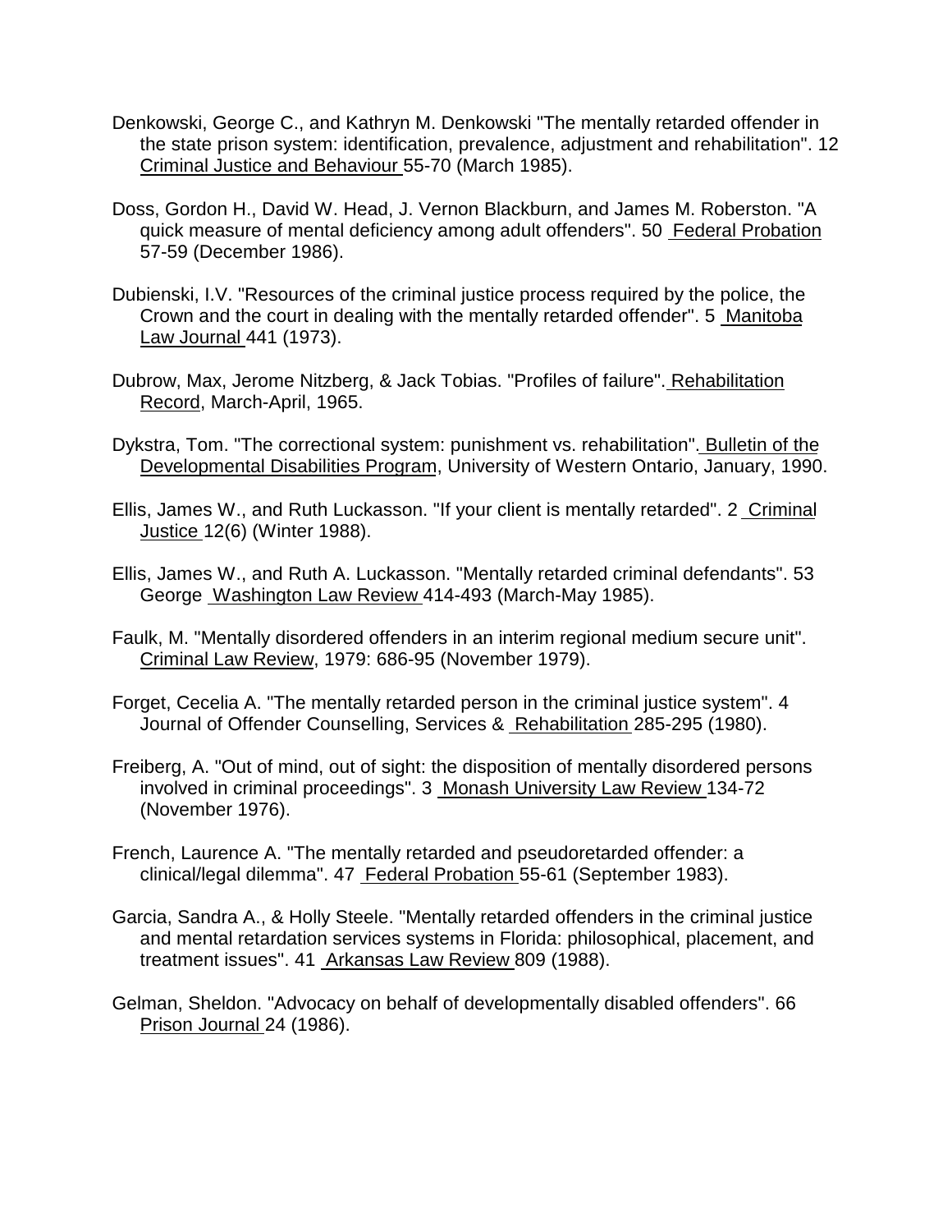Denkowski, George C., and Kathryn M. Denkowski "The mentally retarded offender in the state prison system: identification, prevalence, adjustment and rehabilitation". 12 Criminal Justice and Behaviour 55-70 (March 1985).

Doss, Gordon H., David W. Head, J. Vernon Blackburn, and James M. Roberston. "A quick measure of mental deficiency among adult offenders". 50 Federal Probation 57-59 (December 1986).

Dubienski, I.V. "Resources of the criminal justice process required by the police, the Crown and the court in dealing with the mentally retarded offender". 5 Manitoba Law Journal 441 (1973).

Dubrow, Max, Jerome Nitzberg, & Jack Tobias. "Profiles of failure". Rehabilitation Record, March-April, 1965.

Dykstra, Tom. "The correctional system: punishment vs. rehabilitation". Bulletin of the Developmental Disabilities Program, University of Western Ontario, January, 1990.

Ellis, James W., and Ruth Luckasson. "If your client is mentally retarded". 2 Criminal Justice 12(6) (Winter 1988).

Ellis, James W., and Ruth A. Luckasson. "Mentally retarded criminal defendants". 53 George Washington Law Review 414-493 (March-May 1985).

Faulk, M. "Mentally disordered offenders in an interim regional medium secure unit". Criminal Law Review, 1979: 686-95 (November 1979).

Forget, Cecelia A. "The mentally retarded person in the criminal justice system". 4 Journal of Offender Counselling, Services & Rehabilitation 285-295 (1980).

Freiberg, A. "Out of mind, out of sight: the disposition of mentally disordered persons involved in criminal proceedings". 3 Monash University Law Review 134-72 (November 1976).

French, Laurence A. "The mentally retarded and pseudoretarded offender: a clinical/legal dilemma". 47 Federal Probation 55-61 (September 1983).

Garcia, Sandra A., & Holly Steele. "Mentally retarded offenders in the criminal justice and mental retardation services systems in Florida: philosophical, placement, and treatment issues". 41 Arkansas Law Review 809 (1988).

Gelman, Sheldon. "Advocacy on behalf of developmentally disabled offenders". 66 Prison Journal 24 (1986).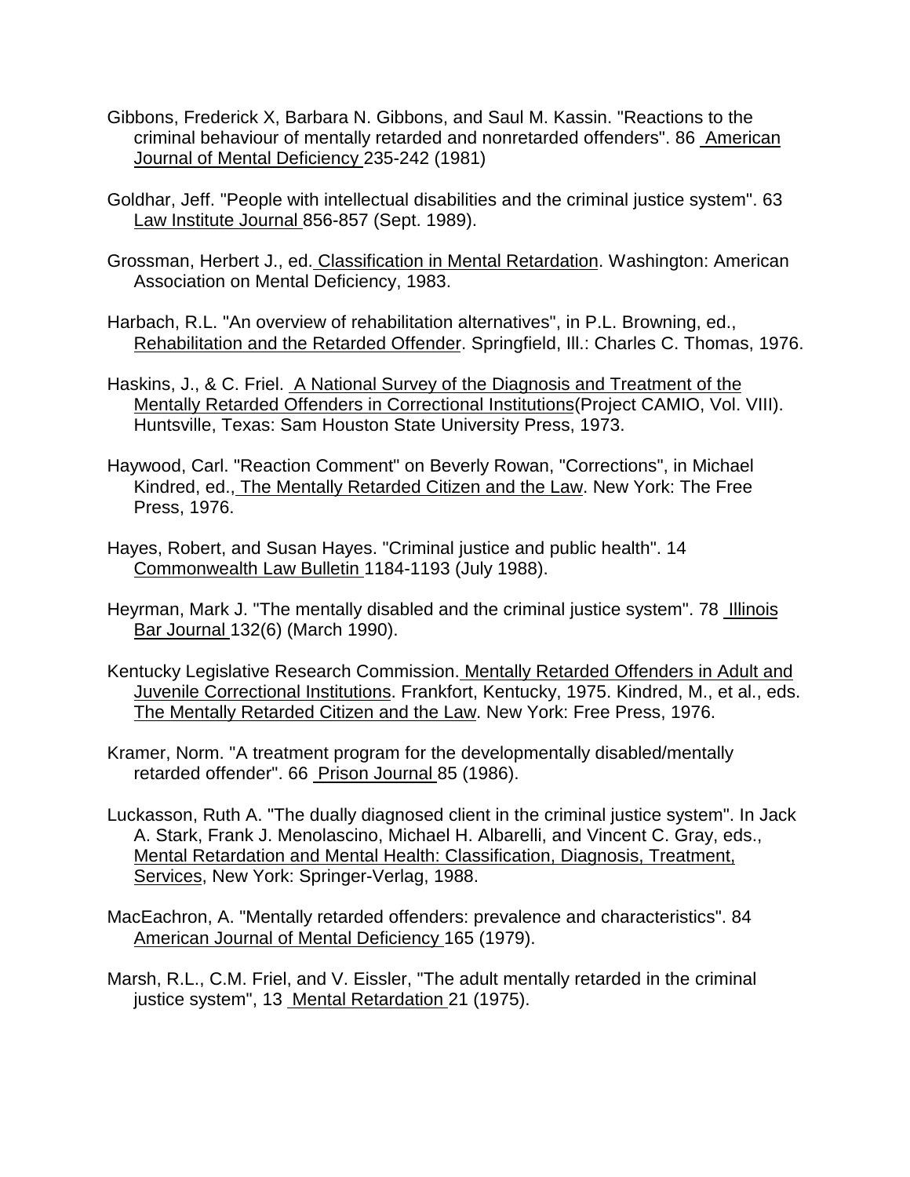Gibbons, Frederick X, Barbara N. Gibbons, and Saul M. Kassin. "Reactions to the criminal behaviour of mentally retarded and nonretarded offenders". 86 American Journal of Mental Deficiency 235-242 (1981)

Goldhar, Jeff. "People with intellectual disabilities and the criminal justice system". 63 Law Institute Journal 856-857 (Sept. 1989).

Grossman, Herbert J., ed. Classification in Mental Retardation. Washington: American Association on Mental Deficiency, 1983.

Harbach, R.L. "An overview of rehabilitation alternatives", in P.L. Browning, ed., Rehabilitation and the Retarded Offender. Springfield, Ill.: Charles C. Thomas, 1976.

Haskins, J., & C. Friel. A National Survey of the Diagnosis and Treatment of the Mentally Retarded Offenders in Correctional Institutions(Project CAMIO, Vol. VIII). Huntsville, Texas: Sam Houston State University Press, 1973.

Haywood, Carl. "Reaction Comment" on Beverly Rowan, "Corrections", in Michael Kindred, ed., The Mentally Retarded Citizen and the Law. New York: The Free Press, 1976.

Hayes, Robert, and Susan Hayes. "Criminal justice and public health". 14 Commonwealth Law Bulletin 1184-1193 (July 1988).

Heyrman, Mark J. "The mentally disabled and the criminal justice system". 78 Illinois Bar Journal 132(6) (March 1990).

Kentucky Legislative Research Commission. Mentally Retarded Offenders in Adult and Juvenile Correctional Institutions. Frankfort, Kentucky, 1975. Kindred, M., et al., eds. The Mentally Retarded Citizen and the Law. New York: Free Press, 1976.

Kramer, Norm. "A treatment program for the developmentally disabled/mentally retarded offender". 66 Prison Journal 85 (1986).

Luckasson, Ruth A. "The dually diagnosed client in the criminal justice system". In Jack A. Stark, Frank J. Menolascino, Michael H. Albarelli, and Vincent C. Gray, eds., Mental Retardation and Mental Health: Classification, Diagnosis, Treatment, Services, New York: Springer-Verlag, 1988.

MacEachron, A. "Mentally retarded offenders: prevalence and characteristics". 84 American Journal of Mental Deficiency 165 (1979).

Marsh, R.L., C.M. Friel, and V. Eissler, "The adult mentally retarded in the criminal justice system", 13 Mental Retardation 21 (1975).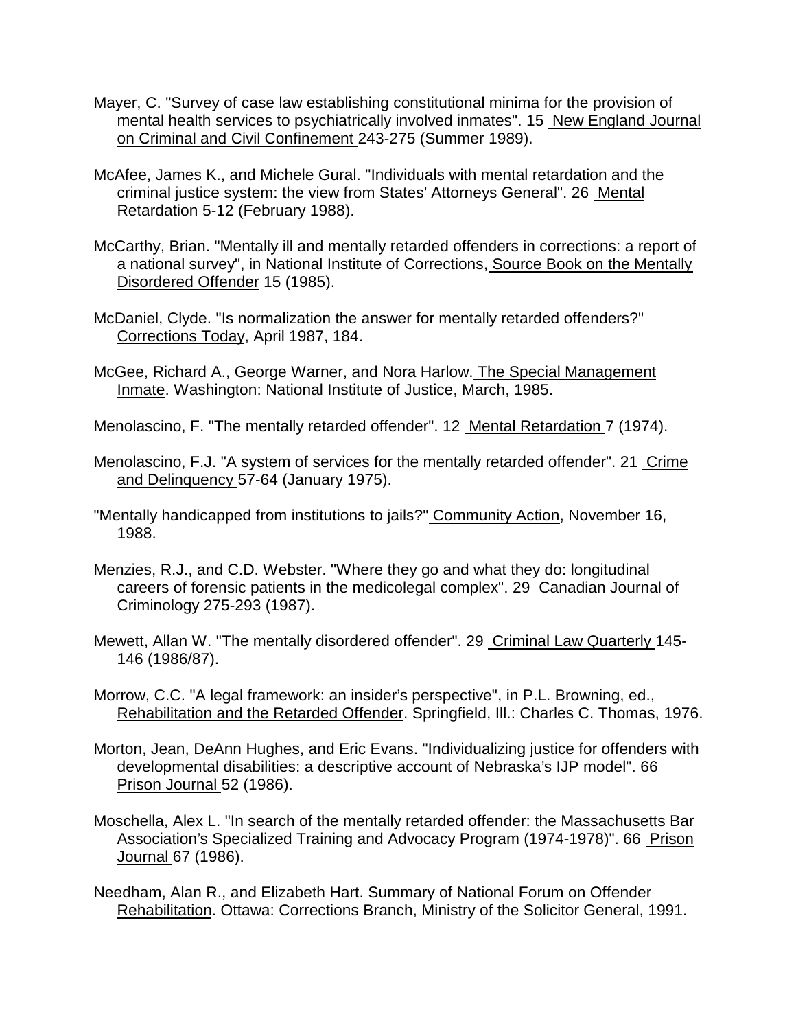Mayer, C. "Survey of case law establishing constitutional minima for the provision of mental health services to psychiatrically involved inmates". 15 New England Journal on Criminal and Civil Confinement 243-275 (Summer 1989).

McAfee, James K., and Michele Gural. "Individuals with mental retardation and the criminal justice system: the view from States' Attorneys General". 26 Mental Retardation 5-12 (February 1988).

McCarthy, Brian. "Mentally ill and mentally retarded offenders in corrections: a report of a national survey", in National Institute of Corrections, Source Book on the Mentally Disordered Offender 15 (1985).

McDaniel, Clyde. "Is normalization the answer for mentally retarded offenders?" Corrections Today, April 1987, 184.

McGee, Richard A., George Warner, and Nora Harlow. The Special Management Inmate. Washington: National Institute of Justice, March, 1985.

Menolascino, F. "The mentally retarded offender". 12 Mental Retardation 7 (1974).

Menolascino, F.J. "A system of services for the mentally retarded offender". 21 Crime and Delinquency 57-64 (January 1975).

"Mentally handicapped from institutions to jails?" Community Action, November 16, 1988.

Menzies, R.J., and C.D. Webster. "Where they go and what they do: longitudinal careers of forensic patients in the medicolegal complex". 29 Canadian Journal of Criminology 275-293 (1987).

Mewett, Allan W. "The mentally disordered offender". 29 Criminal Law Quarterly 145-146 (1986/87).

Morrow, C.C. "A legal framework: an insider's perspective", in P.L. Browning, ed., Rehabilitation and the Retarded Offender. Springfield, Ill.: Charles C. Thomas, 1976.

Morton, Jean, DeAnn Hughes, and Eric Evans. "Individualizing justice for offenders with developmental disabilities: a descriptive account of Nebraska's IJP model". 66 Prison Journal 52 (1986).

Moschella, Alex L. "In search of the mentally retarded offender: the Massachusetts Bar Association's Specialized Training and Advocacy Program (1974-1978)". 66 Prison Journal 67 (1986).

Needham, Alan R., and Elizabeth Hart. Summary of National Forum on Offender Rehabilitation. Ottawa: Corrections Branch, Ministry of the Solicitor General, 1991.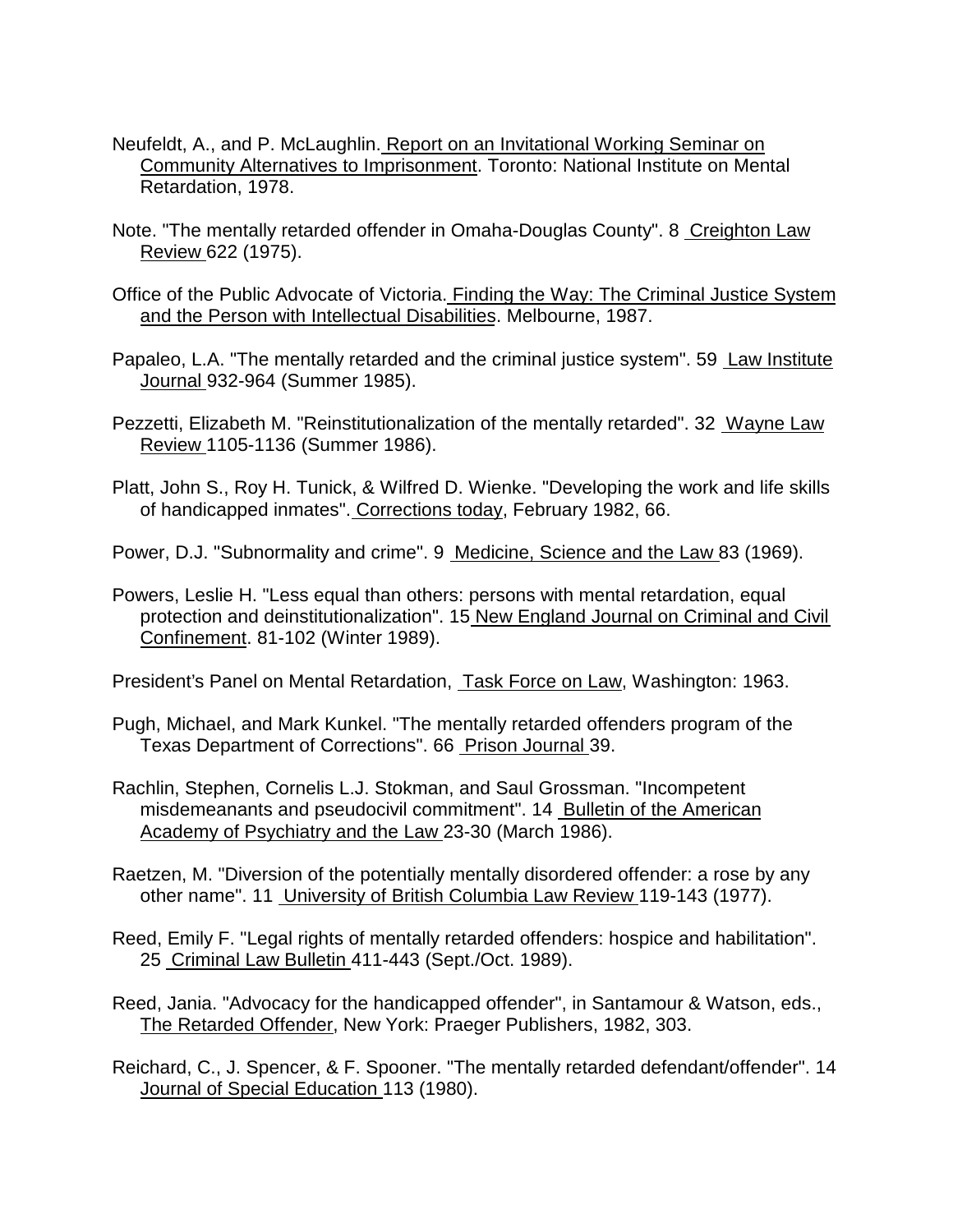Neufeldt, A., and P. McLaughlin. Report on an Invitational Working Seminar on Community Alternatives to Imprisonment. Toronto: National Institute on Mental Retardation, 1978.

Note. "The mentally retarded offender in Omaha-Douglas County". 8 Creighton Law Review 622 (1975).

Office of the Public Advocate of Victoria. Finding the Way: The Criminal Justice System and the Person with Intellectual Disabilities. Melbourne, 1987.

Papaleo, L.A. "The mentally retarded and the criminal justice system". 59 Law Institute Journal 932-964 (Summer 1985).

Pezzetti, Elizabeth M. "Reinstitutionalization of the mentally retarded". 32 Wayne Law Review 1105-1136 (Summer 1986).

Platt, John S., Roy H. Tunick, & Wilfred D. Wienke. "Developing the work and life skills of handicapped inmates". Corrections today, February 1982, 66.

Power, D.J. "Subnormality and crime". 9 Medicine, Science and the Law 83 (1969).

Powers, Leslie H. "Less equal than others: persons with mental retardation, equal protection and deinstitutionalization". 15 New England Journal on Criminal and Civil Confinement. 81-102 (Winter 1989).

President's Panel on Mental Retardation, Task Force on Law, Washington: 1963.

Pugh, Michael, and Mark Kunkel. "The mentally retarded offenders program of the Texas Department of Corrections". 66 Prison Journal 39.

Rachlin, Stephen, Cornelis L.J. Stokman, and Saul Grossman. "Incompetent misdemeanants and pseudocivil commitment". 14 Bulletin of the American Academy of Psychiatry and the Law 23-30 (March 1986).

Raetzen, M. "Diversion of the potentially mentally disordered offender: a rose by any other name". 11 University of British Columbia Law Review 119-143 (1977).

Reed, Emily F. "Legal rights of mentally retarded offenders: hospice and habilitation". 25 Criminal Law Bulletin 411-443 (Sept./Oct. 1989).

Reed, Jania. "Advocacy for the handicapped offender", in Santamour & Watson, eds., The Retarded Offender, New York: Praeger Publishers, 1982, 303.

Reichard, C., J. Spencer, & F. Spooner. "The mentally retarded defendant/offender". 14 Journal of Special Education 113 (1980).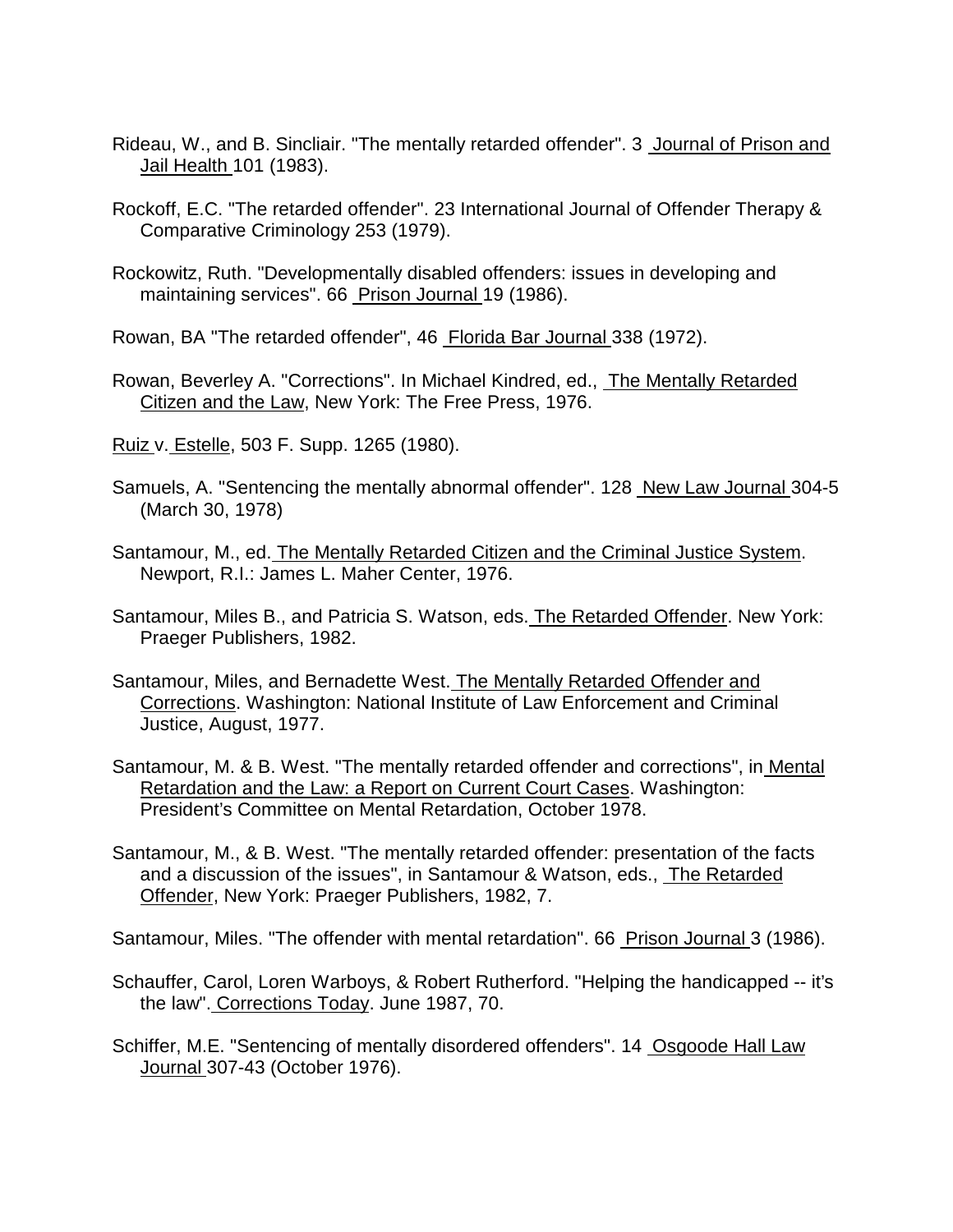Rideau, W., and B. Sincliair. "The mentally retarded offender". 3 Journal of Prison and Jail Health 101 (1983).

Rockoff, E.C. "The retarded offender". 23 International Journal of Offender Therapy & Comparative Criminology 253 (1979).

Rockowitz, Ruth. "Developmentally disabled offenders: issues in developing and maintaining services". 66 Prison Journal 19 (1986).

Rowan, BA "The retarded offender", 46 Florida Bar Journal 338 (1972).

Rowan, Beverley A. "Corrections". In Michael Kindred, ed., The Mentally Retarded Citizen and the Law, New York: The Free Press, 1976.

Ruiz v. Estelle, 503 F. Supp. 1265 (1980).

Samuels, A. "Sentencing the mentally abnormal offender". 128 New Law Journal 304-5 (March 30, 1978)

Santamour, M., ed. The Mentally Retarded Citizen and the Criminal Justice System. Newport, R.I.: James L. Maher Center, 1976.

Santamour, Miles B., and Patricia S. Watson, eds. The Retarded Offender. New York: Praeger Publishers, 1982.

Santamour, Miles, and Bernadette West. The Mentally Retarded Offender and Corrections. Washington: National Institute of Law Enforcement and Criminal Justice, August, 1977.

Santamour, M. & B. West. "The mentally retarded offender and corrections", in Mental Retardation and the Law: a Report on Current Court Cases. Washington: President's Committee on Mental Retardation, October 1978.

Santamour, M., & B. West. "The mentally retarded offender: presentation of the facts and a discussion of the issues", in Santamour & Watson, eds., The Retarded Offender, New York: Praeger Publishers, 1982, 7.

Santamour, Miles. "The offender with mental retardation". 66 Prison Journal 3 (1986).

Schauffer, Carol, Loren Warboys, & Robert Rutherford. "Helping the handicapped -- it's the law". Corrections Today. June 1987, 70.

Schiffer, M.E. "Sentencing of mentally disordered offenders". 14 Osgoode Hall Law Journal 307-43 (October 1976).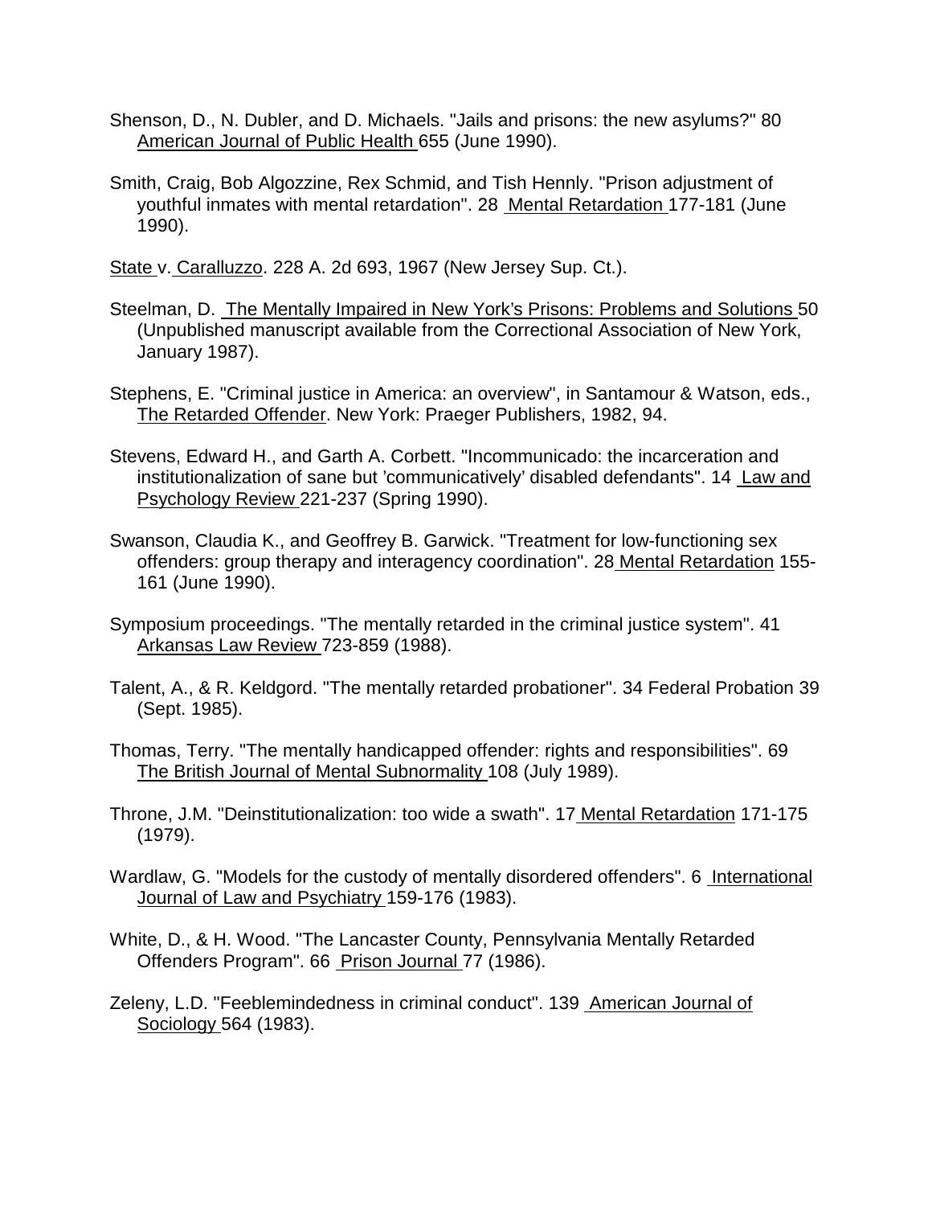Shenson, D., N. Dubler, and D. Michaels. "Jails and prisons: the new asylums?" 80 American Journal of Public Health 655 (June 1990).

Smith, Craig, Bob Algozzine, Rex Schmid, and Tish Hennly. "Prison adjustment of youthful inmates with mental retardation". 28 Mental Retardation 177-181 (June 1990).

State v. Caralluzzo. 228 A. 2d 693, 1967 (New Jersey Sup. Ct.).

Steelman, D. The Mentally Impaired in New York's Prisons: Problems and Solutions 50 (Unpublished manuscript available from the Correctional Association of New York, January 1987).

Stephens, E. "Criminal justice in America: an overview", in Santamour & Watson, eds., The Retarded Offender. New York: Praeger Publishers, 1982, 94.

Stevens, Edward H., and Garth A. Corbett. "Incommunicado: the incarceration and institutionalization of sane but 'communicatively' disabled defendants". 14 Law and Psychology Review 221-237 (Spring 1990).

Swanson, Claudia K., and Geoffrey B. Garwick. "Treatment for low-functioning sex offenders: group therapy and interagency coordination". 28 Mental Retardation 155-161 (June 1990).

Symposium proceedings. "The mentally retarded in the criminal justice system". 41 Arkansas Law Review 723-859 (1988).

Talent, A., & R. Keldgord. "The mentally retarded probationer". 34 Federal Probation 39 (Sept. 1985).

Thomas, Terry. "The mentally handicapped offender: rights and responsibilities". 69 The British Journal of Mental Subnormality 108 (July 1989).

Throne, J.M. "Deinstitutionalization: too wide a swath". 17 Mental Retardation 171-175 (1979).

Wardlaw, G. "Models for the custody of mentally disordered offenders". 6 International Journal of Law and Psychiatry 159-176 (1983).

White, D., & H. Wood. "The Lancaster County, Pennsylvania Mentally Retarded Offenders Program". 66 Prison Journal 77 (1986).

Zeleny, L.D. "Feeblemindedness in criminal conduct". 139 American Journal of Sociology 564 (1983).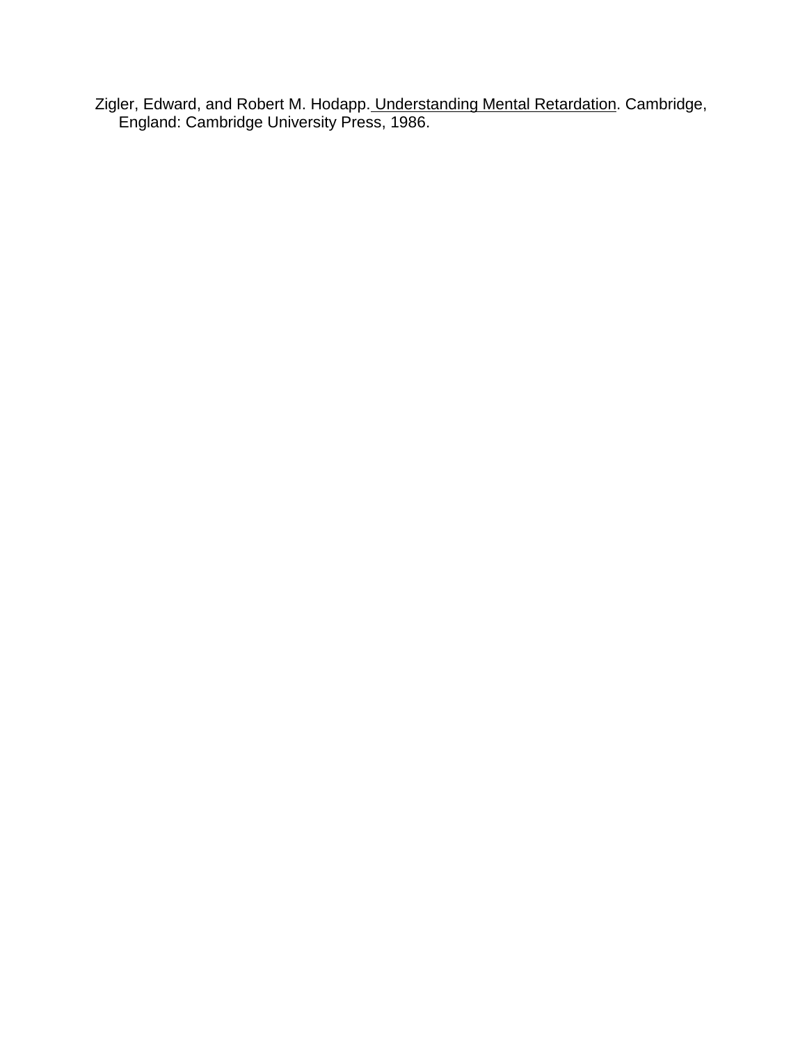Zigler, Edward, and Robert M. Hodapp. <u>Understanding Mental Retardation</u>. Cambridge, England: Cambridge University Press, 1986.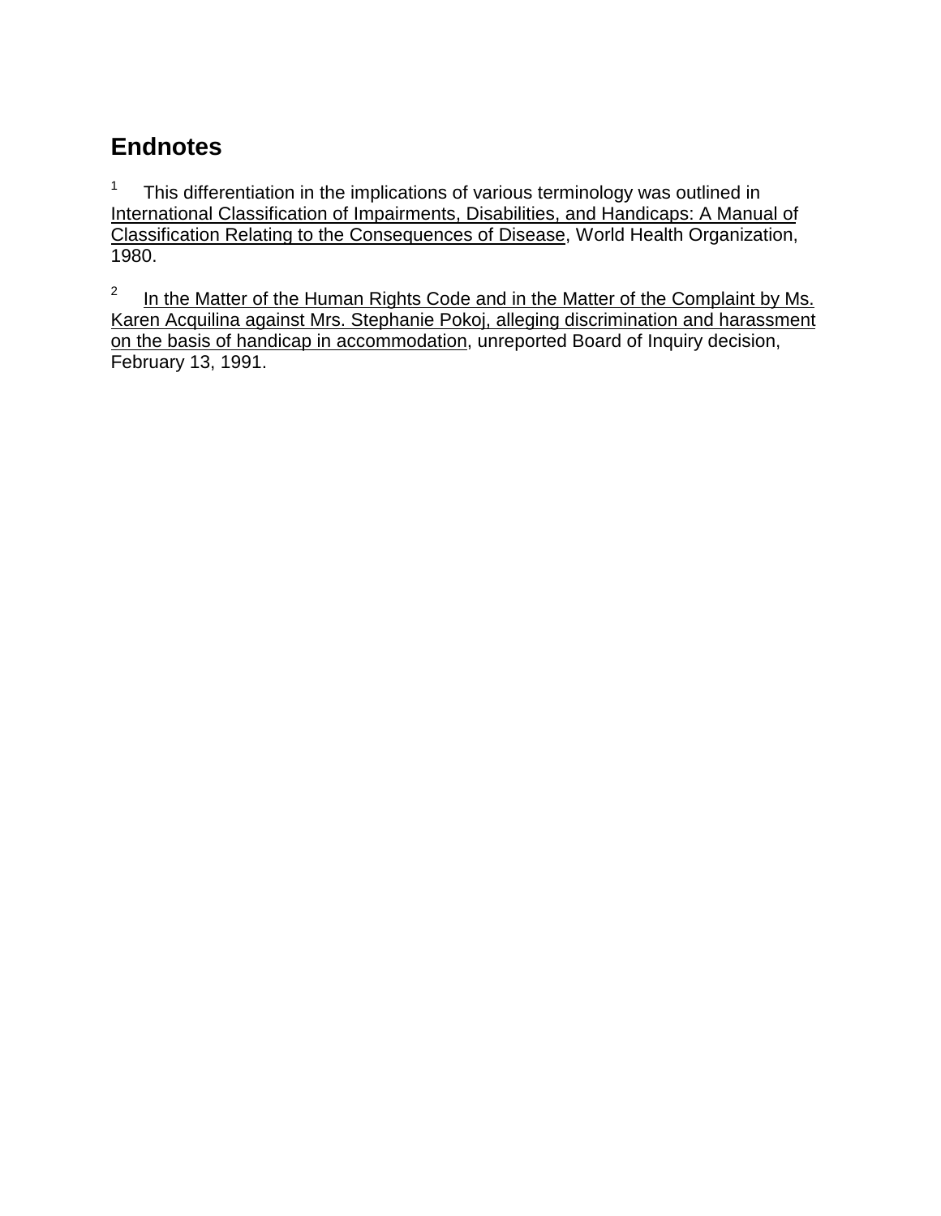## Endnotes

[1] This differentiation in the implications of various terminology was outlined in <u>International Classification of Impairments, Disabilities, and Handicaps: A Manual of Classification Relating to the Consequences of Disease</u>, World Health Organization, 1980.

[2] <u>In the Matter of the Human Rights Code and in the Matter of the Complaint by Ms. Karen Acquilina against Mrs. Stephanie Pokoj, alleging discrimination and harassment on the basis of handicap in accommodation</u>, unreported Board of Inquiry decision, February 13, 1991.